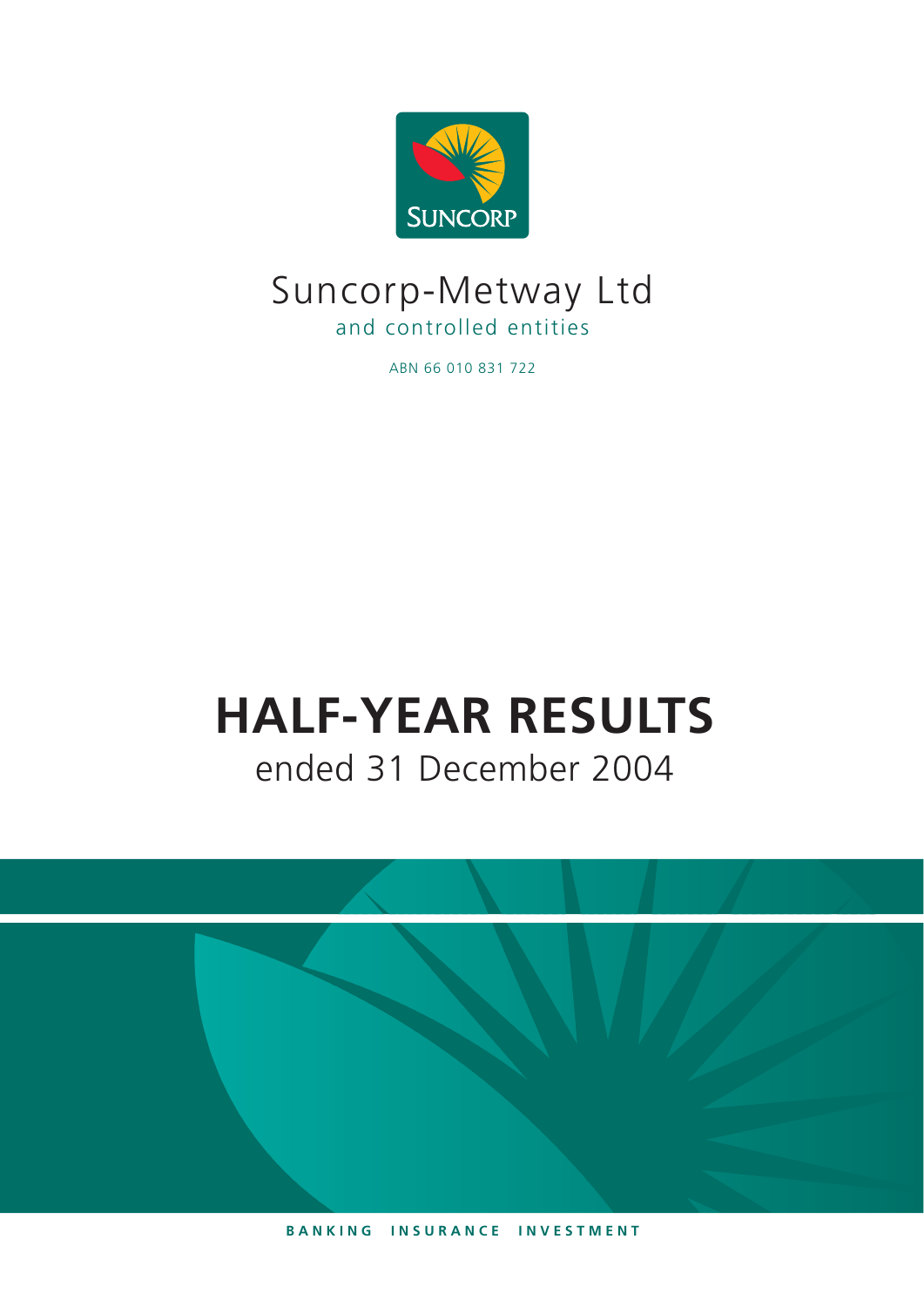SUNCORP

# Suncorp-Metway Ltd

and controlled entities

ABN 66 010 831 722

# HALF-YEAR RESULTS

## ended 31 December 2004

BANKING INSURANCE INVESTMENT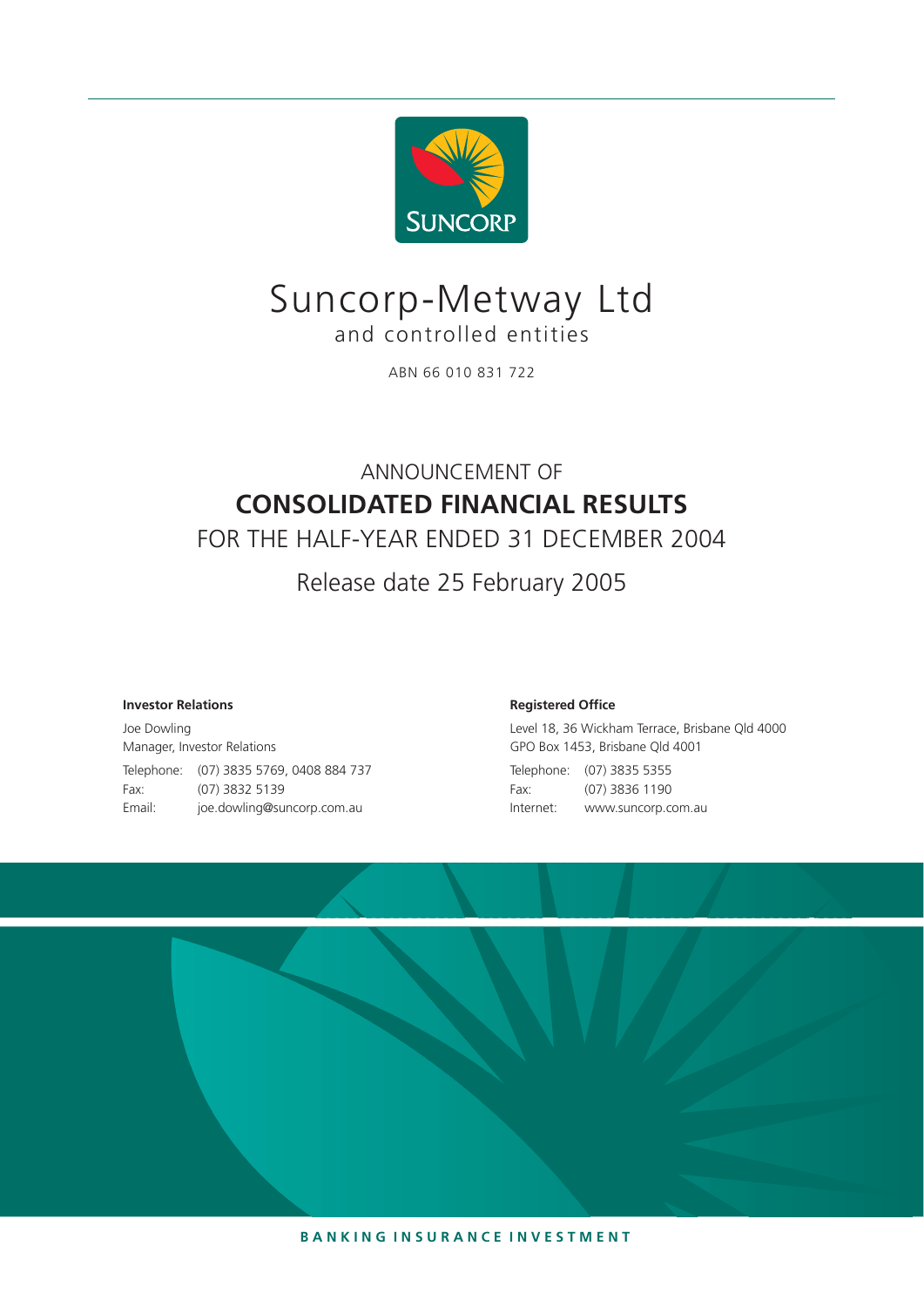SUNCORP

# Suncorp-Metway Ltd

and controlled entities

ABN 66 010 831 722

ANNOUNCEMENT OF

## CONSOLIDATED FINANCIAL RESULTS

FOR THE HALF-YEAR ENDED 31 DECEMBER 2004

Release date 25 February 2005

**Investor Relations**

Joe Dowling
Manager, Investor Relations

Telephone: (07) 3835 5769, 0408 884 737
Fax: (07) 3832 5139
Email: joe.dowling@suncorp.com.au

**Registered Office**

Level 18, 36 Wickham Terrace, Brisbane Qld 4000
GPO Box 1453, Brisbane Qld 4001

Telephone: (07) 3835 5355
Fax: (07) 3836 1190
Internet: www.suncorp.com.au

BANKING INSURANCE INVESTMENT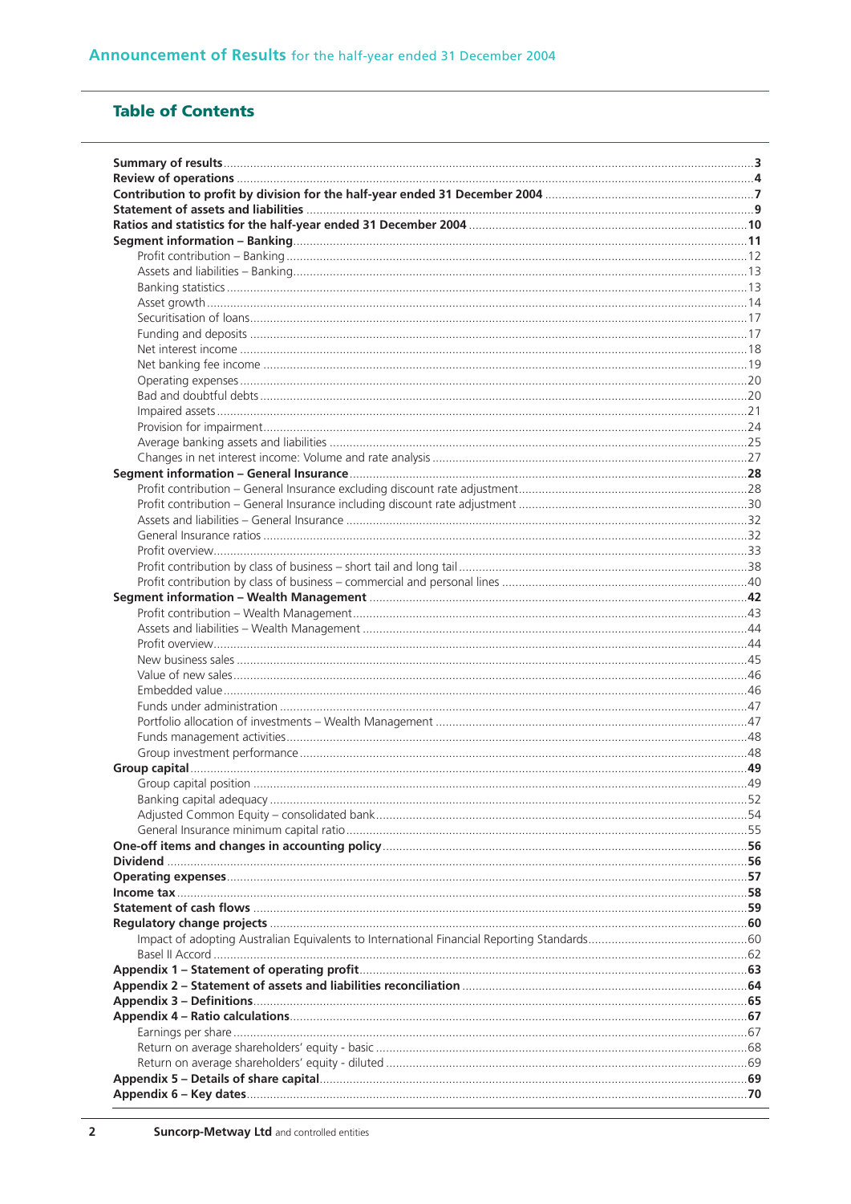## Table of Contents

| | |
|---|---|
| **Summary of results** | **3** |
| **Review of operations** | **4** |
| **Contribution to profit by division for the half-year ended 31 December 2004** | **7** |
| **Statement of assets and liabilities** | **9** |
| **Ratios and statistics for the half-year ended 31 December 2004** | **10** |
| **Segment information – Banking** | **11** |
| Profit contribution – Banking | 12 |
| Assets and liabilities – Banking | 13 |
| Banking statistics | 13 |
| Asset growth | 14 |
| Securitisation of loans | 17 |
| Funding and deposits | 17 |
| Net interest income | 18 |
| Net banking fee income | 19 |
| Operating expenses | 20 |
| Bad and doubtful debts | 20 |
| Impaired assets | 21 |
| Provision for impairment | 24 |
| Average banking assets and liabilities | 25 |
| Changes in net interest income: Volume and rate analysis | 27 |
| **Segment information – General Insurance** | **28** |
| Profit contribution – General Insurance excluding discount rate adjustment | 28 |
| Profit contribution – General Insurance including discount rate adjustment | 30 |
| Assets and liabilities – General Insurance | 32 |
| General Insurance ratios | 32 |
| Profit overview | 33 |
| Profit contribution by class of business – short tail and long tail | 38 |
| Profit contribution by class of business – commercial and personal lines | 40 |
| **Segment information – Wealth Management** | **42** |
| Profit contribution – Wealth Management | 43 |
| Assets and liabilities – Wealth Management | 44 |
| Profit overview | 44 |
| New business sales | 45 |
| Value of new sales | 46 |
| Embedded value | 46 |
| Funds under administration | 47 |
| Portfolio allocation of investments – Wealth Management | 47 |
| Funds management activities | 48 |
| Group investment performance | 48 |
| **Group capital** | **49** |
| Group capital position | 49 |
| Banking capital adequacy | 52 |
| Adjusted Common Equity – consolidated bank | 54 |
| General Insurance minimum capital ratio | 55 |
| **One-off items and changes in accounting policy** | **56** |
| **Dividend** | **56** |
| **Operating expenses** | **57** |
| **Income tax** | **58** |
| **Statement of cash flows** | **59** |
| **Regulatory change projects** | **60** |
| Impact of adopting Australian Equivalents to International Financial Reporting Standards | 60 |
| Basel II Accord | 62 |
| **Appendix 1 – Statement of operating profit** | **63** |
| **Appendix 2 – Statement of assets and liabilities reconciliation** | **64** |
| **Appendix 3 – Definitions** | **65** |
| **Appendix 4 – Ratio calculations** | **67** |
| Earnings per share | 67 |
| Return on average shareholders' equity - basic | 68 |
| Return on average shareholders' equity - diluted | 69 |
| **Appendix 5 – Details of share capital** | **69** |
| **Appendix 6 – Key dates** | **70** |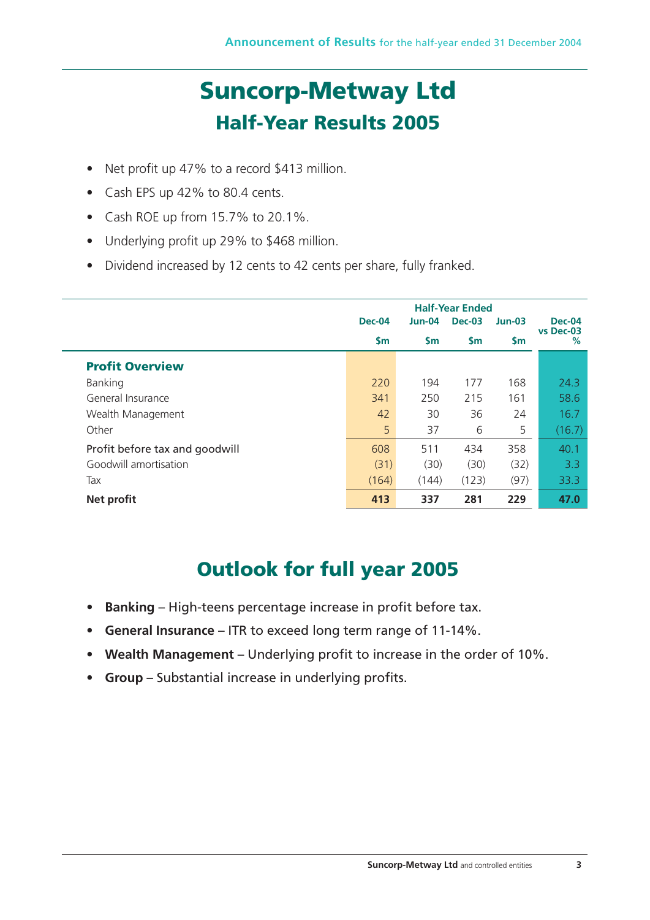# Suncorp-Metway Ltd

## Half-Year Results 2005

- Net profit up 47% to a record $413 million.
- Cash EPS up 42% to 80.4 cents.
- Cash ROE up from 15.7% to 20.1%.
- Underlying profit up 29% to $468 million.
- Dividend increased by 12 cents to 42 cents per share, fully franked.

| | Half-Year Ended | | | | |
|---|---|---|---|---|---|
| | Dec-04 | Jun-04 | Dec-03 | Jun-03 | Dec-04 vs Dec-03 |
| | $m | $m | $m | $m | % |
| **Profit Overview** | | | | | |
| Banking | 220 | 194 | 177 | 168 | 24.3 |
| General Insurance | 341 | 250 | 215 | 161 | 58.6 |
| Wealth Management | 42 | 30 | 36 | 24 | 16.7 |
| Other | 5 | 37 | 6 | 5 | (16.7) |
| Profit before tax and goodwill | 608 | 511 | 434 | 358 | 40.1 |
| Goodwill amortisation | (31) | (30) | (30) | (32) | 3.3 |
| Tax | (164) | (144) | (123) | (97) | 33.3 |
| **Net profit** | **413** | **337** | **281** | **229** | **47.0** |

## Outlook for full year 2005

- **Banking** – High-teens percentage increase in profit before tax.
- **General Insurance** – ITR to exceed long term range of 11-14%.
- **Wealth Management** – Underlying profit to increase in the order of 10%.
- **Group** – Substantial increase in underlying profits.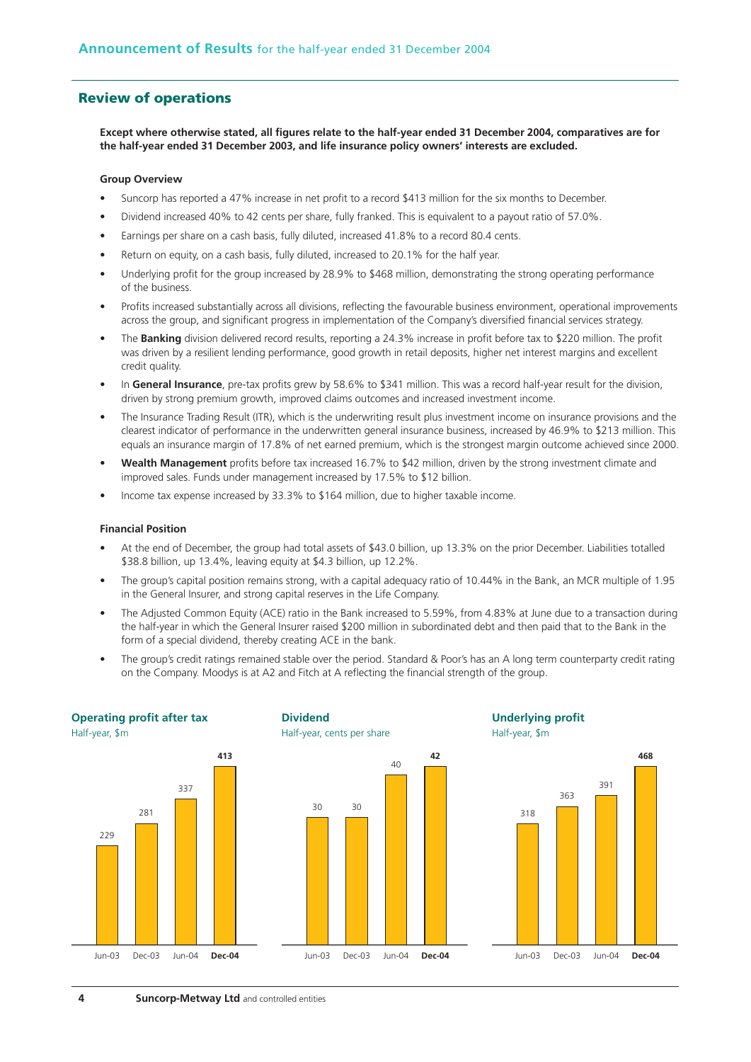## Review of operations

**Except where otherwise stated, all figures relate to the half-year ended 31 December 2004, comparatives are for the half-year ended 31 December 2003, and life insurance policy owners' interests are excluded.**

### Group Overview

- Suncorp has reported a 47% increase in net profit to a record $413 million for the six months to December.
- Dividend increased 40% to 42 cents per share, fully franked. This is equivalent to a payout ratio of 57.0%.
- Earnings per share on a cash basis, fully diluted, increased 41.8% to a record 80.4 cents.
- Return on equity, on a cash basis, fully diluted, increased to 20.1% for the half year.
- Underlying profit for the group increased by 28.9% to $468 million, demonstrating the strong operating performance of the business.
- Profits increased substantially across all divisions, reflecting the favourable business environment, operational improvements across the group, and significant progress in implementation of the Company's diversified financial services strategy.
- The **Banking** division delivered record results, reporting a 24.3% increase in profit before tax to $220 million. The profit was driven by a resilient lending performance, good growth in retail deposits, higher net interest margins and excellent credit quality.
- In **General Insurance**, pre-tax profits grew by 58.6% to $341 million. This was a record half-year result for the division, driven by strong premium growth, improved claims outcomes and increased investment income.
- The Insurance Trading Result (ITR), which is the underwriting result plus investment income on insurance provisions and the clearest indicator of performance in the underwritten general insurance business, increased by 46.9% to $213 million. This equals an insurance margin of 17.8% of net earned premium, which is the strongest margin outcome achieved since 2000.
- **Wealth Management** profits before tax increased 16.7% to $42 million, driven by the strong investment climate and improved sales. Funds under management increased by 17.5% to $12 billion.
- Income tax expense increased by 33.3% to $164 million, due to higher taxable income.

### Financial Position

- At the end of December, the group had total assets of $43.0 billion, up 13.3% on the prior December. Liabilities totalled $38.8 billion, up 13.4%, leaving equity at $4.3 billion, up 12.2%.
- The group's capital position remains strong, with a capital adequacy ratio of 10.44% in the Bank, an MCR multiple of 1.95 in the General Insurer, and strong capital reserves in the Life Company.
- The Adjusted Common Equity (ACE) ratio in the Bank increased to 5.59%, from 4.83% at June due to a transaction during the half-year in which the General Insurer raised $200 million in subordinated debt and then paid that to the Bank in the form of a special dividend, thereby creating ACE in the bank.
- The group's credit ratings remained stable over the period. Standard & Poor's has an A long term counterparty credit rating on the Company. Moodys is at A2 and Fitch at A reflecting the financial strength of the group.

**Operating profit after tax**
Half-year, $m

| Jun-03 | Dec-03 | Jun-04 | **Dec-04** |
|---|---|---|---|
| 229 | 281 | 337 | **413** |

**Dividend**
Half-year, cents per share

| Jun-03 | Dec-03 | Jun-04 | **Dec-04** |
|---|---|---|---|
| 30 | 30 | 40 | **42** |

**Underlying profit**
Half-year, $m

| Jun-03 | Dec-03 | Jun-04 | **Dec-04** |
|---|---|---|---|
| 318 | 363 | 391 | **468** |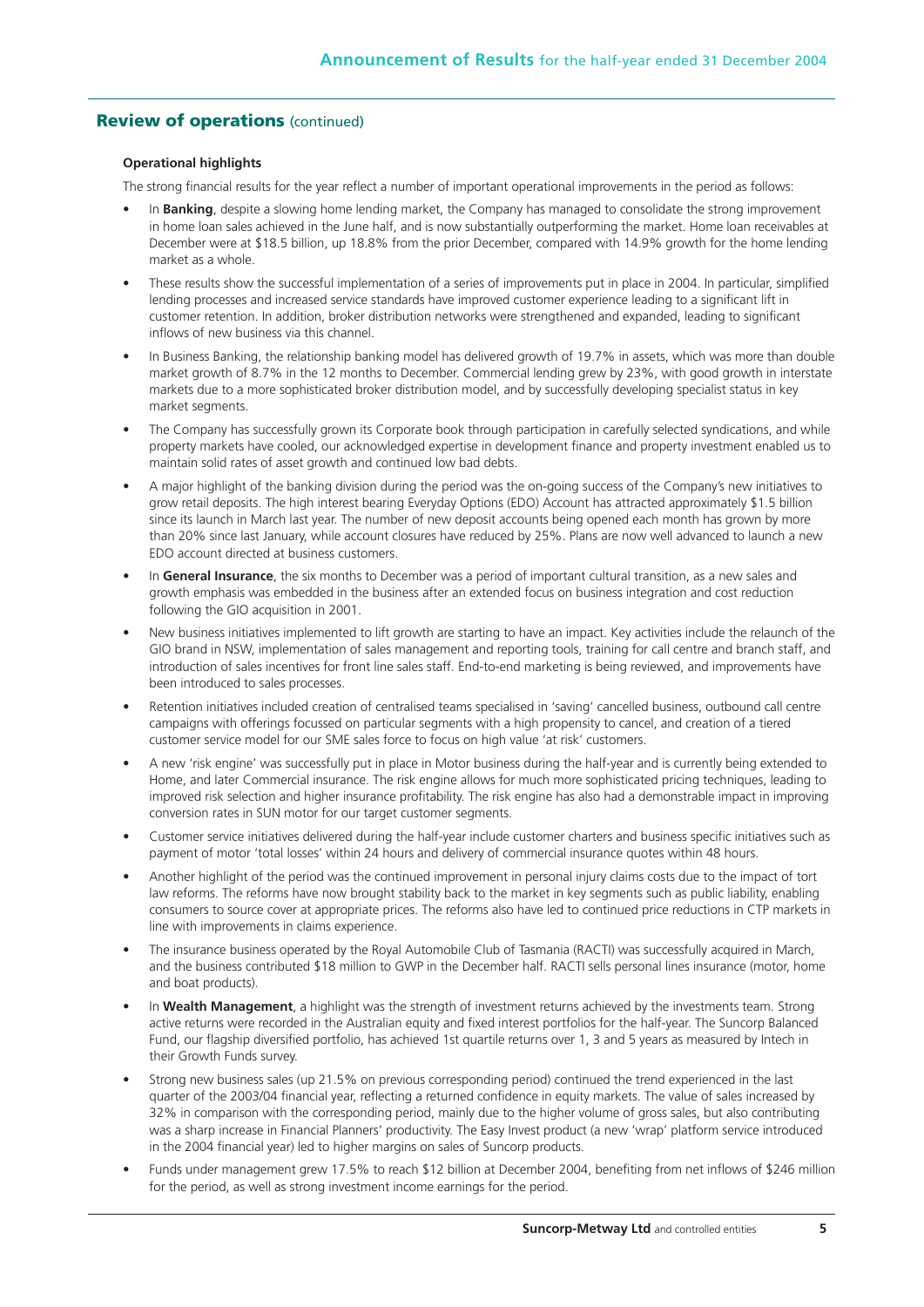## Review of operations (continued)

### Operational highlights

The strong financial results for the year reflect a number of important operational improvements in the period as follows:

- In **Banking**, despite a slowing home lending market, the Company has managed to consolidate the strong improvement in home loan sales achieved in the June half, and is now substantially outperforming the market. Home loan receivables at December were at $18.5 billion, up 18.8% from the prior December, compared with 14.9% growth for the home lending market as a whole.
- These results show the successful implementation of a series of improvements put in place in 2004. In particular, simplified lending processes and increased service standards have improved customer experience leading to a significant lift in customer retention. In addition, broker distribution networks were strengthened and expanded, leading to significant inflows of new business via this channel.
- In Business Banking, the relationship banking model has delivered growth of 19.7% in assets, which was more than double market growth of 8.7% in the 12 months to December. Commercial lending grew by 23%, with good growth in interstate markets due to a more sophisticated broker distribution model, and by successfully developing specialist status in key market segments.
- The Company has successfully grown its Corporate book through participation in carefully selected syndications, and while property markets have cooled, our acknowledged expertise in development finance and property investment enabled us to maintain solid rates of asset growth and continued low bad debts.
- A major highlight of the banking division during the period was the on-going success of the Company's new initiatives to grow retail deposits. The high interest bearing Everyday Options (EDO) Account has attracted approximately $1.5 billion since its launch in March last year. The number of new deposit accounts being opened each month has grown by more than 20% since last January, while account closures have reduced by 25%. Plans are now well advanced to launch a new EDO account directed at business customers.
- In **General Insurance**, the six months to December was a period of important cultural transition, as a new sales and growth emphasis was embedded in the business after an extended focus on business integration and cost reduction following the GIO acquisition in 2001.
- New business initiatives implemented to lift growth are starting to have an impact. Key activities include the relaunch of the GIO brand in NSW, implementation of sales management and reporting tools, training for call centre and branch staff, and introduction of sales incentives for front line sales staff. End-to-end marketing is being reviewed, and improvements have been introduced to sales processes.
- Retention initiatives included creation of centralised teams specialised in 'saving' cancelled business, outbound call centre campaigns with offerings focussed on particular segments with a high propensity to cancel, and creation of a tiered customer service model for our SME sales force to focus on high value 'at risk' customers.
- A new 'risk engine' was successfully put in place in Motor business during the half-year and is currently being extended to Home, and later Commercial insurance. The risk engine allows for much more sophisticated pricing techniques, leading to improved risk selection and higher insurance profitability. The risk engine has also had a demonstrable impact in improving conversion rates in SUN motor for our target customer segments.
- Customer service initiatives delivered during the half-year include customer charters and business specific initiatives such as payment of motor 'total losses' within 24 hours and delivery of commercial insurance quotes within 48 hours.
- Another highlight of the period was the continued improvement in personal injury claims costs due to the impact of tort law reforms. The reforms have now brought stability back to the market in key segments such as public liability, enabling consumers to source cover at appropriate prices. The reforms also have led to continued price reductions in CTP markets in line with improvements in claims experience.
- The insurance business operated by the Royal Automobile Club of Tasmania (RACTI) was successfully acquired in March, and the business contributed $18 million to GWP in the December half. RACTI sells personal lines insurance (motor, home and boat products).
- In **Wealth Management**, a highlight was the strength of investment returns achieved by the investments team. Strong active returns were recorded in the Australian equity and fixed interest portfolios for the half-year. The Suncorp Balanced Fund, our flagship diversified portfolio, has achieved 1st quartile returns over 1, 3 and 5 years as measured by Intech in their Growth Funds survey.
- Strong new business sales (up 21.5% on previous corresponding period) continued the trend experienced in the last quarter of the 2003/04 financial year, reflecting a returned confidence in equity markets. The value of sales increased by 32% in comparison with the corresponding period, mainly due to the higher volume of gross sales, but also contributing was a sharp increase in Financial Planners' productivity. The Easy Invest product (a new 'wrap' platform service introduced in the 2004 financial year) led to higher margins on sales of Suncorp products.
- Funds under management grew 17.5% to reach $12 billion at December 2004, benefiting from net inflows of $246 million for the period, as well as strong investment income earnings for the period.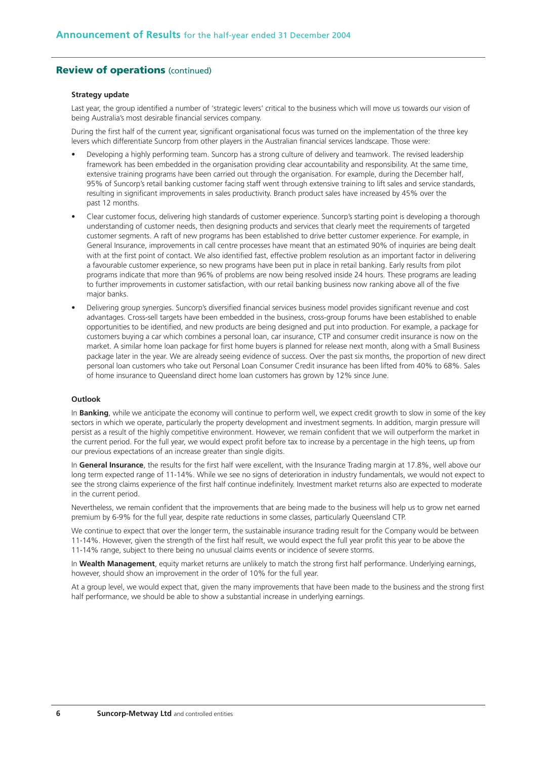## Review of operations (continued)

### Strategy update

Last year, the group identified a number of 'strategic levers' critical to the business which will move us towards our vision of being Australia's most desirable financial services company.

During the first half of the current year, significant organisational focus was turned on the implementation of the three key levers which differentiate Suncorp from other players in the Australian financial services landscape. Those were:

- Developing a highly performing team. Suncorp has a strong culture of delivery and teamwork. The revised leadership framework has been embedded in the organisation providing clear accountability and responsibility. At the same time, extensive training programs have been carried out through the organisation. For example, during the December half, 95% of Suncorp's retail banking customer facing staff went through extensive training to lift sales and service standards, resulting in significant improvements in sales productivity. Branch product sales have increased by 45% over the past 12 months.
- Clear customer focus, delivering high standards of customer experience. Suncorp's starting point is developing a thorough understanding of customer needs, then designing products and services that clearly meet the requirements of targeted customer segments. A raft of new programs has been established to drive better customer experience. For example, in General Insurance, improvements in call centre processes have meant that an estimated 90% of inquiries are being dealt with at the first point of contact. We also identified fast, effective problem resolution as an important factor in delivering a favourable customer experience, so new programs have been put in place in retail banking. Early results from pilot programs indicate that more than 96% of problems are now being resolved inside 24 hours. These programs are leading to further improvements in customer satisfaction, with our retail banking business now ranking above all of the five major banks.
- Delivering group synergies. Suncorp's diversified financial services business model provides significant revenue and cost advantages. Cross-sell targets have been embedded in the business, cross-group forums have been established to enable opportunities to be identified, and new products are being designed and put into production. For example, a package for customers buying a car which combines a personal loan, car insurance, CTP and consumer credit insurance is now on the market. A similar home loan package for first home buyers is planned for release next month, along with a Small Business package later in the year. We are already seeing evidence of success. Over the past six months, the proportion of new direct personal loan customers who take out Personal Loan Consumer Credit insurance has been lifted from 40% to 68%. Sales of home insurance to Queensland direct home loan customers has grown by 12% since June.

### Outlook

In **Banking**, while we anticipate the economy will continue to perform well, we expect credit growth to slow in some of the key sectors in which we operate, particularly the property development and investment segments. In addition, margin pressure will persist as a result of the highly competitive environment. However, we remain confident that we will outperform the market in the current period. For the full year, we would expect profit before tax to increase by a percentage in the high teens, up from our previous expectations of an increase greater than single digits.

In **General Insurance**, the results for the first half were excellent, with the Insurance Trading margin at 17.8%, well above our long term expected range of 11-14%. While we see no signs of deterioration in industry fundamentals, we would not expect to see the strong claims experience of the first half continue indefinitely. Investment market returns also are expected to moderate in the current period.

Nevertheless, we remain confident that the improvements that are being made to the business will help us to grow net earned premium by 6-9% for the full year, despite rate reductions in some classes, particularly Queensland CTP.

We continue to expect that over the longer term, the sustainable insurance trading result for the Company would be between 11-14%. However, given the strength of the first half result, we would expect the full year profit this year to be above the 11-14% range, subject to there being no unusual claims events or incidence of severe storms.

In **Wealth Management**, equity market returns are unlikely to match the strong first half performance. Underlying earnings, however, should show an improvement in the order of 10% for the full year.

At a group level, we would expect that, given the many improvements that have been made to the business and the strong first half performance, we should be able to show a substantial increase in underlying earnings.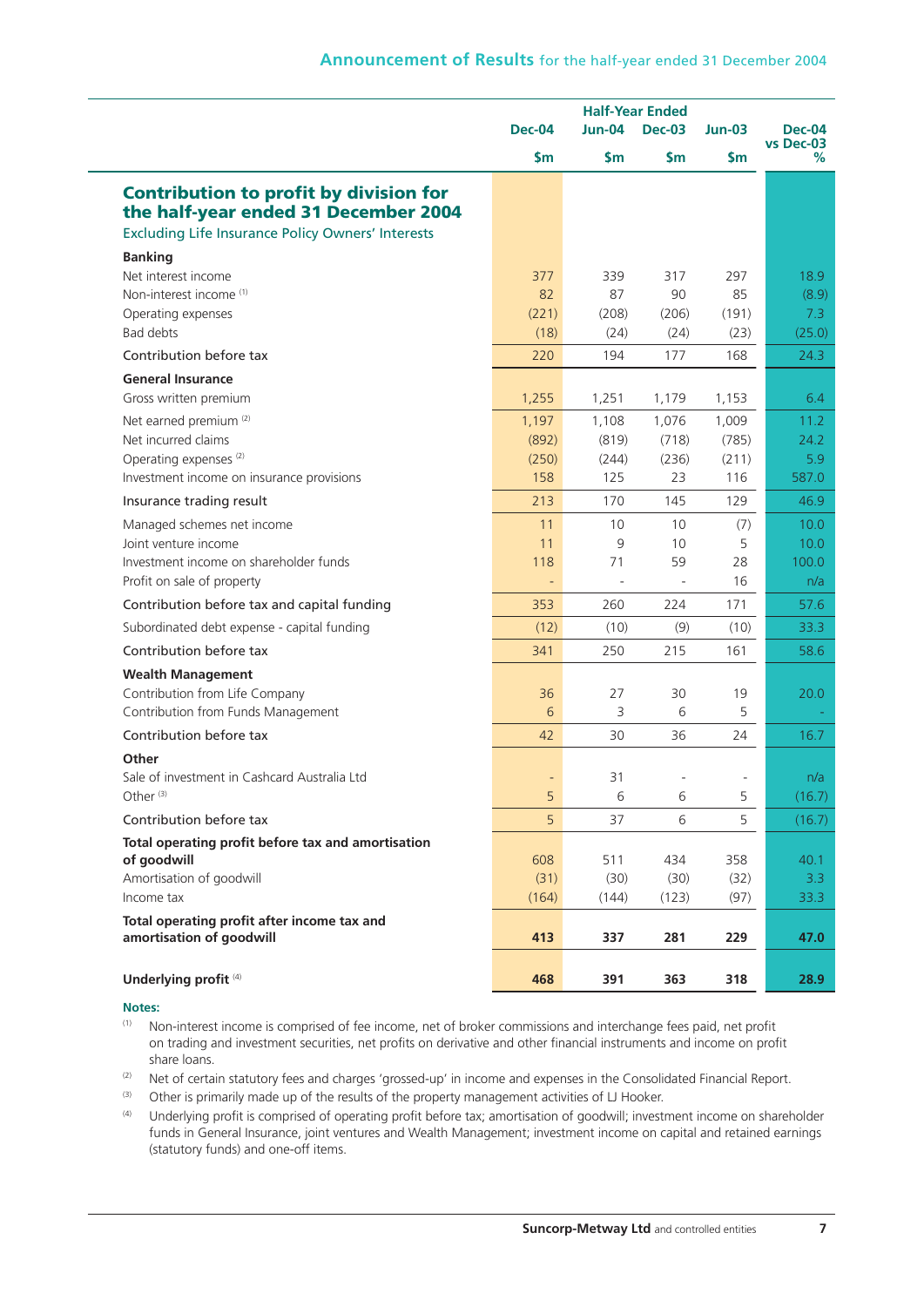| | Half-Year Ended | | | | |
|---|---|---|---|---|---|
| | Dec-04 | Jun-04 | Dec-03 | Jun-03 | Dec-04 vs Dec-03 |
| | $m | $m | $m | $m | % |
| **Contribution to profit by division for the half-year ended 31 December 2004** | | | | | |
| Excluding Life Insurance Policy Owners' Interests | | | | | |
| **Banking** | | | | | |
| Net interest income | 377 | 339 | 317 | 297 | 18.9 |
| Non-interest income [(1)] | 82 | 87 | 90 | 85 | (8.9) |
| Operating expenses | (221) | (208) | (206) | (191) | 7.3 |
| Bad debts | (18) | (24) | (24) | (23) | (25.0) |
| Contribution before tax | 220 | 194 | 177 | 168 | 24.3 |
| **General Insurance** | | | | | |
| Gross written premium | 1,255 | 1,251 | 1,179 | 1,153 | 6.4 |
| Net earned premium [(2)] | 1,197 | 1,108 | 1,076 | 1,009 | 11.2 |
| Net incurred claims | (892) | (819) | (718) | (785) | 24.2 |
| Operating expenses [(2)] | (250) | (244) | (236) | (211) | 5.9 |
| Investment income on insurance provisions | 158 | 125 | 23 | 116 | 587.0 |
| Insurance trading result | 213 | 170 | 145 | 129 | 46.9 |
| Managed schemes net income | 11 | 10 | 10 | (7) | 10.0 |
| Joint venture income | 11 | 9 | 10 | 5 | 10.0 |
| Investment income on shareholder funds | 118 | 71 | 59 | 28 | 100.0 |
| Profit on sale of property | - | - | - | 16 | n/a |
| Contribution before tax and capital funding | 353 | 260 | 224 | 171 | 57.6 |
| Subordinated debt expense - capital funding | (12) | (10) | (9) | (10) | 33.3 |
| Contribution before tax | 341 | 250 | 215 | 161 | 58.6 |
| **Wealth Management** | | | | | |
| Contribution from Life Company | 36 | 27 | 30 | 19 | 20.0 |
| Contribution from Funds Management | 6 | 3 | 6 | 5 | - |
| Contribution before tax | 42 | 30 | 36 | 24 | 16.7 |
| **Other** | | | | | |
| Sale of investment in Cashcard Australia Ltd | - | 31 | - | - | n/a |
| Other [(3)] | 5 | 6 | 6 | 5 | (16.7) |
| Contribution before tax | 5 | 37 | 6 | 5 | (16.7) |
| **Total operating profit before tax and amortisation of goodwill** | 608 | 511 | 434 | 358 | 40.1 |
| Amortisation of goodwill | (31) | (30) | (30) | (32) | 3.3 |
| Income tax | (164) | (144) | (123) | (97) | 33.3 |
| **Total operating profit after income tax and amortisation of goodwill** | **413** | **337** | **281** | **229** | **47.0** |
| **Underlying profit** [(4)] | **468** | **391** | **363** | **318** | **28.9** |

**Notes:**

(1) Non-interest income is comprised of fee income, net of broker commissions and interchange fees paid, net profit on trading and investment securities, net profits on derivative and other financial instruments and income on profit share loans.

(2) Net of certain statutory fees and charges 'grossed-up' in income and expenses in the Consolidated Financial Report.

(3) Other is primarily made up of the results of the property management activities of LJ Hooker.

(4) Underlying profit is comprised of operating profit before tax; amortisation of goodwill; investment income on shareholder funds in General Insurance, joint ventures and Wealth Management; investment income on capital and retained earnings (statutory funds) and one-off items.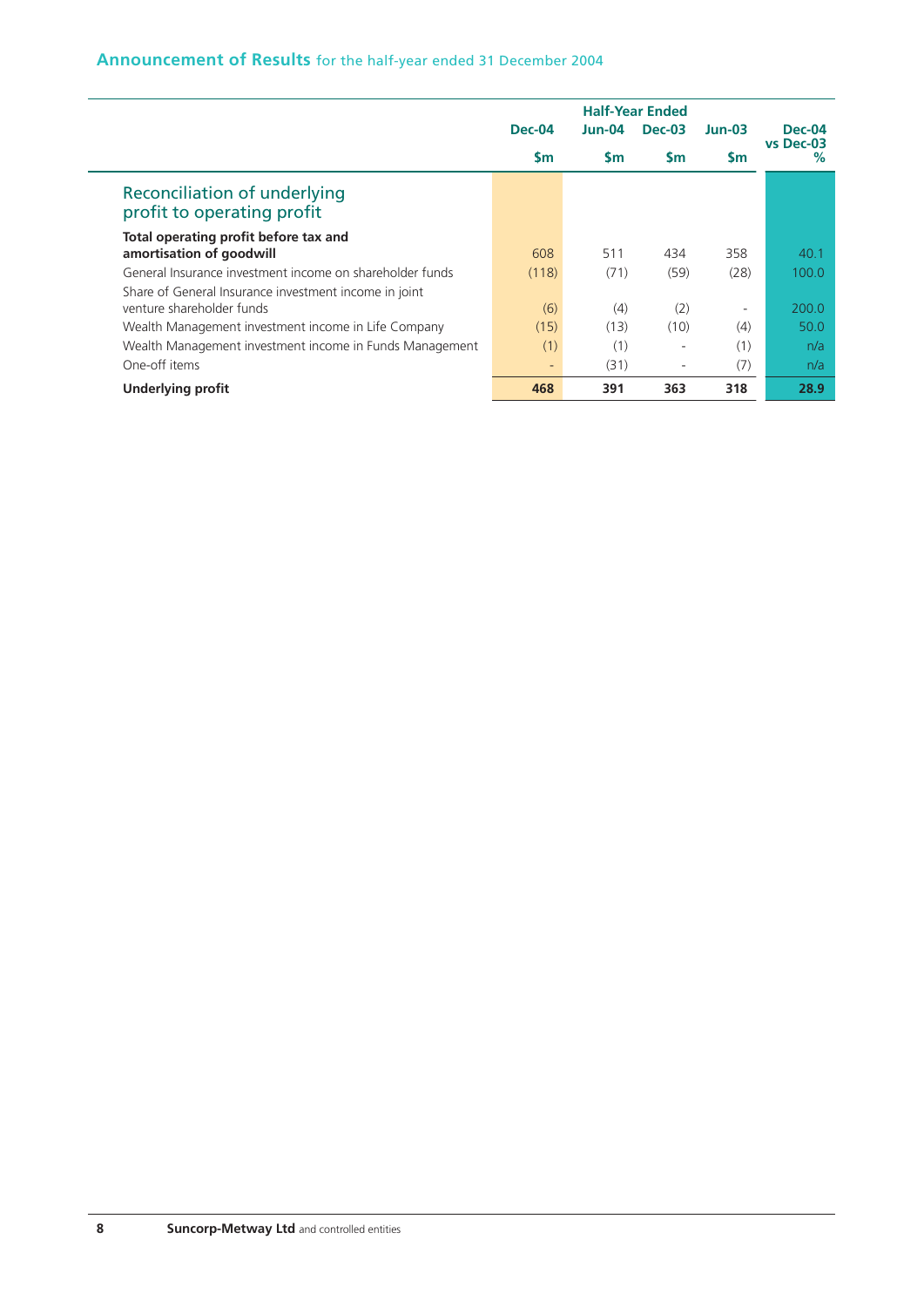| | Half-Year Ended | | | | |
|---|---|---|---|---|---|
| | Dec-04 | Jun-04 | Dec-03 | Jun-03 | Dec-04 vs Dec-03 |
| | $m | $m | $m | $m | % |
| **Reconciliation of underlying profit to operating profit** | | | | | |
| **Total operating profit before tax and amortisation of goodwill** | 608 | 511 | 434 | 358 | 40.1 |
| General Insurance investment income on shareholder funds | (118) | (71) | (59) | (28) | 100.0 |
| Share of General Insurance investment income in joint venture shareholder funds | (6) | (4) | (2) | - | 200.0 |
| Wealth Management investment income in Life Company | (15) | (13) | (10) | (4) | 50.0 |
| Wealth Management investment income in Funds Management | (1) | (1) | - | (1) | n/a |
| One-off items | - | (31) | - | (7) | n/a |
| **Underlying profit** | **468** | **391** | **363** | **318** | **28.9** |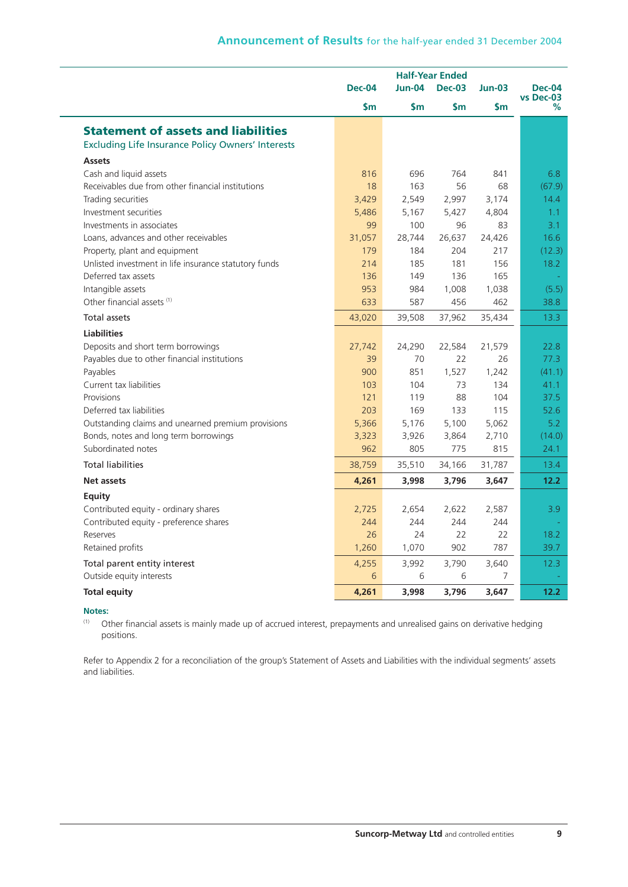| | Half-Year Ended | | | | Dec-04 vs Dec-03 |
|---|---|---|---|---|---|
| | Dec-04 | Jun-04 | Dec-03 | Jun-03 | |
| | $m | $m | $m | $m | % |
| **Statement of assets and liabilities** | | | | | |
| Excluding Life Insurance Policy Owners' Interests | | | | | |
| **Assets** | | | | | |
| Cash and liquid assets | 816 | 696 | 764 | 841 | 6.8 |
| Receivables due from other financial institutions | 18 | 163 | 56 | 68 | (67.9) |
| Trading securities | 3,429 | 2,549 | 2,997 | 3,174 | 14.4 |
| Investment securities | 5,486 | 5,167 | 5,427 | 4,804 | 1.1 |
| Investments in associates | 99 | 100 | 96 | 83 | 3.1 |
| Loans, advances and other receivables | 31,057 | 28,744 | 26,637 | 24,426 | 16.6 |
| Property, plant and equipment | 179 | 184 | 204 | 217 | (12.3) |
| Unlisted investment in life insurance statutory funds | 214 | 185 | 181 | 156 | 18.2 |
| Deferred tax assets | 136 | 149 | 136 | 165 | - |
| Intangible assets | 953 | 984 | 1,008 | 1,038 | (5.5) |
| Other financial assets [(1)] | 633 | 587 | 456 | 462 | 38.8 |
| Total assets | 43,020 | 39,508 | 37,962 | 35,434 | 13.3 |
| **Liabilities** | | | | | |
| Deposits and short term borrowings | 27,742 | 24,290 | 22,584 | 21,579 | 22.8 |
| Payables due to other financial institutions | 39 | 70 | 22 | 26 | 77.3 |
| Payables | 900 | 851 | 1,527 | 1,242 | (41.1) |
| Current tax liabilities | 103 | 104 | 73 | 134 | 41.1 |
| Provisions | 121 | 119 | 88 | 104 | 37.5 |
| Deferred tax liabilities | 203 | 169 | 133 | 115 | 52.6 |
| Outstanding claims and unearned premium provisions | 5,366 | 5,176 | 5,100 | 5,062 | 5.2 |
| Bonds, notes and long term borrowings | 3,323 | 3,926 | 3,864 | 2,710 | (14.0) |
| Subordinated notes | 962 | 805 | 775 | 815 | 24.1 |
| Total liabilities | 38,759 | 35,510 | 34,166 | 31,787 | 13.4 |
| **Net assets** | **4,261** | **3,998** | **3,796** | **3,647** | **12.2** |
| **Equity** | | | | | |
| Contributed equity - ordinary shares | 2,725 | 2,654 | 2,622 | 2,587 | 3.9 |
| Contributed equity - preference shares | 244 | 244 | 244 | 244 | - |
| Reserves | 26 | 24 | 22 | 22 | 18.2 |
| Retained profits | 1,260 | 1,070 | 902 | 787 | 39.7 |
| Total parent entity interest | 4,255 | 3,992 | 3,790 | 3,640 | 12.3 |
| Outside equity interests | 6 | 6 | 6 | 7 | - |
| **Total equity** | **4,261** | **3,998** | **3,796** | **3,647** | **12.2** |

**Notes:**

(1) Other financial assets is mainly made up of accrued interest, prepayments and unrealised gains on derivative hedging positions.

Refer to Appendix 2 for a reconciliation of the group's Statement of Assets and Liabilities with the individual segments' assets and liabilities.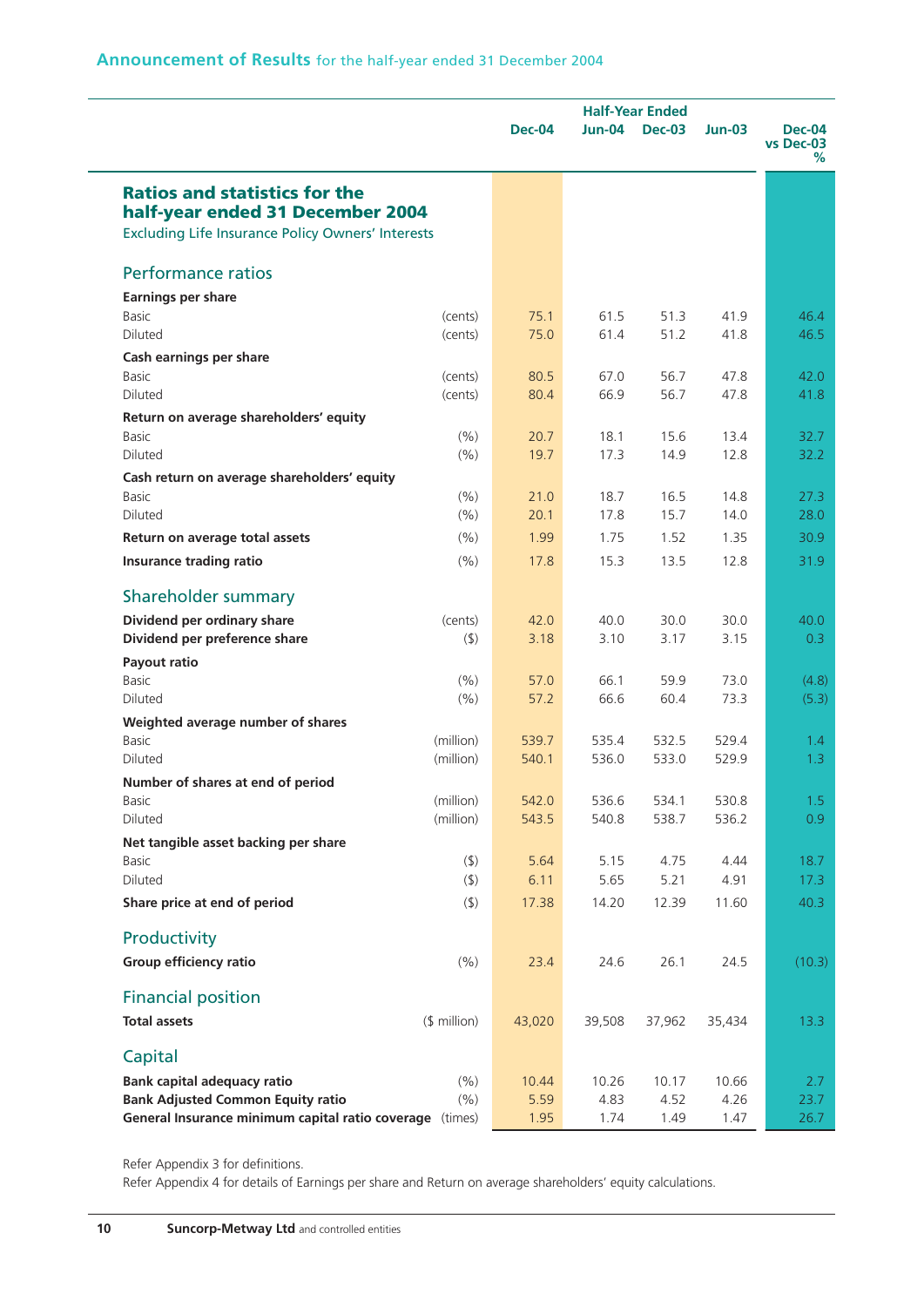## Announcement of Results for the half-year ended 31 December 2004

| | | Dec-04 | Jun-04 | Dec-03 | Jun-03 | Dec-04 vs Dec-03 % |
|---|---|---|---|---|---|---|
| | | Half-Year Ended | | | | |
| **Ratios and statistics for the half-year ended 31 December 2004** | | | | | | |
| Excluding Life Insurance Policy Owners' Interests | | | | | | |
| **Performance ratios** | | | | | | |
| **Earnings per share** | | | | | | |
| Basic | (cents) | 75.1 | 61.5 | 51.3 | 41.9 | 46.4 |
| Diluted | (cents) | 75.0 | 61.4 | 51.2 | 41.8 | 46.5 |
| **Cash earnings per share** | | | | | | |
| Basic | (cents) | 80.5 | 67.0 | 56.7 | 47.8 | 42.0 |
| Diluted | (cents) | 80.4 | 66.9 | 56.7 | 47.8 | 41.8 |
| **Return on average shareholders' equity** | | | | | | |
| Basic | (%) | 20.7 | 18.1 | 15.6 | 13.4 | 32.7 |
| Diluted | (%) | 19.7 | 17.3 | 14.9 | 12.8 | 32.2 |
| **Cash return on average shareholders' equity** | | | | | | |
| Basic | (%) | 21.0 | 18.7 | 16.5 | 14.8 | 27.3 |
| Diluted | (%) | 20.1 | 17.8 | 15.7 | 14.0 | 28.0 |
| **Return on average total assets** | (%) | 1.99 | 1.75 | 1.52 | 1.35 | 30.9 |
| **Insurance trading ratio** | (%) | 17.8 | 15.3 | 13.5 | 12.8 | 31.9 |
| **Shareholder summary** | | | | | | |
| **Dividend per ordinary share** | (cents) | 42.0 | 40.0 | 30.0 | 30.0 | 40.0 |
| **Dividend per preference share** | ($) | 3.18 | 3.10 | 3.17 | 3.15 | 0.3 |
| **Payout ratio** | | | | | | |
| Basic | (%) | 57.0 | 66.1 | 59.9 | 73.0 | (4.8) |
| Diluted | (%) | 57.2 | 66.6 | 60.4 | 73.3 | (5.3) |
| **Weighted average number of shares** | | | | | | |
| Basic | (million) | 539.7 | 535.4 | 532.5 | 529.4 | 1.4 |
| Diluted | (million) | 540.1 | 536.0 | 533.0 | 529.9 | 1.3 |
| **Number of shares at end of period** | | | | | | |
| Basic | (million) | 542.0 | 536.6 | 534.1 | 530.8 | 1.5 |
| Diluted | (million) | 543.5 | 540.8 | 538.7 | 536.2 | 0.9 |
| **Net tangible asset backing per share** | | | | | | |
| Basic | ($) | 5.64 | 5.15 | 4.75 | 4.44 | 18.7 |
| Diluted | ($) | 6.11 | 5.65 | 5.21 | 4.91 | 17.3 |
| **Share price at end of period** | ($) | 17.38 | 14.20 | 12.39 | 11.60 | 40.3 |
| **Productivity** | | | | | | |
| **Group efficiency ratio** | (%) | 23.4 | 24.6 | 26.1 | 24.5 | (10.3) |
| **Financial position** | | | | | | |
| **Total assets** | ($ million) | 43,020 | 39,508 | 37,962 | 35,434 | 13.3 |
| **Capital** | | | | | | |
| **Bank capital adequacy ratio** | (%) | 10.44 | 10.26 | 10.17 | 10.66 | 2.7 |
| **Bank Adjusted Common Equity ratio** | (%) | 5.59 | 4.83 | 4.52 | 4.26 | 23.7 |
| **General Insurance minimum capital ratio coverage** | (times) | 1.95 | 1.74 | 1.49 | 1.47 | 26.7 |

Refer Appendix 3 for definitions.
Refer Appendix 4 for details of Earnings per share and Return on average shareholders' equity calculations.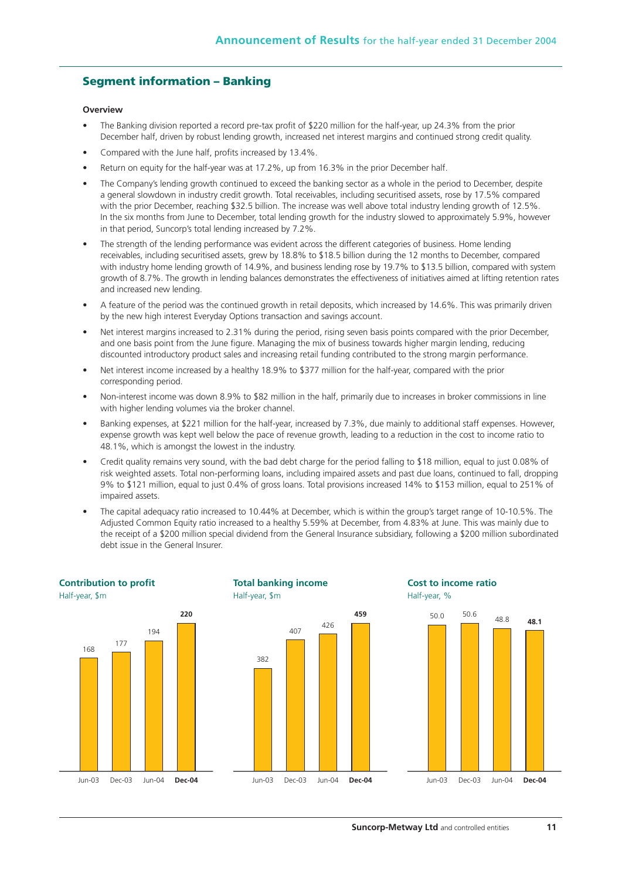## Segment information – Banking

**Overview**

- The Banking division reported a record pre-tax profit of $220 million for the half-year, up 24.3% from the prior December half, driven by robust lending growth, increased net interest margins and continued strong credit quality.
- Compared with the June half, profits increased by 13.4%.
- Return on equity for the half-year was at 17.2%, up from 16.3% in the prior December half.
- The Company's lending growth continued to exceed the banking sector as a whole in the period to December, despite a general slowdown in industry credit growth. Total receivables, including securitised assets, rose by 17.5% compared with the prior December, reaching $32.5 billion. The increase was well above total industry lending growth of 12.5%. In the six months from June to December, total lending growth for the industry slowed to approximately 5.9%, however in that period, Suncorp's total lending increased by 7.2%.
- The strength of the lending performance was evident across the different categories of business. Home lending receivables, including securitised assets, grew by 18.8% to $18.5 billion during the 12 months to December, compared with industry home lending growth of 14.9%, and business lending rose by 19.7% to $13.5 billion, compared with system growth of 8.7%. The growth in lending balances demonstrates the effectiveness of initiatives aimed at lifting retention rates and increased new lending.
- A feature of the period was the continued growth in retail deposits, which increased by 14.6%. This was primarily driven by the new high interest Everyday Options transaction and savings account.
- Net interest margins increased to 2.31% during the period, rising seven basis points compared with the prior December, and one basis point from the June figure. Managing the mix of business towards higher margin lending, reducing discounted introductory product sales and increasing retail funding contributed to the strong margin performance.
- Net interest income increased by a healthy 18.9% to $377 million for the half-year, compared with the prior corresponding period.
- Non-interest income was down 8.9% to $82 million in the half, primarily due to increases in broker commissions in line with higher lending volumes via the broker channel.
- Banking expenses, at $221 million for the half-year, increased by 7.3%, due mainly to additional staff expenses. However, expense growth was kept well below the pace of revenue growth, leading to a reduction in the cost to income ratio to 48.1%, which is amongst the lowest in the industry.
- Credit quality remains very sound, with the bad debt charge for the period falling to $18 million, equal to just 0.08% of risk weighted assets. Total non-performing loans, including impaired assets and past due loans, continued to fall, dropping 9% to $121 million, equal to just 0.4% of gross loans. Total provisions increased 14% to $153 million, equal to 251% of impaired assets.
- The capital adequacy ratio increased to 10.44% at December, which is within the group's target range of 10-10.5%. The Adjusted Common Equity ratio increased to a healthy 5.59% at December, from 4.83% at June. This was mainly due to the receipt of a $200 million special dividend from the General Insurance subsidiary, following a $200 million subordinated debt issue in the General Insurer.

**Contribution to profit**
Half-year, $m

| Jun-03 | Dec-03 | Jun-04 | **Dec-04** |
|---|---|---|---|
| 168 | 177 | 194 | **220** |

**Total banking income**
Half-year, $m

| Jun-03 | Dec-03 | Jun-04 | **Dec-04** |
|---|---|---|---|
| 382 | 407 | 426 | **459** |

**Cost to income ratio**
Half-year, %

| Jun-03 | Dec-03 | Jun-04 | **Dec-04** |
|---|---|---|---|
| 50.0 | 50.6 | 48.8 | **48.1** |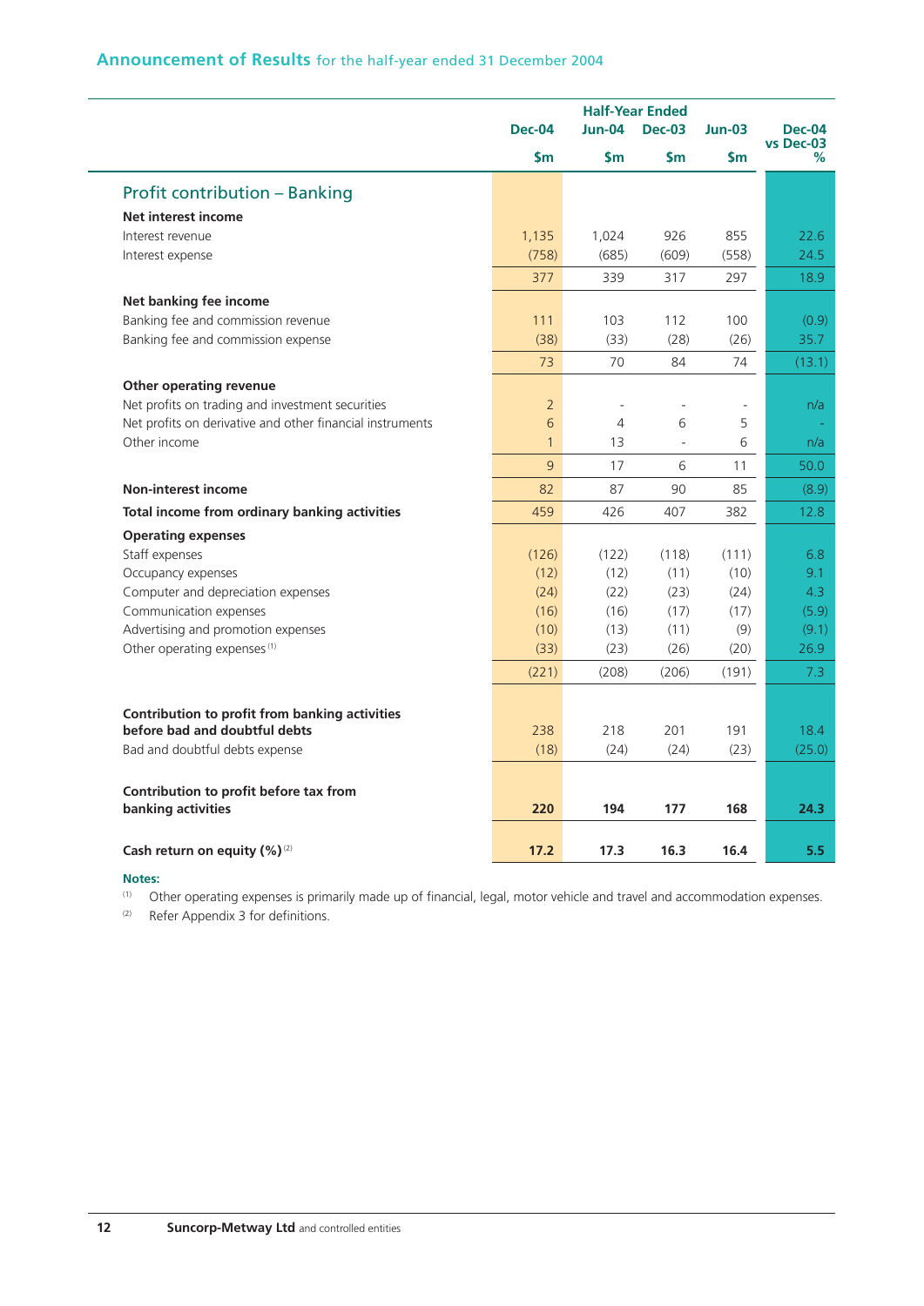## Announcement of Results for the half-year ended 31 December 2004

| | Half-Year Ended | | | | |
|---|---|---|---|---|---|
| | Dec-04 | Jun-04 | Dec-03 | Jun-03 | Dec-04 vs Dec-03 |
| | $m | $m | $m | $m | % |
| **Profit contribution – Banking** | | | | | |
| **Net interest income** | | | | | |
| Interest revenue | 1,135 | 1,024 | 926 | 855 | 22.6 |
| Interest expense | (758) | (685) | (609) | (558) | 24.5 |
| | 377 | 339 | 317 | 297 | 18.9 |
| **Net banking fee income** | | | | | |
| Banking fee and commission revenue | 111 | 103 | 112 | 100 | (0.9) |
| Banking fee and commission expense | (38) | (33) | (28) | (26) | 35.7 |
| | 73 | 70 | 84 | 74 | (13.1) |
| **Other operating revenue** | | | | | |
| Net profits on trading and investment securities | 2 | - | - | - | n/a |
| Net profits on derivative and other financial instruments | 6 | 4 | 6 | 5 | - |
| Other income | 1 | 13 | - | 6 | n/a |
| | 9 | 17 | 6 | 11 | 50.0 |
| **Non-interest income** | 82 | 87 | 90 | 85 | (8.9) |
| **Total income from ordinary banking activities** | 459 | 426 | 407 | 382 | 12.8 |
| **Operating expenses** | | | | | |
| Staff expenses | (126) | (122) | (118) | (111) | 6.8 |
| Occupancy expenses | (12) | (12) | (11) | (10) | 9.1 |
| Computer and depreciation expenses | (24) | (22) | (23) | (24) | 4.3 |
| Communication expenses | (16) | (16) | (17) | (17) | (5.9) |
| Advertising and promotion expenses | (10) | (13) | (11) | (9) | (9.1) |
| Other operating expenses [1] | (33) | (23) | (26) | (20) | 26.9 |
| | (221) | (208) | (206) | (191) | 7.3 |
| **Contribution to profit from banking activities before bad and doubtful debts** | 238 | 218 | 201 | 191 | 18.4 |
| Bad and doubtful debts expense | (18) | (24) | (24) | (23) | (25.0) |
| **Contribution to profit before tax from banking activities** | **220** | **194** | **177** | **168** | **24.3** |
| **Cash return on equity (%)** [2] | **17.2** | **17.3** | **16.3** | **16.4** | **5.5** |

**Notes:**

[1] Other operating expenses is primarily made up of financial, legal, motor vehicle and travel and accommodation expenses.

[2] Refer Appendix 3 for definitions.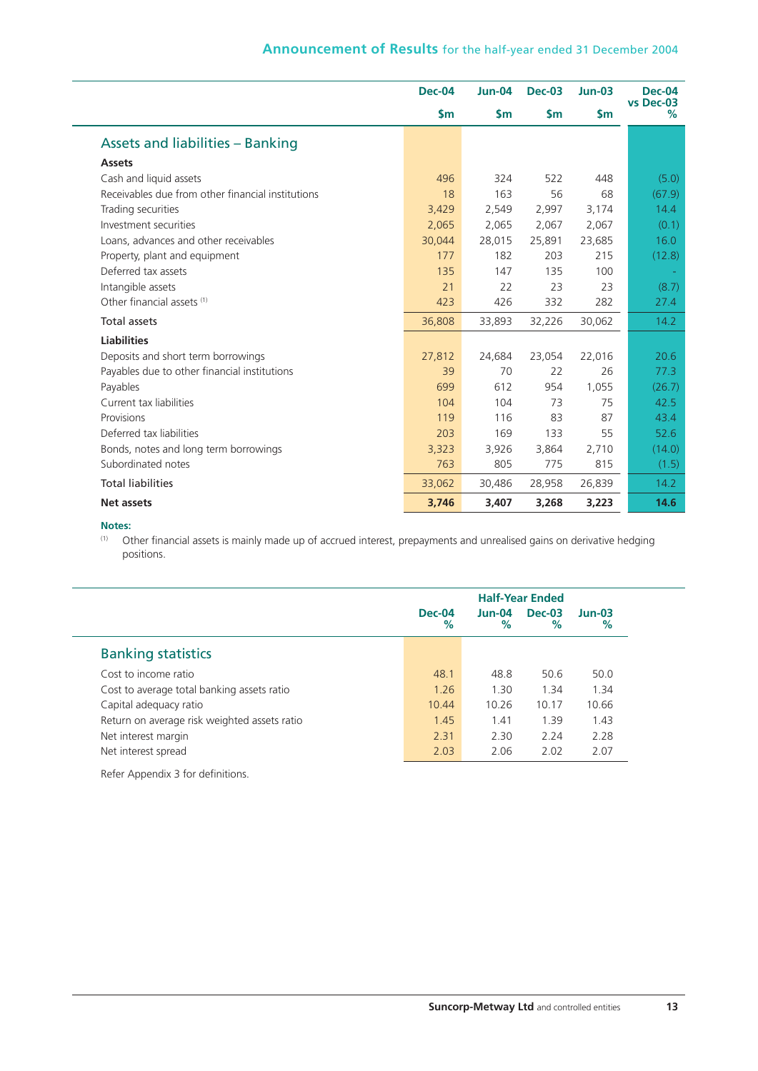| | Dec-04 $m | Jun-04 $m | Dec-03 $m | Jun-03 $m | Dec-04 vs Dec-03 % |
|---|---|---|---|---|---|
| **Assets and liabilities – Banking** | | | | | |
| **Assets** | | | | | |
| Cash and liquid assets | 496 | 324 | 522 | 448 | (5.0) |
| Receivables due from other financial institutions | 18 | 163 | 56 | 68 | (67.9) |
| Trading securities | 3,429 | 2,549 | 2,997 | 3,174 | 14.4 |
| Investment securities | 2,065 | 2,065 | 2,067 | 2,067 | (0.1) |
| Loans, advances and other receivables | 30,044 | 28,015 | 25,891 | 23,685 | 16.0 |
| Property, plant and equipment | 177 | 182 | 203 | 215 | (12.8) |
| Deferred tax assets | 135 | 147 | 135 | 100 | - |
| Intangible assets | 21 | 22 | 23 | 23 | (8.7) |
| Other financial assets [1] | 423 | 426 | 332 | 282 | 27.4 |
| Total assets | 36,808 | 33,893 | 32,226 | 30,062 | 14.2 |
| **Liabilities** | | | | | |
| Deposits and short term borrowings | 27,812 | 24,684 | 23,054 | 22,016 | 20.6 |
| Payables due to other financial institutions | 39 | 70 | 22 | 26 | 77.3 |
| Payables | 699 | 612 | 954 | 1,055 | (26.7) |
| Current tax liabilities | 104 | 104 | 73 | 75 | 42.5 |
| Provisions | 119 | 116 | 83 | 87 | 43.4 |
| Deferred tax liabilities | 203 | 169 | 133 | 55 | 52.6 |
| Bonds, notes and long term borrowings | 3,323 | 3,926 | 3,864 | 2,710 | (14.0) |
| Subordinated notes | 763 | 805 | 775 | 815 | (1.5) |
| Total liabilities | 33,062 | 30,486 | 28,958 | 26,839 | 14.2 |
| **Net assets** | **3,746** | **3,407** | **3,268** | **3,223** | **14.6** |

**Notes:**

[1] Other financial assets is mainly made up of accrued interest, prepayments and unrealised gains on derivative hedging positions.

| | Half-Year Ended | | | |
|---|---|---|---|---|
| | Dec-04 % | Jun-04 % | Dec-03 % | Jun-03 % |
| **Banking statistics** | | | | |
| Cost to income ratio | 48.1 | 48.8 | 50.6 | 50.0 |
| Cost to average total banking assets ratio | 1.26 | 1.30 | 1.34 | 1.34 |
| Capital adequacy ratio | 10.44 | 10.26 | 10.17 | 10.66 |
| Return on average risk weighted assets ratio | 1.45 | 1.41 | 1.39 | 1.43 |
| Net interest margin | 2.31 | 2.30 | 2.24 | 2.28 |
| Net interest spread | 2.03 | 2.06 | 2.02 | 2.07 |

Refer Appendix 3 for definitions.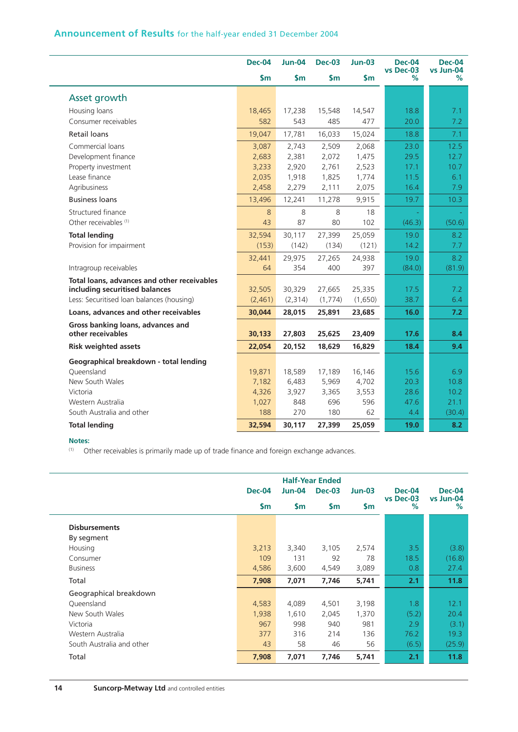## Announcement of Results for the half-year ended 31 December 2004

| | Dec-04 $m | Jun-04 $m | Dec-03 $m | Jun-03 $m | Dec-04 vs Dec-03 % | Dec-04 vs Jun-04 % |
|---|---|---|---|---|---|---|
| **Asset growth** | | | | | | |
| Housing loans | 18,465 | 17,238 | 15,548 | 14,547 | 18.8 | 7.1 |
| Consumer receivables | 582 | 543 | 485 | 477 | 20.0 | 7.2 |
| Retail loans | 19,047 | 17,781 | 16,033 | 15,024 | 18.8 | 7.1 |
| Commercial loans | 3,087 | 2,743 | 2,509 | 2,068 | 23.0 | 12.5 |
| Development finance | 2,683 | 2,381 | 2,072 | 1,475 | 29.5 | 12.7 |
| Property investment | 3,233 | 2,920 | 2,761 | 2,523 | 17.1 | 10.7 |
| Lease finance | 2,035 | 1,918 | 1,825 | 1,774 | 11.5 | 6.1 |
| Agribusiness | 2,458 | 2,279 | 2,111 | 2,075 | 16.4 | 7.9 |
| Business loans | 13,496 | 12,241 | 11,278 | 9,915 | 19.7 | 10.3 |
| Structured finance | 8 | 8 | 8 | 18 | - | - |
| Other receivables [1] | 43 | 87 | 80 | 102 | (46.3) | (50.6) |
| **Total lending** | 32,594 | 30,117 | 27,399 | 25,059 | 19.0 | 8.2 |
| Provision for impairment | (153) | (142) | (134) | (121) | 14.2 | 7.7 |
| | 32,441 | 29,975 | 27,265 | 24,938 | 19.0 | 8.2 |
| Intragroup receivables | 64 | 354 | 400 | 397 | (84.0) | (81.9) |
| **Total loans, advances and other receivables including securitised balances** | 32,505 | 30,329 | 27,665 | 25,335 | 17.5 | 7.2 |
| Less: Securitised loan balances (housing) | (2,461) | (2,314) | (1,774) | (1,650) | 38.7 | 6.4 |
| **Loans, advances and other receivables** | **30,044** | **28,015** | **25,891** | **23,685** | **16.0** | **7.2** |
| **Gross banking loans, advances and other receivables** | **30,133** | **27,803** | **25,625** | **23,409** | **17.6** | **8.4** |
| **Risk weighted assets** | **22,054** | **20,152** | **18,629** | **16,829** | **18.4** | **9.4** |
| **Geographical breakdown - total lending** | | | | | | |
| Queensland | 19,871 | 18,589 | 17,189 | 16,146 | 15.6 | 6.9 |
| New South Wales | 7,182 | 6,483 | 5,969 | 4,702 | 20.3 | 10.8 |
| Victoria | 4,326 | 3,927 | 3,365 | 3,553 | 28.6 | 10.2 |
| Western Australia | 1,027 | 848 | 696 | 596 | 47.6 | 21.1 |
| South Australia and other | 188 | 270 | 180 | 62 | 4.4 | (30.4) |
| **Total lending** | **32,594** | **30,117** | **27,399** | **25,059** | **19.0** | **8.2** |

**Notes:**
[1] Other receivables is primarily made up of trade finance and foreign exchange advances.

| | Half-Year Ended | | | | | |
|---|---|---|---|---|---|---|
| | Dec-04 $m | Jun-04 $m | Dec-03 $m | Jun-03 $m | Dec-04 vs Dec-03 % | Dec-04 vs Jun-04 % |
| **Disbursements** | | | | | | |
| By segment | | | | | | |
| Housing | 3,213 | 3,340 | 3,105 | 2,574 | 3.5 | (3.8) |
| Consumer | 109 | 131 | 92 | 78 | 18.5 | (16.8) |
| Business | 4,586 | 3,600 | 4,549 | 3,089 | 0.8 | 27.4 |
| Total | **7,908** | **7,071** | **7,746** | **5,741** | **2.1** | **11.8** |
| Geographical breakdown | | | | | | |
| Queensland | 4,583 | 4,089 | 4,501 | 3,198 | 1.8 | 12.1 |
| New South Wales | 1,938 | 1,610 | 2,045 | 1,370 | (5.2) | 20.4 |
| Victoria | 967 | 998 | 940 | 981 | 2.9 | (3.1) |
| Western Australia | 377 | 316 | 214 | 136 | 76.2 | 19.3 |
| South Australia and other | 43 | 58 | 46 | 56 | (6.5) | (25.9) |
| Total | **7,908** | **7,071** | **7,746** | **5,741** | **2.1** | **11.8** |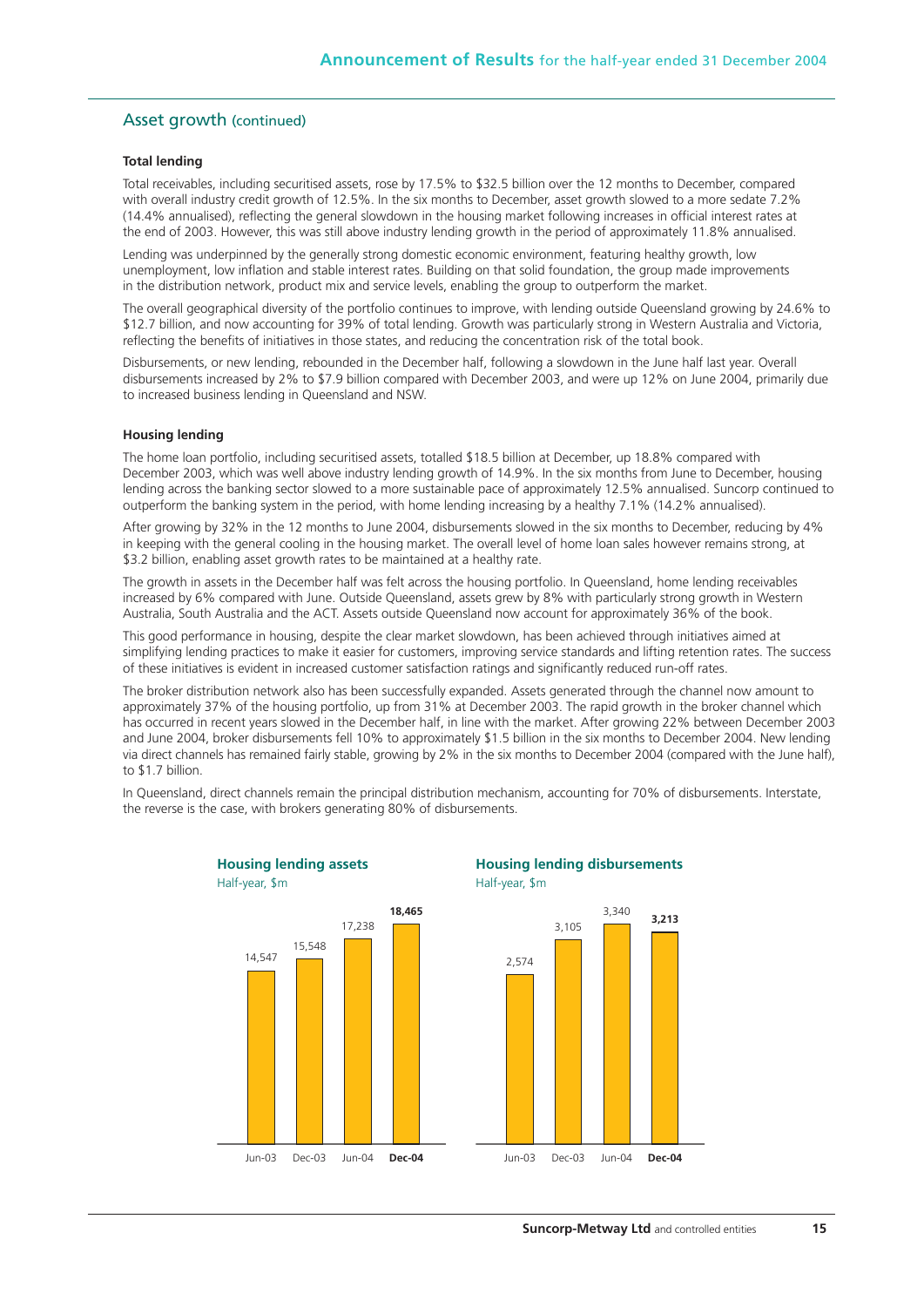## Asset growth (continued)

**Total lending**

Total receivables, including securitised assets, rose by 17.5% to $32.5 billion over the 12 months to December, compared with overall industry credit growth of 12.5%. In the six months to December, asset growth slowed to a more sedate 7.2% (14.4% annualised), reflecting the general slowdown in the housing market following increases in official interest rates at the end of 2003. However, this was still above industry lending growth in the period of approximately 11.8% annualised.

Lending was underpinned by the generally strong domestic economic environment, featuring healthy growth, low unemployment, low inflation and stable interest rates. Building on that solid foundation, the group made improvements in the distribution network, product mix and service levels, enabling the group to outperform the market.

The overall geographical diversity of the portfolio continues to improve, with lending outside Queensland growing by 24.6% to $12.7 billion, and now accounting for 39% of total lending. Growth was particularly strong in Western Australia and Victoria, reflecting the benefits of initiatives in those states, and reducing the concentration risk of the total book.

Disbursements, or new lending, rebounded in the December half, following a slowdown in the June half last year. Overall disbursements increased by 2% to $7.9 billion compared with December 2003, and were up 12% on June 2004, primarily due to increased business lending in Queensland and NSW.

**Housing lending**

The home loan portfolio, including securitised assets, totalled $18.5 billion at December, up 18.8% compared with December 2003, which was well above industry lending growth of 14.9%. In the six months from June to December, housing lending across the banking sector slowed to a more sustainable pace of approximately 12.5% annualised. Suncorp continued to outperform the banking system in the period, with home lending increasing by a healthy 7.1% (14.2% annualised).

After growing by 32% in the 12 months to June 2004, disbursements slowed in the six months to December, reducing by 4% in keeping with the general cooling in the housing market. The overall level of home loan sales however remains strong, at $3.2 billion, enabling asset growth rates to be maintained at a healthy rate.

The growth in assets in the December half was felt across the housing portfolio. In Queensland, home lending receivables increased by 6% compared with June. Outside Queensland, assets grew by 8% with particularly strong growth in Western Australia, South Australia and the ACT. Assets outside Queensland now account for approximately 36% of the book.

This good performance in housing, despite the clear market slowdown, has been achieved through initiatives aimed at simplifying lending practices to make it easier for customers, improving service standards and lifting retention rates. The success of these initiatives is evident in increased customer satisfaction ratings and significantly reduced run-off rates.

The broker distribution network also has been successfully expanded. Assets generated through the channel now amount to approximately 37% of the housing portfolio, up from 31% at December 2003. The rapid growth in the broker channel which has occurred in recent years slowed in the December half, in line with the market. After growing 22% between December 2003 and June 2004, broker disbursements fell 10% to approximately $1.5 billion in the six months to December 2004. New lending via direct channels has remained fairly stable, growing by 2% in the six months to December 2004 (compared with the June half), to $1.7 billion.

In Queensland, direct channels remain the principal distribution mechanism, accounting for 70% of disbursements. Interstate, the reverse is the case, with brokers generating 80% of disbursements.

**Housing lending assets**
Half-year, $m

| Jun-03 | Dec-03 | Jun-04 | **Dec-04** |
|---|---|---|---|
| 14,547 | 15,548 | 17,238 | **18,465** |

**Housing lending disbursements**
Half-year, $m

| Jun-03 | Dec-03 | Jun-04 | **Dec-04** |
|---|---|---|---|
| 2,574 | 3,105 | 3,340 | **3,213** |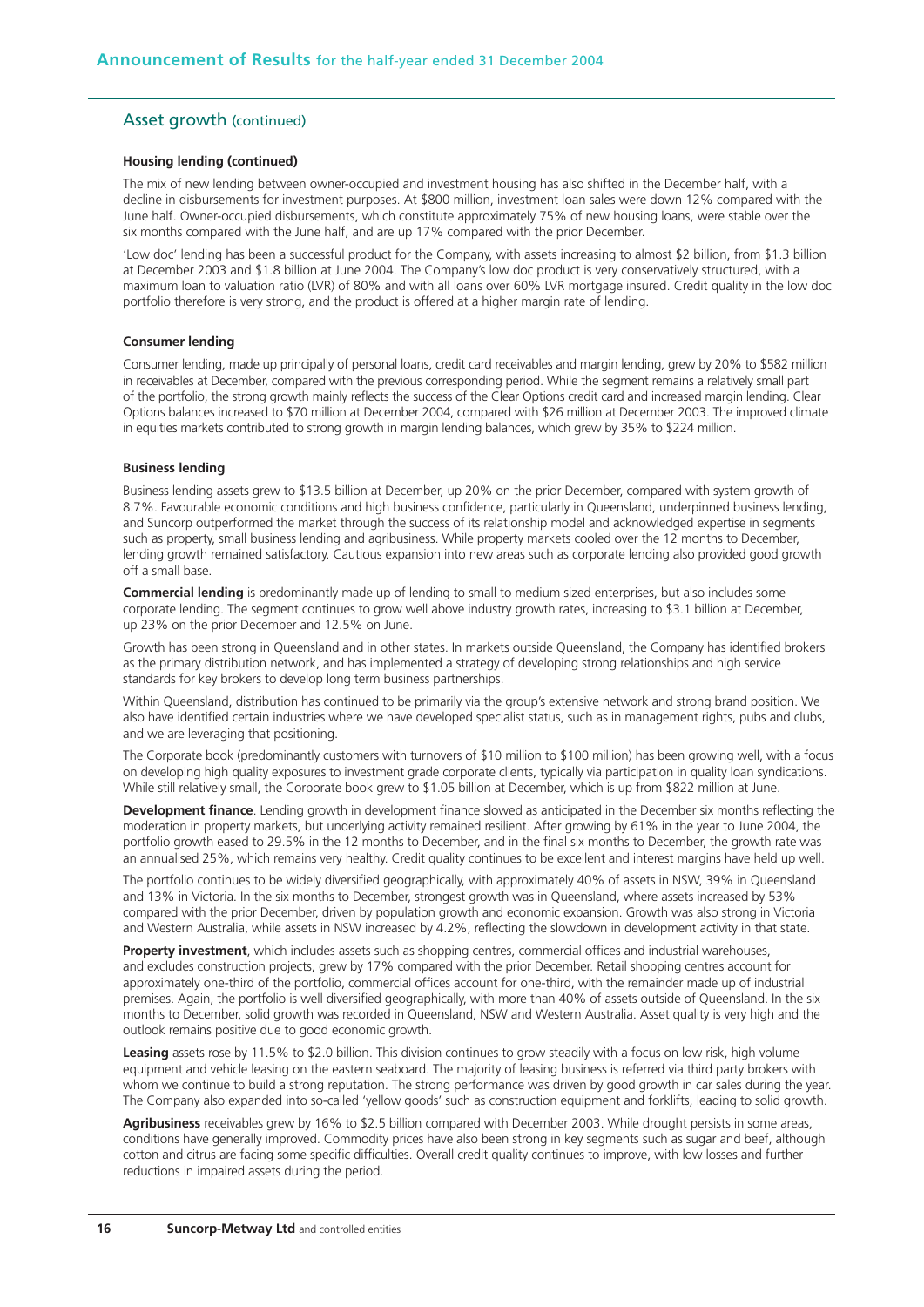## Asset growth (continued)

### Housing lending (continued)

The mix of new lending between owner-occupied and investment housing has also shifted in the December half, with a decline in disbursements for investment purposes. At $800 million, investment loan sales were down 12% compared with the June half. Owner-occupied disbursements, which constitute approximately 75% of new housing loans, were stable over the six months compared with the June half, and are up 17% compared with the prior December.

'Low doc' lending has been a successful product for the Company, with assets increasing to almost $2 billion, from $1.3 billion at December 2003 and $1.8 billion at June 2004. The Company's low doc product is very conservatively structured, with a maximum loan to valuation ratio (LVR) of 80% and with all loans over 60% LVR mortgage insured. Credit quality in the low doc portfolio therefore is very strong, and the product is offered at a higher margin rate of lending.

### Consumer lending

Consumer lending, made up principally of personal loans, credit card receivables and margin lending, grew by 20% to $582 million in receivables at December, compared with the previous corresponding period. While the segment remains a relatively small part of the portfolio, the strong growth mainly reflects the success of the Clear Options credit card and increased margin lending. Clear Options balances increased to $70 million at December 2004, compared with $26 million at December 2003. The improved climate in equities markets contributed to strong growth in margin lending balances, which grew by 35% to $224 million.

### Business lending

Business lending assets grew to $13.5 billion at December, up 20% on the prior December, compared with system growth of 8.7%. Favourable economic conditions and high business confidence, particularly in Queensland, underpinned business lending, and Suncorp outperformed the market through the success of its relationship model and acknowledged expertise in segments such as property, small business lending and agribusiness. While property markets cooled over the 12 months to December, lending growth remained satisfactory. Cautious expansion into new areas such as corporate lending also provided good growth off a small base.

**Commercial lending** is predominantly made up of lending to small to medium sized enterprises, but also includes some corporate lending. The segment continues to grow well above industry growth rates, increasing to $3.1 billion at December, up 23% on the prior December and 12.5% on June.

Growth has been strong in Queensland and in other states. In markets outside Queensland, the Company has identified brokers as the primary distribution network, and has implemented a strategy of developing strong relationships and high service standards for key brokers to develop long term business partnerships.

Within Queensland, distribution has continued to be primarily via the group's extensive network and strong brand position. We also have identified certain industries where we have developed specialist status, such as in management rights, pubs and clubs, and we are leveraging that positioning.

The Corporate book (predominantly customers with turnovers of $10 million to $100 million) has been growing well, with a focus on developing high quality exposures to investment grade corporate clients, typically via participation in quality loan syndications. While still relatively small, the Corporate book grew to $1.05 billion at December, which is up from $822 million at June.

**Development finance**. Lending growth in development finance slowed as anticipated in the December six months reflecting the moderation in property markets, but underlying activity remained resilient. After growing by 61% in the year to June 2004, the portfolio growth eased to 29.5% in the 12 months to December, and in the final six months to December, the growth rate was an annualised 25%, which remains very healthy. Credit quality continues to be excellent and interest margins have held up well.

The portfolio continues to be widely diversified geographically, with approximately 40% of assets in NSW, 39% in Queensland and 13% in Victoria. In the six months to December, strongest growth was in Queensland, where assets increased by 53% compared with the prior December, driven by population growth and economic expansion. Growth was also strong in Victoria and Western Australia, while assets in NSW increased by 4.2%, reflecting the slowdown in development activity in that state.

**Property investment**, which includes assets such as shopping centres, commercial offices and industrial warehouses, and excludes construction projects, grew by 17% compared with the prior December. Retail shopping centres account for approximately one-third of the portfolio, commercial offices account for one-third, with the remainder made up of industrial premises. Again, the portfolio is well diversified geographically, with more than 40% of assets outside of Queensland. In the six months to December, solid growth was recorded in Queensland, NSW and Western Australia. Asset quality is very high and the outlook remains positive due to good economic growth.

**Leasing** assets rose by 11.5% to $2.0 billion. This division continues to grow steadily with a focus on low risk, high volume equipment and vehicle leasing on the eastern seaboard. The majority of leasing business is referred via third party brokers with whom we continue to build a strong reputation. The strong performance was driven by good growth in car sales during the year. The Company also expanded into so-called 'yellow goods' such as construction equipment and forklifts, leading to solid growth.

**Agribusiness** receivables grew by 16% to $2.5 billion compared with December 2003. While drought persists in some areas, conditions have generally improved. Commodity prices have also been strong in key segments such as sugar and beef, although cotton and citrus are facing some specific difficulties. Overall credit quality continues to improve, with low losses and further reductions in impaired assets during the period.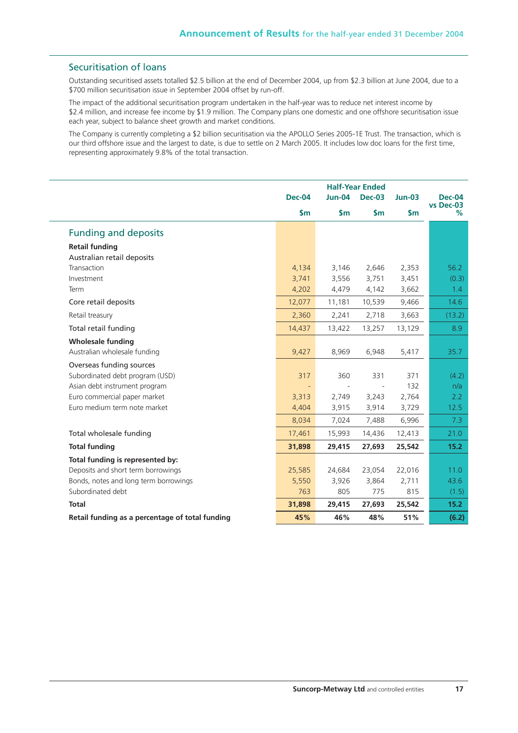## Securitisation of loans

Outstanding securitised assets totalled $2.5 billion at the end of December 2004, up from $2.3 billion at June 2004, due to a $700 million securitisation issue in September 2004 offset by run-off.

The impact of the additional securitisation program undertaken in the half-year was to reduce net interest income by $2.4 million, and increase fee income by $1.9 million. The Company plans one domestic and one offshore securitisation issue each year, subject to balance sheet growth and market conditions.

The Company is currently completing a $2 billion securitisation via the APOLLO Series 2005-1E Trust. The transaction, which is our third offshore issue and the largest to date, is due to settle on 2 March 2005. It includes low doc loans for the first time, representing approximately 9.8% of the total transaction.

| | Half-Year Ended | | | | |
|---|---|---|---|---|---|
| | Dec-04 | Jun-04 | Dec-03 | Jun-03 | Dec-04 vs Dec-03 |
| | $m | $m | $m | $m | % |
| **Funding and deposits** | | | | | |
| **Retail funding** | | | | | |
| Australian retail deposits | | | | | |
| Transaction | 4,134 | 3,146 | 2,646 | 2,353 | 56.2 |
| Investment | 3,741 | 3,556 | 3,751 | 3,451 | (0.3) |
| Term | 4,202 | 4,479 | 4,142 | 3,662 | 1.4 |
| Core retail deposits | 12,077 | 11,181 | 10,539 | 9,466 | 14.6 |
| Retail treasury | 2,360 | 2,241 | 2,718 | 3,663 | (13.2) |
| Total retail funding | 14,437 | 13,422 | 13,257 | 13,129 | 8.9 |
| **Wholesale funding** | | | | | |
| Australian wholesale funding | 9,427 | 8,969 | 6,948 | 5,417 | 35.7 |
| Overseas funding sources | | | | | |
| Subordinated debt program (USD) | 317 | 360 | 331 | 371 | (4.2) |
| Asian debt instrument program | - | - | - | 132 | n/a |
| Euro commercial paper market | 3,313 | 2,749 | 3,243 | 2,764 | 2.2 |
| Euro medium term note market | 4,404 | 3,915 | 3,914 | 3,729 | 12.5 |
| | 8,034 | 7,024 | 7,488 | 6,996 | 7.3 |
| Total wholesale funding | 17,461 | 15,993 | 14,436 | 12,413 | 21.0 |
| **Total funding** | **31,898** | **29,415** | **27,693** | **25,542** | **15.2** |
| **Total funding is represented by:** | | | | | |
| Deposits and short term borrowings | 25,585 | 24,684 | 23,054 | 22,016 | 11.0 |
| Bonds, notes and long term borrowings | 5,550 | 3,926 | 3,864 | 2,711 | 43.6 |
| Subordinated debt | 763 | 805 | 775 | 815 | (1.5) |
| **Total** | **31,898** | **29,415** | **27,693** | **25,542** | **15.2** |
| **Retail funding as a percentage of total funding** | **45%** | **46%** | **48%** | **51%** | **(6.2)** |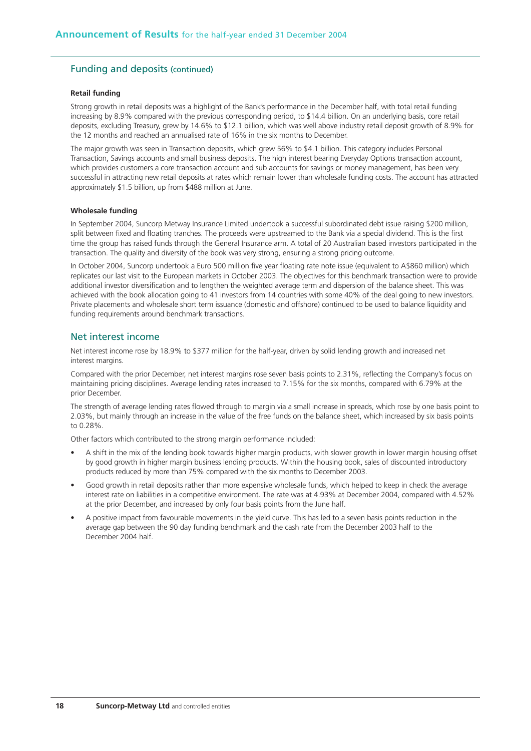## Funding and deposits (continued)

**Retail funding**

Strong growth in retail deposits was a highlight of the Bank's performance in the December half, with total retail funding increasing by 8.9% compared with the previous corresponding period, to $14.4 billion. On an underlying basis, core retail deposits, excluding Treasury, grew by 14.6% to $12.1 billion, which was well above industry retail deposit growth of 8.9% for the 12 months and reached an annualised rate of 16% in the six months to December.

The major growth was seen in Transaction deposits, which grew 56% to $4.1 billion. This category includes Personal Transaction, Savings accounts and small business deposits. The high interest bearing Everyday Options transaction account, which provides customers a core transaction account and sub accounts for savings or money management, has been very successful in attracting new retail deposits at rates which remain lower than wholesale funding costs. The account has attracted approximately $1.5 billion, up from $488 million at June.

**Wholesale funding**

In September 2004, Suncorp Metway Insurance Limited undertook a successful subordinated debt issue raising $200 million, split between fixed and floating tranches. The proceeds were upstreamed to the Bank via a special dividend. This is the first time the group has raised funds through the General Insurance arm. A total of 20 Australian based investors participated in the transaction. The quality and diversity of the book was very strong, ensuring a strong pricing outcome.

In October 2004, Suncorp undertook a Euro 500 million five year floating rate note issue (equivalent to A$860 million) which replicates our last visit to the European markets in October 2003. The objectives for this benchmark transaction were to provide additional investor diversification and to lengthen the weighted average term and dispersion of the balance sheet. This was achieved with the book allocation going to 41 investors from 14 countries with some 40% of the deal going to new investors. Private placements and wholesale short term issuance (domestic and offshore) continued to be used to balance liquidity and funding requirements around benchmark transactions.

## Net interest income

Net interest income rose by 18.9% to $377 million for the half-year, driven by solid lending growth and increased net interest margins.

Compared with the prior December, net interest margins rose seven basis points to 2.31%, reflecting the Company's focus on maintaining pricing disciplines. Average lending rates increased to 7.15% for the six months, compared with 6.79% at the prior December.

The strength of average lending rates flowed through to margin via a small increase in spreads, which rose by one basis point to 2.03%, but mainly through an increase in the value of the free funds on the balance sheet, which increased by six basis points to 0.28%.

Other factors which contributed to the strong margin performance included:

- A shift in the mix of the lending book towards higher margin products, with slower growth in lower margin housing offset by good growth in higher margin business lending products. Within the housing book, sales of discounted introductory products reduced by more than 75% compared with the six months to December 2003.
- Good growth in retail deposits rather than more expensive wholesale funds, which helped to keep in check the average interest rate on liabilities in a competitive environment. The rate was at 4.93% at December 2004, compared with 4.52% at the prior December, and increased by only four basis points from the June half.
- A positive impact from favourable movements in the yield curve. This has led to a seven basis points reduction in the average gap between the 90 day funding benchmark and the cash rate from the December 2003 half to the December 2004 half.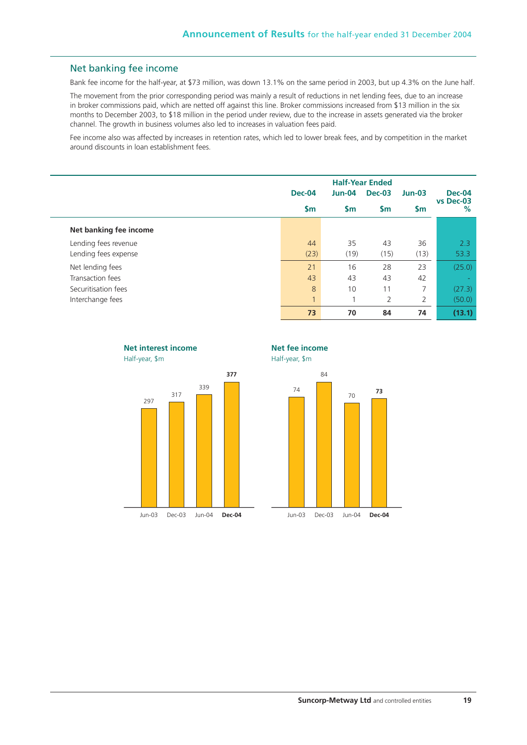## Net banking fee income

Bank fee income for the half-year, at $73 million, was down 13.1% on the same period in 2003, but up 4.3% on the June half.

The movement from the prior corresponding period was mainly a result of reductions in net lending fees, due to an increase in broker commissions paid, which are netted off against this line. Broker commissions increased from $13 million in the six months to December 2003, to $18 million in the period under review, due to the increase in assets generated via the broker channel. The growth in business volumes also led to increases in valuation fees paid.

Fee income also was affected by increases in retention rates, which led to lower break fees, and by competition in the market around discounts in loan establishment fees.

| | Half-Year Ended | | | | |
|---|---|---|---|---|---|
| | Dec-04 | Jun-04 | Dec-03 | Jun-03 | Dec-04 vs Dec-03 |
| | $m | $m | $m | $m | % |
| **Net banking fee income** | | | | | |
| Lending fees revenue | 44 | 35 | 43 | 36 | 2.3 |
| Lending fees expense | (23) | (19) | (15) | (13) | 53.3 |
| Net lending fees | 21 | 16 | 28 | 23 | (25.0) |
| Transaction fees | 43 | 43 | 43 | 42 | - |
| Securitisation fees | 8 | 10 | 11 | 7 | (27.3) |
| Interchange fees | 1 | 1 | 2 | 2 | (50.0) |
| | **73** | **70** | **84** | **74** | **(13.1)** |

**Net interest income**
Half-year, $m

| Jun-03 | Dec-03 | Jun-04 | **Dec-04** |
|---|---|---|---|
| 297 | 317 | 339 | **377** |

**Net fee income**
Half-year, $m

| Jun-03 | Dec-03 | Jun-04 | **Dec-04** |
|---|---|---|---|
| 74 | 84 | 70 | **73** |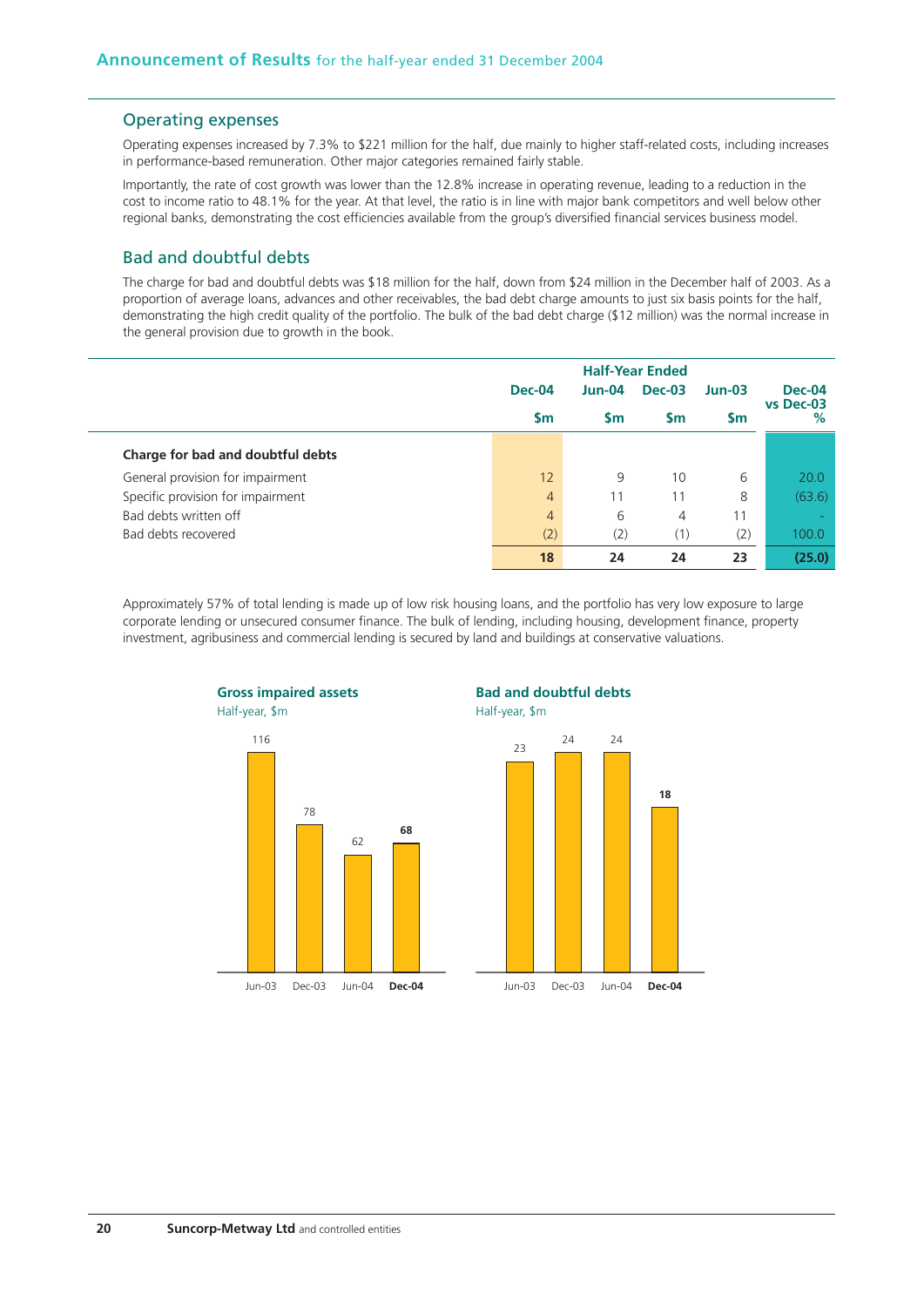## Operating expenses

Operating expenses increased by 7.3% to $221 million for the half, due mainly to higher staff-related costs, including increases in performance-based remuneration. Other major categories remained fairly stable.

Importantly, the rate of cost growth was lower than the 12.8% increase in operating revenue, leading to a reduction in the cost to income ratio to 48.1% for the year. At that level, the ratio is in line with major bank competitors and well below other regional banks, demonstrating the cost efficiencies available from the group's diversified financial services business model.

## Bad and doubtful debts

The charge for bad and doubtful debts was $18 million for the half, down from $24 million in the December half of 2003. As a proportion of average loans, advances and other receivables, the bad debt charge amounts to just six basis points for the half, demonstrating the high credit quality of the portfolio. The bulk of the bad debt charge ($12 million) was the normal increase in the general provision due to growth in the book.

| | Half-Year Ended | | | | |
|---|---|---|---|---|---|
| | Dec-04 | Jun-04 | Dec-03 | Jun-03 | Dec-04 vs Dec-03 |
| | $m | $m | $m | $m | % |
| **Charge for bad and doubtful debts** | | | | | |
| General provision for impairment | 12 | 9 | 10 | 6 | 20.0 |
| Specific provision for impairment | 4 | 11 | 11 | 8 | (63.6) |
| Bad debts written off | 4 | 6 | 4 | 11 | - |
| Bad debts recovered | (2) | (2) | (1) | (2) | 100.0 |
| | **18** | **24** | **24** | **23** | **(25.0)** |

Approximately 57% of total lending is made up of low risk housing loans, and the portfolio has very low exposure to large corporate lending or unsecured consumer finance. The bulk of lending, including housing, development finance, property investment, agribusiness and commercial lending is secured by land and buildings at conservative valuations.

**Gross impaired assets**
Half-year, $m

| Jun-03 | Dec-03 | Jun-04 | **Dec-04** |
|---|---|---|---|
| 116 | 78 | 62 | **68** |

**Bad and doubtful debts**
Half-year, $m

| Jun-03 | Dec-03 | Jun-04 | **Dec-04** |
|---|---|---|---|
| 23 | 24 | 24 | **18** |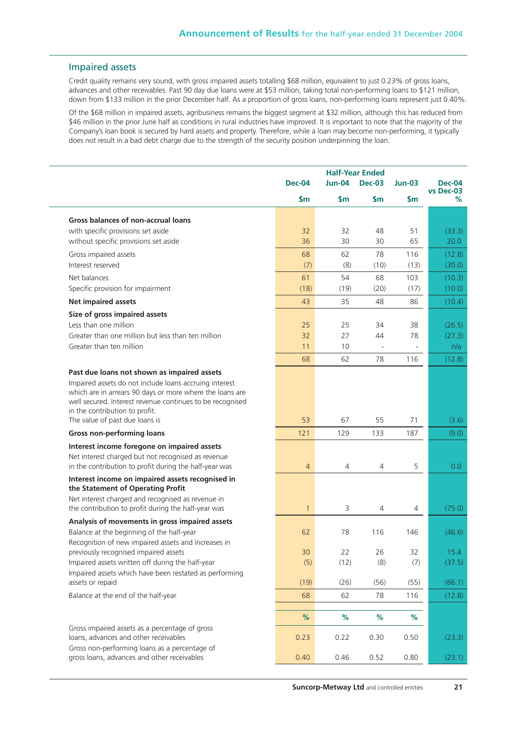## Impaired assets

Credit quality remains very sound, with gross impaired assets totalling $68 million, equivalent to just 0.23% of gross loans, advances and other receivables. Past 90 day due loans were at $53 million, taking total non-performing loans to $121 million, down from $133 million in the prior December half. As a proportion of gross loans, non-performing loans represent just 0.40%.

Of the $68 million in impaired assets, agribusiness remains the biggest segment at $32 million, although this has reduced from $46 million in the prior June half as conditions in rural industries have improved. It is important to note that the majority of the Company's loan book is secured by hard assets and property. Therefore, while a loan may become non-performing, it typically does not result in a bad debt charge due to the strength of the security position underpinning the loan.

| | Half-Year Ended | | | | |
|---|---|---|---|---|---|
| | Dec-04 | Jun-04 | Dec-03 | Jun-03 | Dec-04 vs Dec-03 |
| | $m | $m | $m | $m | % |
| **Gross balances of non-accrual loans** | | | | | |
| with specific provisions set aside | 32 | 32 | 48 | 51 | (33.3) |
| without specific provisions set aside | 36 | 30 | 30 | 65 | 20.0 |
| Gross impaired assets | 68 | 62 | 78 | 116 | (12.8) |
| Interest reserved | (7) | (8) | (10) | (13) | (30.0) |
| Net balances | 61 | 54 | 68 | 103 | (10.3) |
| Specific provision for impairment | (18) | (19) | (20) | (17) | (10.0) |
| **Net impaired assets** | 43 | 35 | 48 | 86 | (10.4) |
| **Size of gross impaired assets** | | | | | |
| Less than one million | 25 | 25 | 34 | 38 | (26.5) |
| Greater than one million but less than ten million | 32 | 27 | 44 | 78 | (27.3) |
| Greater than ten million | 11 | 10 | - | - | n/a |
| | 68 | 62 | 78 | 116 | (12.8) |
| **Past due loans not shown as impaired assets** | | | | | |
| Impaired assets do not include loans accruing interest which are in arrears 90 days or more where the loans are well secured. Interest revenue continues to be recognised in the contribution to profit. The value of past due loans is | 53 | 67 | 55 | 71 | (3.6) |
| **Gross non-performing loans** | 121 | 129 | 133 | 187 | (9.0) |
| **Interest income foregone on impaired assets** | | | | | |
| Net interest charged but not recognised as revenue in the contribution to profit during the half-year was | 4 | 4 | 4 | 5 | 0.0 |
| **Interest income on impaired assets recognised in the Statement of Operating Profit** | | | | | |
| Net interest charged and recognised as revenue in the contribution to profit during the half-year was | 1 | 3 | 4 | 4 | (75.0) |
| **Analysis of movements in gross impaired assets** | | | | | |
| Balance at the beginning of the half-year | 62 | 78 | 116 | 146 | (46.6) |
| Recognition of new impaired assets and increases in previously recognised impaired assets | 30 | 22 | 26 | 32 | 15.4 |
| Impaired assets written off during the half-year | (5) | (12) | (8) | (7) | (37.5) |
| Impaired assets which have been restated as performing assets or repaid | (19) | (26) | (56) | (55) | (66.1) |
| Balance at the end of the half-year | 68 | 62 | 78 | 116 | (12.8) |
| | % | % | % | % | |
| Gross impaired assets as a percentage of gross loans, advances and other receivables | 0.23 | 0.22 | 0.30 | 0.50 | (23.3) |
| Gross non-performing loans as a percentage of gross loans, advances and other receivables | 0.40 | 0.46 | 0.52 | 0.80 | (23.1) |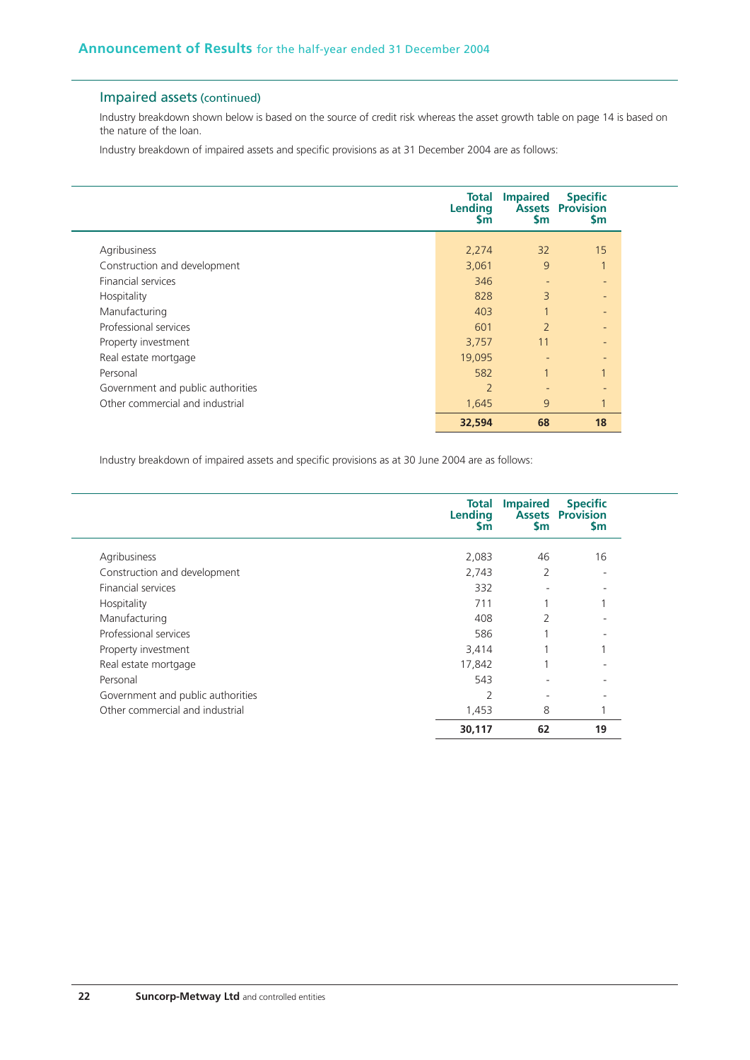## Impaired assets (continued)

Industry breakdown shown below is based on the source of credit risk whereas the asset growth table on page 14 is based on the nature of the loan.

Industry breakdown of impaired assets and specific provisions as at 31 December 2004 are as follows:

| | Total Lending $m | Impaired Assets $m | Specific Provision $m |
|---|---|---|---|
| Agribusiness | 2,274 | 32 | 15 |
| Construction and development | 3,061 | 9 | 1 |
| Financial services | 346 | - | - |
| Hospitality | 828 | 3 | - |
| Manufacturing | 403 | 1 | - |
| Professional services | 601 | 2 | - |
| Property investment | 3,757 | 11 | - |
| Real estate mortgage | 19,095 | - | - |
| Personal | 582 | 1 | 1 |
| Government and public authorities | 2 | - | - |
| Other commercial and industrial | 1,645 | 9 | 1 |
| | **32,594** | **68** | **18** |

Industry breakdown of impaired assets and specific provisions as at 30 June 2004 are as follows:

| | Total Lending $m | Impaired Assets $m | Specific Provision $m |
|---|---|---|---|
| Agribusiness | 2,083 | 46 | 16 |
| Construction and development | 2,743 | 2 | - |
| Financial services | 332 | - | - |
| Hospitality | 711 | 1 | 1 |
| Manufacturing | 408 | 2 | - |
| Professional services | 586 | 1 | - |
| Property investment | 3,414 | 1 | 1 |
| Real estate mortgage | 17,842 | 1 | - |
| Personal | 543 | - | - |
| Government and public authorities | 2 | - | - |
| Other commercial and industrial | 1,453 | 8 | 1 |
| | **30,117** | **62** | **19** |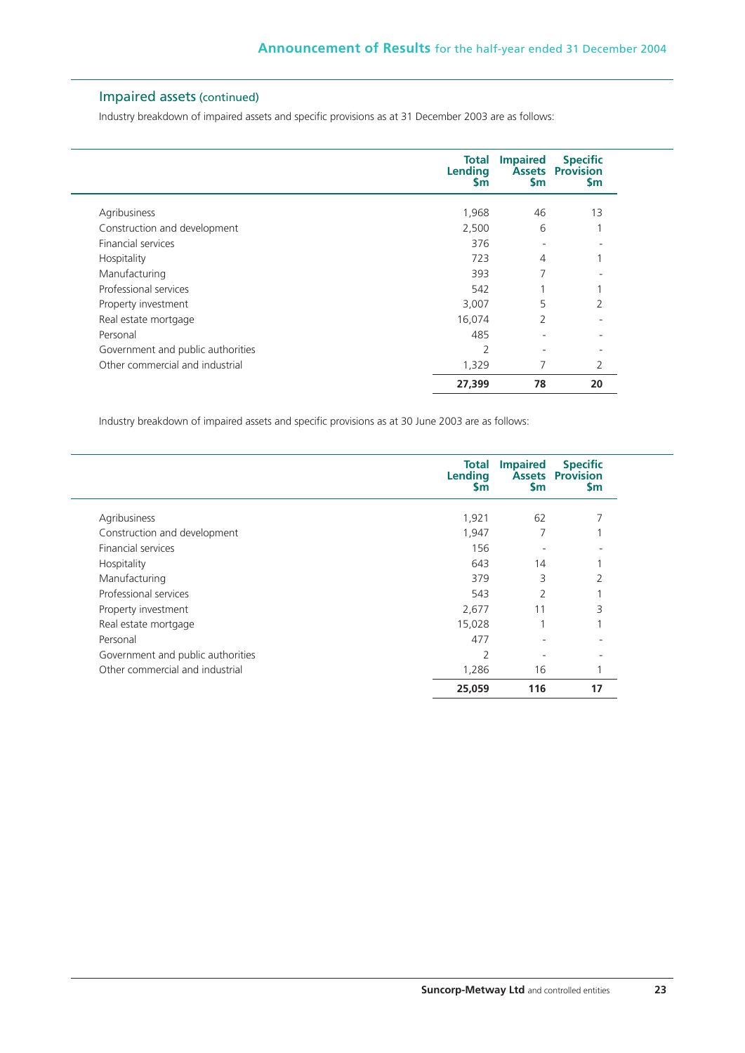## Impaired assets (continued)

Industry breakdown of impaired assets and specific provisions as at 31 December 2003 are as follows:

| | Total Lending $m | Impaired Assets $m | Specific Provision $m |
|---|---|---|---|
| Agribusiness | 1,968 | 46 | 13 |
| Construction and development | 2,500 | 6 | 1 |
| Financial services | 376 | - | - |
| Hospitality | 723 | 4 | 1 |
| Manufacturing | 393 | 7 | - |
| Professional services | 542 | 1 | 1 |
| Property investment | 3,007 | 5 | 2 |
| Real estate mortgage | 16,074 | 2 | - |
| Personal | 485 | - | - |
| Government and public authorities | 2 | - | - |
| Other commercial and industrial | 1,329 | 7 | 2 |
| | **27,399** | **78** | **20** |

Industry breakdown of impaired assets and specific provisions as at 30 June 2003 are as follows:

| | Total Lending $m | Impaired Assets $m | Specific Provision $m |
|---|---|---|---|
| Agribusiness | 1,921 | 62 | 7 |
| Construction and development | 1,947 | 7 | 1 |
| Financial services | 156 | - | - |
| Hospitality | 643 | 14 | 1 |
| Manufacturing | 379 | 3 | 2 |
| Professional services | 543 | 2 | 1 |
| Property investment | 2,677 | 11 | 3 |
| Real estate mortgage | 15,028 | 1 | 1 |
| Personal | 477 | - | - |
| Government and public authorities | 2 | - | - |
| Other commercial and industrial | 1,286 | 16 | 1 |
| | **25,059** | **116** | **17** |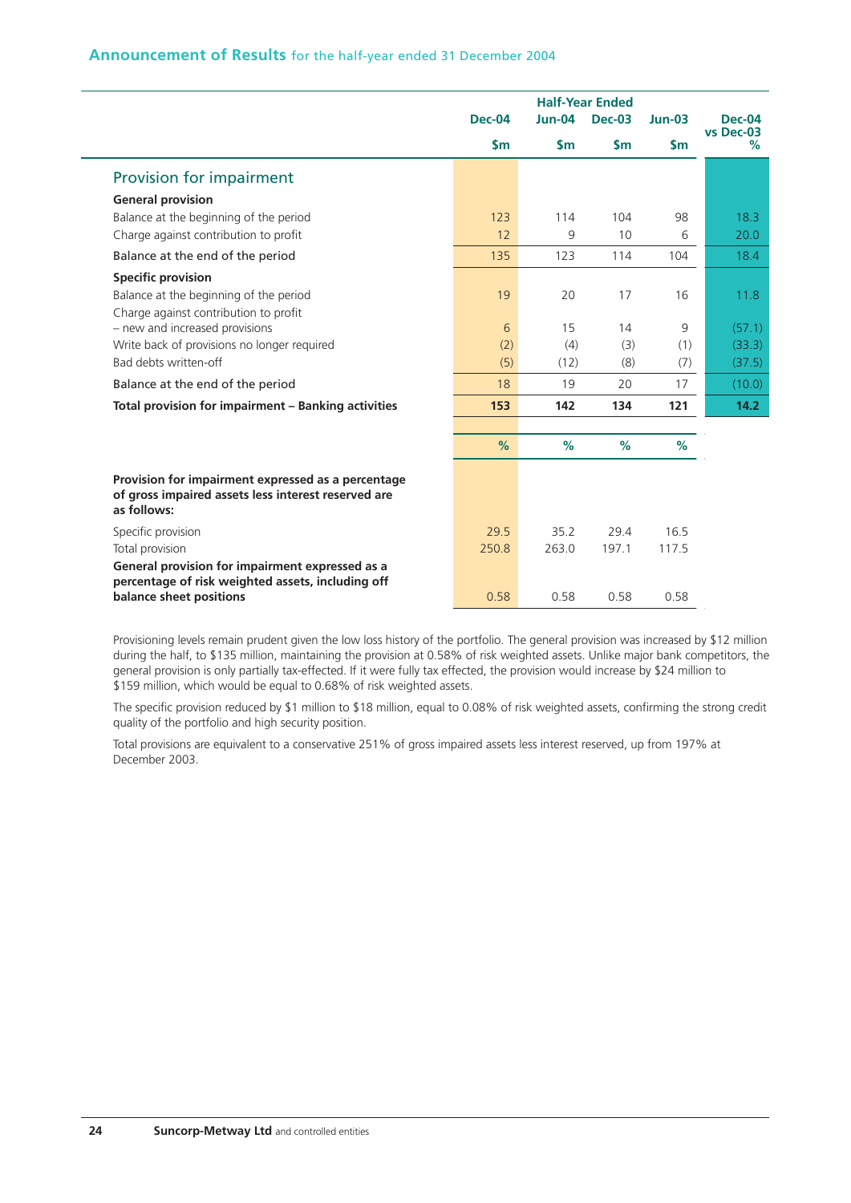## Provision for impairment

| | Half-Year Ended | | | | |
|---|---|---|---|---|---|
| | Dec-04 | Jun-04 | Dec-03 | Jun-03 | Dec-04 vs Dec-03 |
| | $m | $m | $m | $m | % |
| **General provision** | | | | | |
| Balance at the beginning of the period | 123 | 114 | 104 | 98 | 18.3 |
| Charge against contribution to profit | 12 | 9 | 10 | 6 | 20.0 |
| Balance at the end of the period | 135 | 123 | 114 | 104 | 18.4 |
| **Specific provision** | | | | | |
| Balance at the beginning of the period | 19 | 20 | 17 | 16 | 11.8 |
| Charge against contribution to profit | | | | | |
| – new and increased provisions | 6 | 15 | 14 | 9 | (57.1) |
| Write back of provisions no longer required | (2) | (4) | (3) | (1) | (33.3) |
| Bad debts written-off | (5) | (12) | (8) | (7) | (37.5) |
| Balance at the end of the period | 18 | 19 | 20 | 17 | (10.0) |
| **Total provision for impairment – Banking activities** | **153** | **142** | **134** | **121** | **14.2** |
| | **%** | **%** | **%** | **%** | |
| **Provision for impairment expressed as a percentage of gross impaired assets less interest reserved are as follows:** | | | | | |
| Specific provision | 29.5 | 35.2 | 29.4 | 16.5 | |
| Total provision | 250.8 | 263.0 | 197.1 | 117.5 | |
| **General provision for impairment expressed as a percentage of risk weighted assets, including off balance sheet positions** | 0.58 | 0.58 | 0.58 | 0.58 | |

Provisioning levels remain prudent given the low loss history of the portfolio. The general provision was increased by $12 million during the half, to $135 million, maintaining the provision at 0.58% of risk weighted assets. Unlike major bank competitors, the general provision is only partially tax-effected. If it were fully tax effected, the provision would increase by $24 million to $159 million, which would be equal to 0.68% of risk weighted assets.

The specific provision reduced by $1 million to $18 million, equal to 0.08% of risk weighted assets, confirming the strong credit quality of the portfolio and high security position.

Total provisions are equivalent to a conservative 251% of gross impaired assets less interest reserved, up from 197% at December 2003.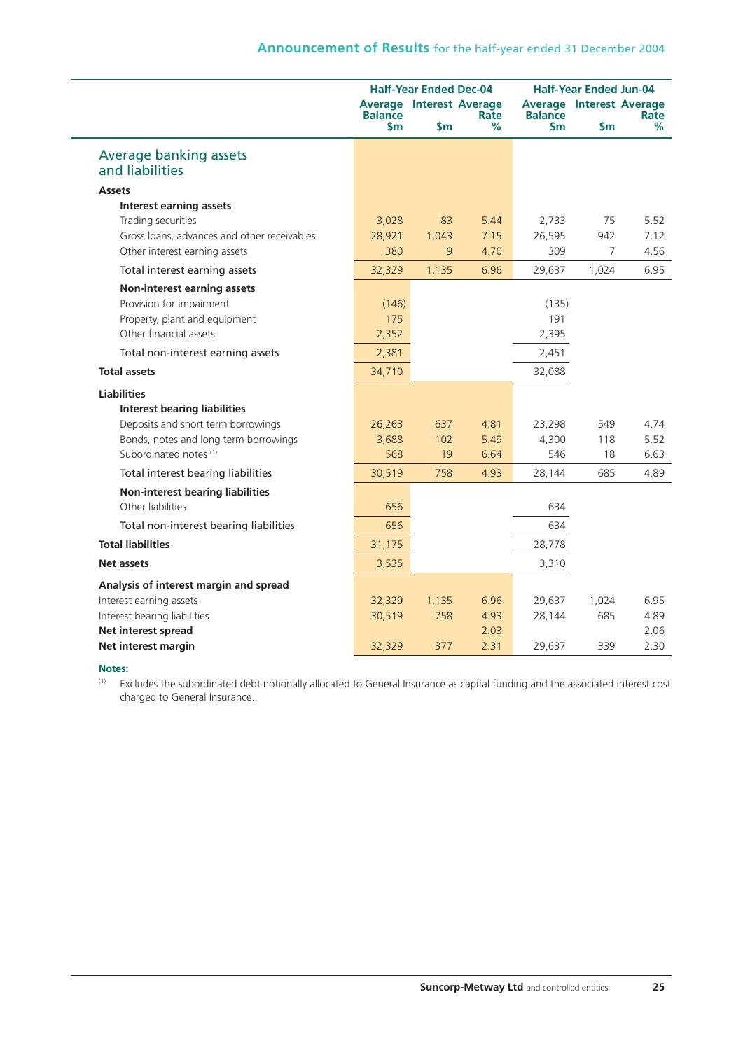## Average banking assets and liabilities

| | Half-Year Ended Dec-04 | | | Half-Year Ended Jun-04 | | |
|---|---|---|---|---|---|---|
| | Average Balance $m | Interest $m | Average Rate % | Average Balance $m | Interest $m | Average Rate % |
| **Assets** | | | | | | |
| **Interest earning assets** | | | | | | |
| Trading securities | 3,028 | 83 | 5.44 | 2,733 | 75 | 5.52 |
| Gross loans, advances and other receivables | 28,921 | 1,043 | 7.15 | 26,595 | 942 | 7.12 |
| Other interest earning assets | 380 | 9 | 4.70 | 309 | 7 | 4.56 |
| Total interest earning assets | 32,329 | 1,135 | 6.96 | 29,637 | 1,024 | 6.95 |
| **Non-interest earning assets** | | | | | | |
| Provision for impairment | (146) | | | (135) | | |
| Property, plant and equipment | 175 | | | 191 | | |
| Other financial assets | 2,352 | | | 2,395 | | |
| Total non-interest earning assets | 2,381 | | | 2,451 | | |
| **Total assets** | 34,710 | | | 32,088 | | |
| **Liabilities** | | | | | | |
| **Interest bearing liabilities** | | | | | | |
| Deposits and short term borrowings | 26,263 | 637 | 4.81 | 23,298 | 549 | 4.74 |
| Bonds, notes and long term borrowings | 3,688 | 102 | 5.49 | 4,300 | 118 | 5.52 |
| Subordinated notes [1] | 568 | 19 | 6.64 | 546 | 18 | 6.63 |
| Total interest bearing liabilities | 30,519 | 758 | 4.93 | 28,144 | 685 | 4.89 |
| **Non-interest bearing liabilities** | | | | | | |
| Other liabilities | 656 | | | 634 | | |
| Total non-interest bearing liabilities | 656 | | | 634 | | |
| **Total liabilities** | 31,175 | | | 28,778 | | |
| **Net assets** | 3,535 | | | 3,310 | | |
| **Analysis of interest margin and spread** | | | | | | |
| Interest earning assets | 32,329 | 1,135 | 6.96 | 29,637 | 1,024 | 6.95 |
| Interest bearing liabilities | 30,519 | 758 | 4.93 | 28,144 | 685 | 4.89 |
| **Net interest spread** | | | 2.03 | | | 2.06 |
| **Net interest margin** | 32,329 | 377 | 2.31 | 29,637 | 339 | 2.30 |

**Notes:**

[1] Excludes the subordinated debt notionally allocated to General Insurance as capital funding and the associated interest cost charged to General Insurance.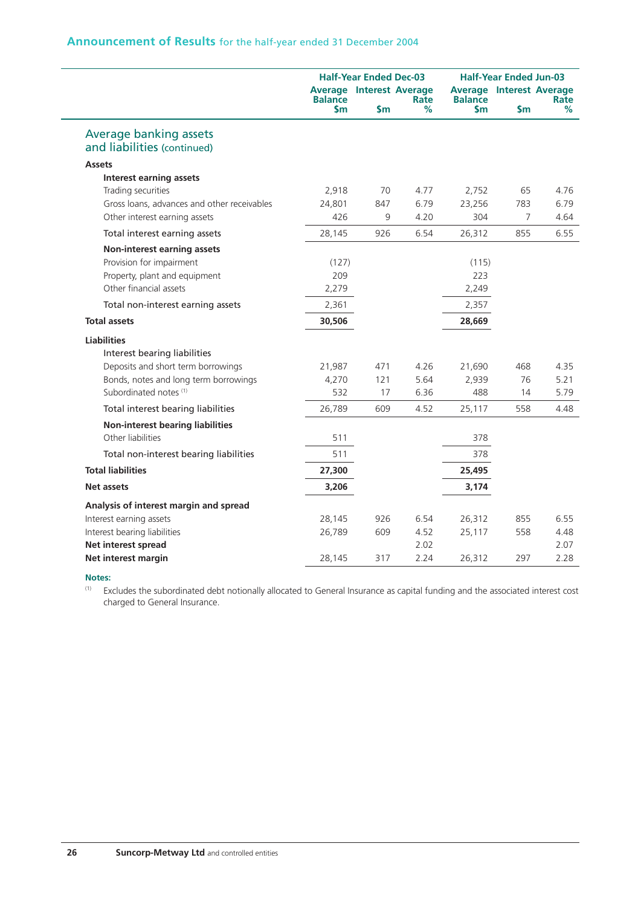## Announcement of Results for the half-year ended 31 December 2004

| | Half-Year Ended Dec-03 | | | Half-Year Ended Jun-03 | | |
|---|---|---|---|---|---|---|
| | Average Balance $m | Interest $m | Average Rate % | Average Balance $m | Interest $m | Average Rate % |
| **Average banking assets and liabilities (continued)** | | | | | | |
| **Assets** | | | | | | |
| **Interest earning assets** | | | | | | |
| Trading securities | 2,918 | 70 | 4.77 | 2,752 | 65 | 4.76 |
| Gross loans, advances and other receivables | 24,801 | 847 | 6.79 | 23,256 | 783 | 6.79 |
| Other interest earning assets | 426 | 9 | 4.20 | 304 | 7 | 4.64 |
| Total interest earning assets | 28,145 | 926 | 6.54 | 26,312 | 855 | 6.55 |
| **Non-interest earning assets** | | | | | | |
| Provision for impairment | (127) | | | (115) | | |
| Property, plant and equipment | 209 | | | 223 | | |
| Other financial assets | 2,279 | | | 2,249 | | |
| Total non-interest earning assets | 2,361 | | | 2,357 | | |
| **Total assets** | **30,506** | | | **28,669** | | |
| **Liabilities** | | | | | | |
| Interest bearing liabilities | | | | | | |
| Deposits and short term borrowings | 21,987 | 471 | 4.26 | 21,690 | 468 | 4.35 |
| Bonds, notes and long term borrowings | 4,270 | 121 | 5.64 | 2,939 | 76 | 5.21 |
| Subordinated notes [1] | 532 | 17 | 6.36 | 488 | 14 | 5.79 |
| Total interest bearing liabilities | 26,789 | 609 | 4.52 | 25,117 | 558 | 4.48 |
| **Non-interest bearing liabilities** | | | | | | |
| Other liabilities | 511 | | | 378 | | |
| Total non-interest bearing liabilities | 511 | | | 378 | | |
| **Total liabilities** | **27,300** | | | **25,495** | | |
| **Net assets** | **3,206** | | | **3,174** | | |
| **Analysis of interest margin and spread** | | | | | | |
| Interest earning assets | 28,145 | 926 | 6.54 | 26,312 | 855 | 6.55 |
| Interest bearing liabilities | 26,789 | 609 | 4.52 | 25,117 | 558 | 4.48 |
| **Net interest spread** | | | 2.02 | | | 2.07 |
| **Net interest margin** | 28,145 | 317 | 2.24 | 26,312 | 297 | 2.28 |

**Notes:**

[1] Excludes the subordinated debt notionally allocated to General Insurance as capital funding and the associated interest cost charged to General Insurance.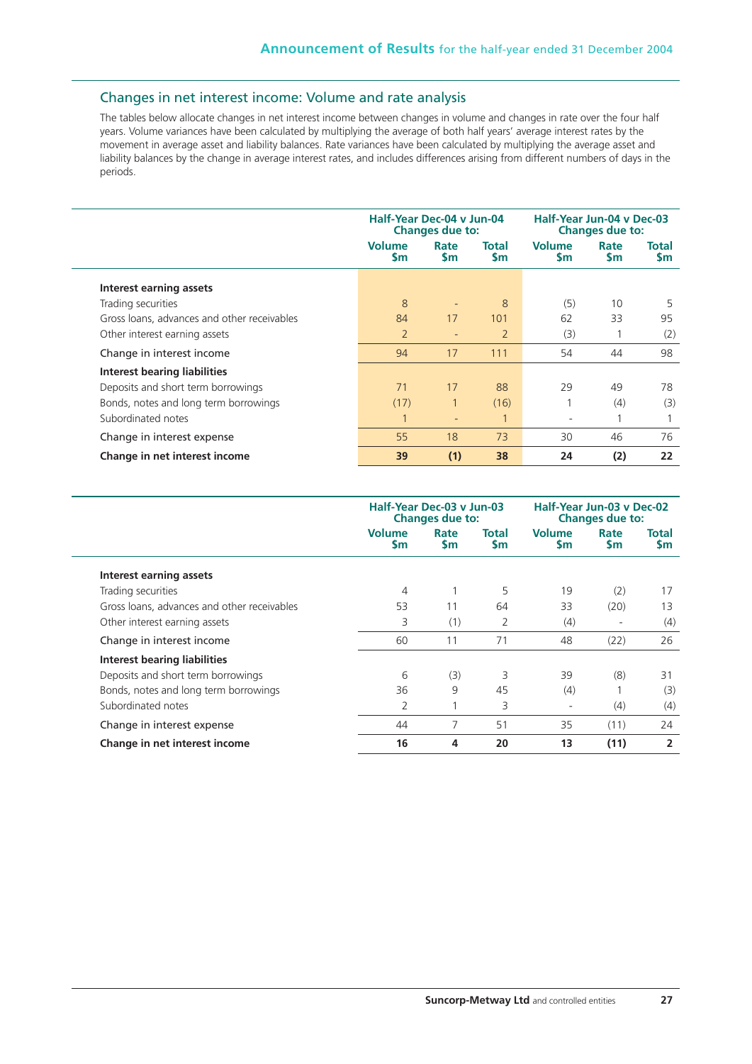## Changes in net interest income: Volume and rate analysis

The tables below allocate changes in net interest income between changes in volume and changes in rate over the four half years. Volume variances have been calculated by multiplying the average of both half years' average interest rates by the movement in average asset and liability balances. Rate variances have been calculated by multiplying the average asset and liability balances by the change in average interest rates, and includes differences arising from different numbers of days in the periods.

| | Half-Year Dec-04 v Jun-04 Changes due to: | | | Half-Year Jun-04 v Dec-03 Changes due to: | | |
|---|---|---|---|---|---|---|
| | Volume $m | Rate $m | Total $m | Volume $m | Rate $m | Total $m |
| **Interest earning assets** | | | | | | |
| Trading securities | 8 | - | 8 | (5) | 10 | 5 |
| Gross loans, advances and other receivables | 84 | 17 | 101 | 62 | 33 | 95 |
| Other interest earning assets | 2 | - | 2 | (3) | 1 | (2) |
| Change in interest income | 94 | 17 | 111 | 54 | 44 | 98 |
| **Interest bearing liabilities** | | | | | | |
| Deposits and short term borrowings | 71 | 17 | 88 | 29 | 49 | 78 |
| Bonds, notes and long term borrowings | (17) | 1 | (16) | 1 | (4) | (3) |
| Subordinated notes | 1 | - | 1 | - | 1 | 1 |
| Change in interest expense | 55 | 18 | 73 | 30 | 46 | 76 |
| **Change in net interest income** | **39** | **(1)** | **38** | **24** | **(2)** | **22** |

| | Half-Year Dec-03 v Jun-03 Changes due to: | | | Half-Year Jun-03 v Dec-02 Changes due to: | | |
|---|---|---|---|---|---|---|
| | Volume $m | Rate $m | Total $m | Volume $m | Rate $m | Total $m |
| **Interest earning assets** | | | | | | |
| Trading securities | 4 | 1 | 5 | 19 | (2) | 17 |
| Gross loans, advances and other receivables | 53 | 11 | 64 | 33 | (20) | 13 |
| Other interest earning assets | 3 | (1) | 2 | (4) | - | (4) |
| Change in interest income | 60 | 11 | 71 | 48 | (22) | 26 |
| **Interest bearing liabilities** | | | | | | |
| Deposits and short term borrowings | 6 | (3) | 3 | 39 | (8) | 31 |
| Bonds, notes and long term borrowings | 36 | 9 | 45 | (4) | 1 | (3) |
| Subordinated notes | 2 | 1 | 3 | - | (4) | (4) |
| Change in interest expense | 44 | 7 | 51 | 35 | (11) | 24 |
| **Change in net interest income** | **16** | **4** | **20** | **13** | **(11)** | **2** |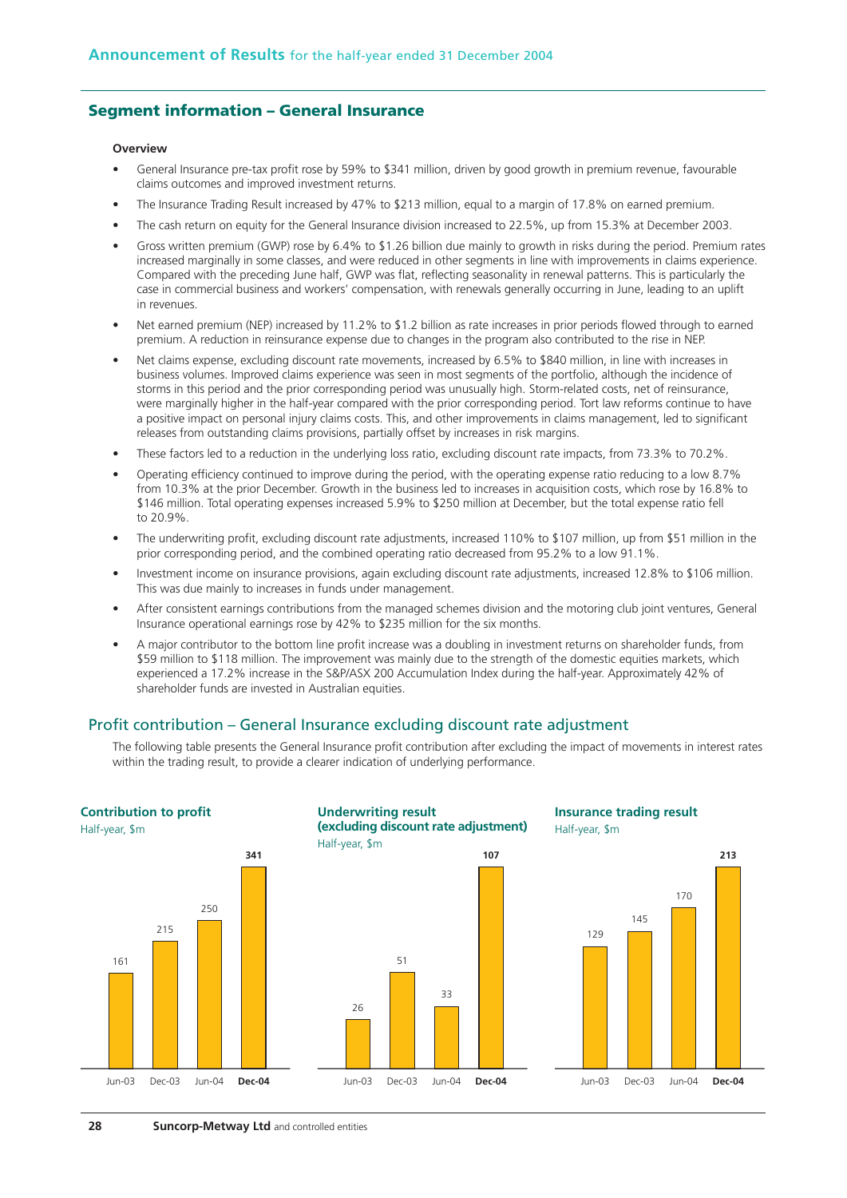## Segment information – General Insurance

### Overview

- General Insurance pre-tax profit rose by 59% to $341 million, driven by good growth in premium revenue, favourable claims outcomes and improved investment returns.
- The Insurance Trading Result increased by 47% to $213 million, equal to a margin of 17.8% on earned premium.
- The cash return on equity for the General Insurance division increased to 22.5%, up from 15.3% at December 2003.
- Gross written premium (GWP) rose by 6.4% to $1.26 billion due mainly to growth in risks during the period. Premium rates increased marginally in some classes, and were reduced in other segments in line with improvements in claims experience. Compared with the preceding June half, GWP was flat, reflecting seasonality in renewal patterns. This is particularly the case in commercial business and workers' compensation, with renewals generally occurring in June, leading to an uplift in revenues.
- Net earned premium (NEP) increased by 11.2% to $1.2 billion as rate increases in prior periods flowed through to earned premium. A reduction in reinsurance expense due to changes in the program also contributed to the rise in NEP.
- Net claims expense, excluding discount rate movements, increased by 6.5% to $840 million, in line with increases in business volumes. Improved claims experience was seen in most segments of the portfolio, although the incidence of storms in this period and the prior corresponding period was unusually high. Storm-related costs, net of reinsurance, were marginally higher in the half-year compared with the prior corresponding period. Tort law reforms continue to have a positive impact on personal injury claims costs. This, and other improvements in claims management, led to significant releases from outstanding claims provisions, partially offset by increases in risk margins.
- These factors led to a reduction in the underlying loss ratio, excluding discount rate impacts, from 73.3% to 70.2%.
- Operating efficiency continued to improve during the period, with the operating expense ratio reducing to a low 8.7% from 10.3% at the prior December. Growth in the business led to increases in acquisition costs, which rose by 16.8% to $146 million. Total operating expenses increased 5.9% to $250 million at December, but the total expense ratio fell to 20.9%.
- The underwriting profit, excluding discount rate adjustments, increased 110% to $107 million, up from $51 million in the prior corresponding period, and the combined operating ratio decreased from 95.2% to a low 91.1%.
- Investment income on insurance provisions, again excluding discount rate adjustments, increased 12.8% to $106 million. This was due mainly to increases in funds under management.
- After consistent earnings contributions from the managed schemes division and the motoring club joint ventures, General Insurance operational earnings rose by 42% to $235 million for the six months.
- A major contributor to the bottom line profit increase was a doubling in investment returns on shareholder funds, from $59 million to $118 million. The improvement was mainly due to the strength of the domestic equities markets, which experienced a 17.2% increase in the S&P/ASX 200 Accumulation Index during the half-year. Approximately 42% of shareholder funds are invested in Australian equities.

## Profit contribution – General Insurance excluding discount rate adjustment

The following table presents the General Insurance profit contribution after excluding the impact of movements in interest rates within the trading result, to provide a clearer indication of underlying performance.

**Contribution to profit**
Half-year, $m

| Jun-03 | Dec-03 | Jun-04 | **Dec-04** |
|---|---|---|---|
| 161 | 215 | 250 | **341** |

**Underwriting result (excluding discount rate adjustment)**
Half-year, $m

| Jun-03 | Dec-03 | Jun-04 | **Dec-04** |
|---|---|---|---|
| 26 | 51 | 33 | **107** |

**Insurance trading result**
Half-year, $m

| Jun-03 | Dec-03 | Jun-04 | **Dec-04** |
|---|---|---|---|
| 129 | 145 | 170 | **213** |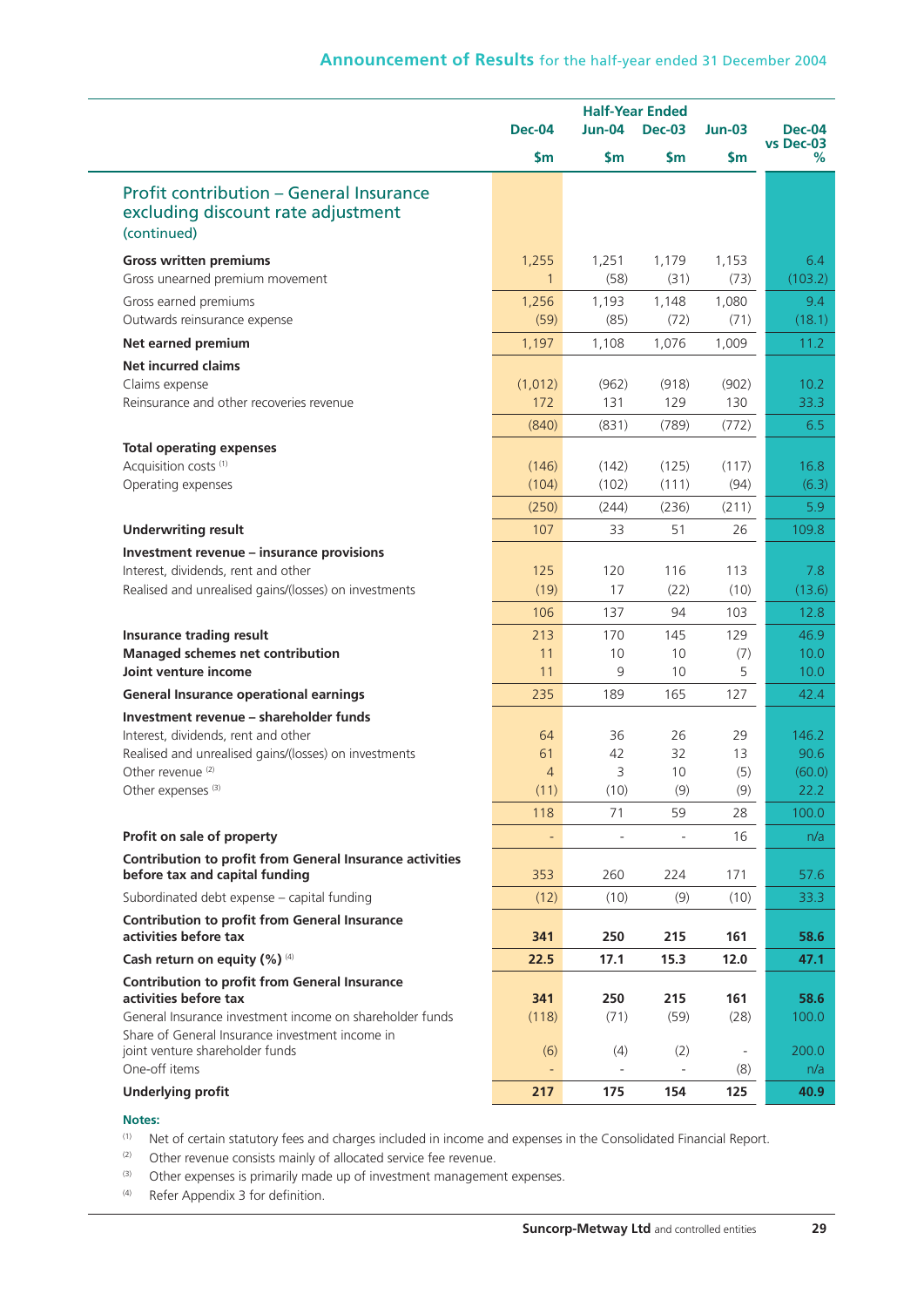| | Half-Year Ended | | | | |
|---|---|---|---|---|---|
| | Dec-04 | Jun-04 | Dec-03 | Jun-03 | Dec-04 vs Dec-03 |
| | $m | $m | $m | $m | % |
| **Profit contribution – General Insurance excluding discount rate adjustment (continued)** | | | | | |
| **Gross written premiums** | 1,255 | 1,251 | 1,179 | 1,153 | 6.4 |
| Gross unearned premium movement | 1 | (58) | (31) | (73) | (103.2) |
| Gross earned premiums | 1,256 | 1,193 | 1,148 | 1,080 | 9.4 |
| Outwards reinsurance expense | (59) | (85) | (72) | (71) | (18.1) |
| **Net earned premium** | 1,197 | 1,108 | 1,076 | 1,009 | 11.2 |
| **Net incurred claims** | | | | | |
| Claims expense | (1,012) | (962) | (918) | (902) | 10.2 |
| Reinsurance and other recoveries revenue | 172 | 131 | 129 | 130 | 33.3 |
| | (840) | (831) | (789) | (772) | 6.5 |
| **Total operating expenses** | | | | | |
| Acquisition costs [(1)] | (146) | (142) | (125) | (117) | 16.8 |
| Operating expenses | (104) | (102) | (111) | (94) | (6.3) |
| | (250) | (244) | (236) | (211) | 5.9 |
| **Underwriting result** | 107 | 33 | 51 | 26 | 109.8 |
| **Investment revenue – insurance provisions** | | | | | |
| Interest, dividends, rent and other | 125 | 120 | 116 | 113 | 7.8 |
| Realised and unrealised gains/(losses) on investments | (19) | 17 | (22) | (10) | (13.6) |
| | 106 | 137 | 94 | 103 | 12.8 |
| **Insurance trading result** | 213 | 170 | 145 | 129 | 46.9 |
| **Managed schemes net contribution** | 11 | 10 | 10 | (7) | 10.0 |
| **Joint venture income** | 11 | 9 | 10 | 5 | 10.0 |
| **General Insurance operational earnings** | 235 | 189 | 165 | 127 | 42.4 |
| **Investment revenue – shareholder funds** | | | | | |
| Interest, dividends, rent and other | 64 | 36 | 26 | 29 | 146.2 |
| Realised and unrealised gains/(losses) on investments | 61 | 42 | 32 | 13 | 90.6 |
| Other revenue [(2)] | 4 | 3 | 10 | (5) | (60.0) |
| Other expenses [(3)] | (11) | (10) | (9) | (9) | 22.2 |
| | 118 | 71 | 59 | 28 | 100.0 |
| **Profit on sale of property** | - | - | - | 16 | n/a |
| **Contribution to profit from General Insurance activities before tax and capital funding** | 353 | 260 | 224 | 171 | 57.6 |
| Subordinated debt expense – capital funding | (12) | (10) | (9) | (10) | 33.3 |
| **Contribution to profit from General Insurance activities before tax** | **341** | **250** | **215** | **161** | **58.6** |
| **Cash return on equity (%)** [(4)] | **22.5** | **17.1** | **15.3** | **12.0** | **47.1** |
| **Contribution to profit from General Insurance activities before tax** | **341** | **250** | **215** | **161** | **58.6** |
| General Insurance investment income on shareholder funds | (118) | (71) | (59) | (28) | 100.0 |
| Share of General Insurance investment income in joint venture shareholder funds | (6) | (4) | (2) | - | 200.0 |
| One-off items | - | - | - | (8) | n/a |
| **Underlying profit** | **217** | **175** | **154** | **125** | **40.9** |

**Notes:**

(1) Net of certain statutory fees and charges included in income and expenses in the Consolidated Financial Report.

(2) Other revenue consists mainly of allocated service fee revenue.

(3) Other expenses is primarily made up of investment management expenses.

(4) Refer Appendix 3 for definition.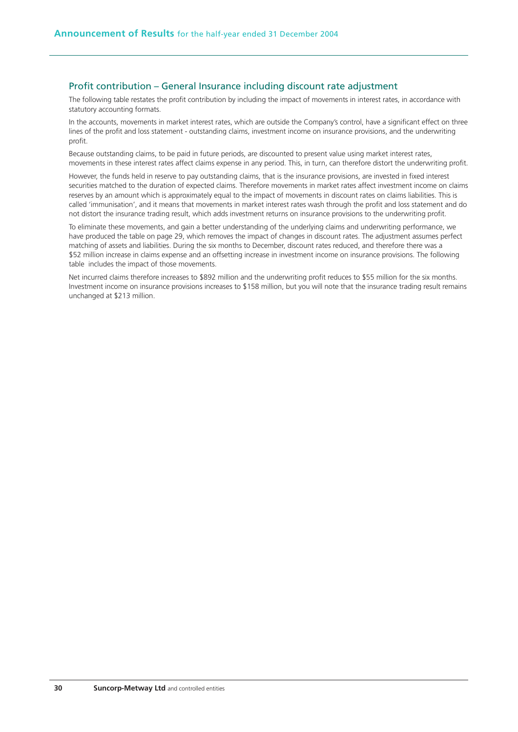## Profit contribution – General Insurance including discount rate adjustment

The following table restates the profit contribution by including the impact of movements in interest rates, in accordance with statutory accounting formats.

In the accounts, movements in market interest rates, which are outside the Company's control, have a significant effect on three lines of the profit and loss statement - outstanding claims, investment income on insurance provisions, and the underwriting profit.

Because outstanding claims, to be paid in future periods, are discounted to present value using market interest rates, movements in these interest rates affect claims expense in any period. This, in turn, can therefore distort the underwriting profit.

However, the funds held in reserve to pay outstanding claims, that is the insurance provisions, are invested in fixed interest securities matched to the duration of expected claims. Therefore movements in market rates affect investment income on claims reserves by an amount which is approximately equal to the impact of movements in discount rates on claims liabilities. This is called 'immunisation', and it means that movements in market interest rates wash through the profit and loss statement and do not distort the insurance trading result, which adds investment returns on insurance provisions to the underwriting profit.

To eliminate these movements, and gain a better understanding of the underlying claims and underwriting performance, we have produced the table on page 29, which removes the impact of changes in discount rates. The adjustment assumes perfect matching of assets and liabilities. During the six months to December, discount rates reduced, and therefore there was a $52 million increase in claims expense and an offsetting increase in investment income on insurance provisions. The following table includes the impact of those movements.

Net incurred claims therefore increases to $892 million and the underwriting profit reduces to $55 million for the six months. Investment income on insurance provisions increases to $158 million, but you will note that the insurance trading result remains unchanged at $213 million.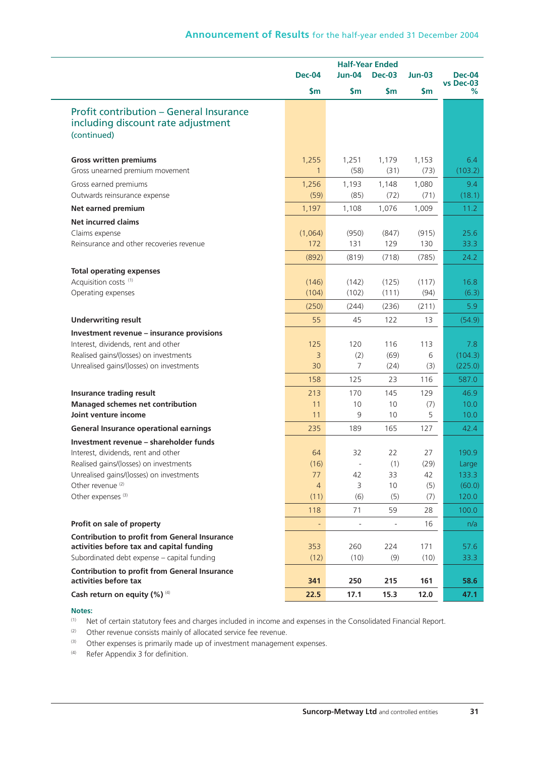| | Half-Year Ended | | | | |
|---|---|---|---|---|---|
| | Dec-04 | Jun-04 | Dec-03 | Jun-03 | Dec-04 vs Dec-03 |
| | $m | $m | $m | $m | % |
| **Profit contribution – General Insurance including discount rate adjustment (continued)** | | | | | |
| **Gross written premiums** | 1,255 | 1,251 | 1,179 | 1,153 | 6.4 |
| Gross unearned premium movement | 1 | (58) | (31) | (73) | (103.2) |
| Gross earned premiums | 1,256 | 1,193 | 1,148 | 1,080 | 9.4 |
| Outwards reinsurance expense | (59) | (85) | (72) | (71) | (18.1) |
| **Net earned premium** | 1,197 | 1,108 | 1,076 | 1,009 | 11.2 |
| **Net incurred claims** | | | | | |
| Claims expense | (1,064) | (950) | (847) | (915) | 25.6 |
| Reinsurance and other recoveries revenue | 172 | 131 | 129 | 130 | 33.3 |
| | (892) | (819) | (718) | (785) | 24.2 |
| **Total operating expenses** | | | | | |
| Acquisition costs [(1)] | (146) | (142) | (125) | (117) | 16.8 |
| Operating expenses | (104) | (102) | (111) | (94) | (6.3) |
| | (250) | (244) | (236) | (211) | 5.9 |
| **Underwriting result** | 55 | 45 | 122 | 13 | (54.9) |
| **Investment revenue – insurance provisions** | | | | | |
| Interest, dividends, rent and other | 125 | 120 | 116 | 113 | 7.8 |
| Realised gains/(losses) on investments | 3 | (2) | (69) | 6 | (104.3) |
| Unrealised gains/(losses) on investments | 30 | 7 | (24) | (3) | (225.0) |
| | 158 | 125 | 23 | 116 | 587.0 |
| **Insurance trading result** | 213 | 170 | 145 | 129 | 46.9 |
| **Managed schemes net contribution** | 11 | 10 | 10 | (7) | 10.0 |
| **Joint venture income** | 11 | 9 | 10 | 5 | 10.0 |
| **General Insurance operational earnings** | 235 | 189 | 165 | 127 | 42.4 |
| **Investment revenue – shareholder funds** | | | | | |
| Interest, dividends, rent and other | 64 | 32 | 22 | 27 | 190.9 |
| Realised gains/(losses) on investments | (16) | - | (1) | (29) | Large |
| Unrealised gains/(losses) on investments | 77 | 42 | 33 | 42 | 133.3 |
| Other revenue [(2)] | 4 | 3 | 10 | (5) | (60.0) |
| Other expenses [(3)] | (11) | (6) | (5) | (7) | 120.0 |
| | 118 | 71 | 59 | 28 | 100.0 |
| **Profit on sale of property** | - | - | - | 16 | n/a |
| **Contribution to profit from General Insurance activities before tax and capital funding** | 353 | 260 | 224 | 171 | 57.6 |
| Subordinated debt expense – capital funding | (12) | (10) | (9) | (10) | 33.3 |
| **Contribution to profit from General Insurance activities before tax** | **341** | **250** | **215** | **161** | **58.6** |
| **Cash return on equity (%)** [(4)] | **22.5** | **17.1** | **15.3** | **12.0** | **47.1** |

**Notes:**

(1) Net of certain statutory fees and charges included in income and expenses in the Consolidated Financial Report.

(2) Other revenue consists mainly of allocated service fee revenue.

(3) Other expenses is primarily made up of investment management expenses.

(4) Refer Appendix 3 for definition.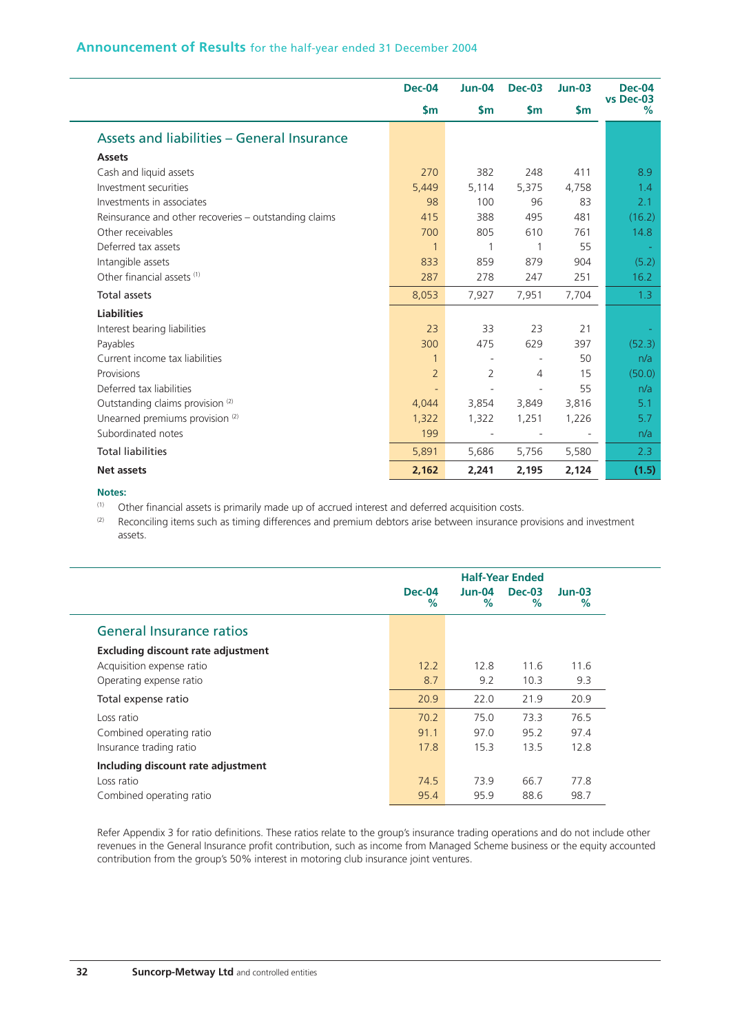## Announcement of Results for the half-year ended 31 December 2004

| | Dec-04 $m | Jun-04 $m | Dec-03 $m | Jun-03 $m | Dec-04 vs Dec-03 % |
|---|---|---|---|---|---|
| **Assets and liabilities – General Insurance** | | | | | |
| **Assets** | | | | | |
| Cash and liquid assets | 270 | 382 | 248 | 411 | 8.9 |
| Investment securities | 5,449 | 5,114 | 5,375 | 4,758 | 1.4 |
| Investments in associates | 98 | 100 | 96 | 83 | 2.1 |
| Reinsurance and other recoveries – outstanding claims | 415 | 388 | 495 | 481 | (16.2) |
| Other receivables | 700 | 805 | 610 | 761 | 14.8 |
| Deferred tax assets | 1 | 1 | 1 | 55 | - |
| Intangible assets | 833 | 859 | 879 | 904 | (5.2) |
| Other financial assets [(1)] | 287 | 278 | 247 | 251 | 16.2 |
| **Total assets** | 8,053 | 7,927 | 7,951 | 7,704 | 1.3 |
| **Liabilities** | | | | | |
| Interest bearing liabilities | 23 | 33 | 23 | 21 | - |
| Payables | 300 | 475 | 629 | 397 | (52.3) |
| Current income tax liabilities | 1 | - | - | 50 | n/a |
| Provisions | 2 | 2 | 4 | 15 | (50.0) |
| Deferred tax liabilities | - | - | - | 55 | n/a |
| Outstanding claims provision [(2)] | 4,044 | 3,854 | 3,849 | 3,816 | 5.1 |
| Unearned premiums provision [(2)] | 1,322 | 1,322 | 1,251 | 1,226 | 5.7 |
| Subordinated notes | 199 | - | - | - | n/a |
| **Total liabilities** | 5,891 | 5,686 | 5,756 | 5,580 | 2.3 |
| **Net assets** | **2,162** | **2,241** | **2,195** | **2,124** | **(1.5)** |

**Notes:**

(1) Other financial assets is primarily made up of accrued interest and deferred acquisition costs.

(2) Reconciling items such as timing differences and premium debtors arise between insurance provisions and investment assets.

| | Half-Year Ended | | | |
|---|---|---|---|---|
| | Dec-04 % | Jun-04 % | Dec-03 % | Jun-03 % |
| **General Insurance ratios** | | | | |
| **Excluding discount rate adjustment** | | | | |
| Acquisition expense ratio | 12.2 | 12.8 | 11.6 | 11.6 |
| Operating expense ratio | 8.7 | 9.2 | 10.3 | 9.3 |
| **Total expense ratio** | 20.9 | 22.0 | 21.9 | 20.9 |
| Loss ratio | 70.2 | 75.0 | 73.3 | 76.5 |
| Combined operating ratio | 91.1 | 97.0 | 95.2 | 97.4 |
| Insurance trading ratio | 17.8 | 15.3 | 13.5 | 12.8 |
| **Including discount rate adjustment** | | | | |
| Loss ratio | 74.5 | 73.9 | 66.7 | 77.8 |
| Combined operating ratio | 95.4 | 95.9 | 88.6 | 98.7 |

Refer Appendix 3 for ratio definitions. These ratios relate to the group's insurance trading operations and do not include other revenues in the General Insurance profit contribution, such as income from Managed Scheme business or the equity accounted contribution from the group's 50% interest in motoring club insurance joint ventures.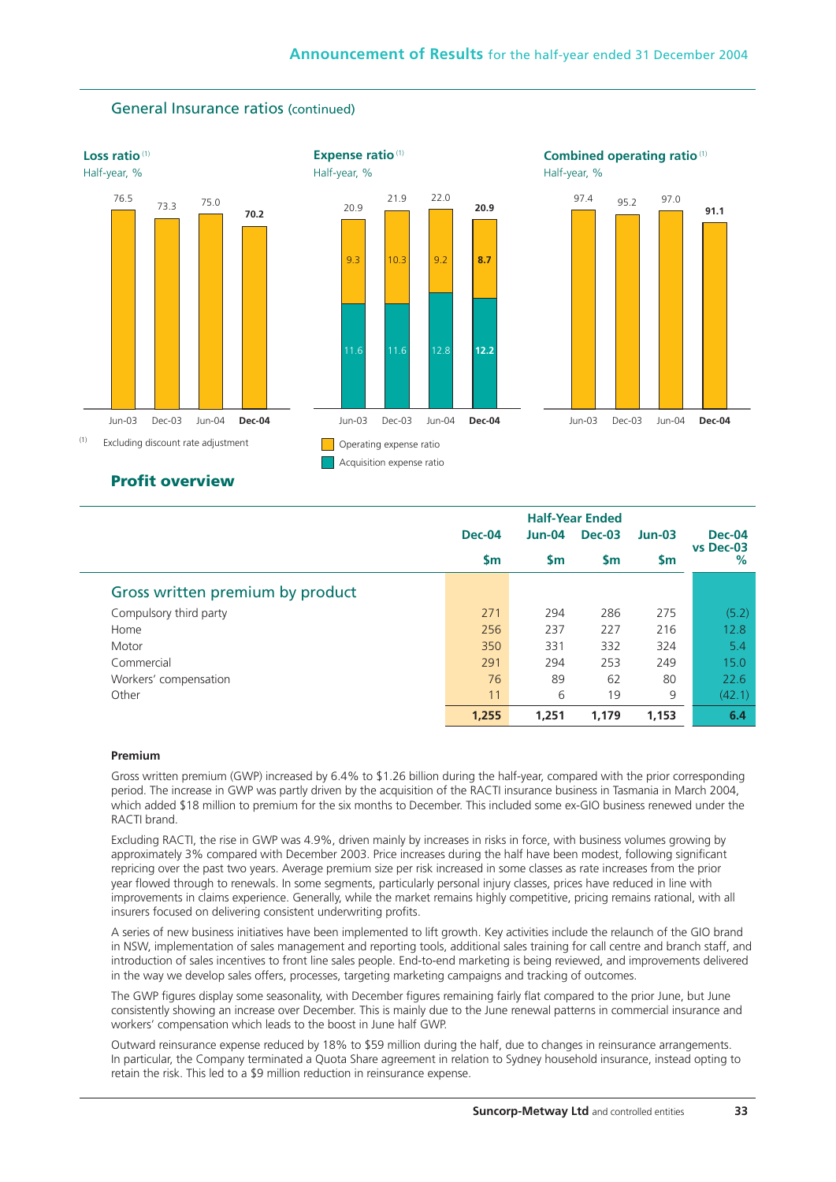## General Insurance ratios (continued)

**Loss ratio** [1]
Half-year, %

| Jun-03 | Dec-03 | Jun-04 | **Dec-04** |
|---|---|---|---|
| 76.5 | 73.3 | 75.0 | **70.2** |

**Expense ratio** [1]
Half-year, %

| | Jun-03 | Dec-03 | Jun-04 | **Dec-04** |
|---|---|---|---|---|
| Operating expense ratio | 9.3 | 10.3 | 9.2 | **8.7** |
| Acquisition expense ratio | 11.6 | 11.6 | 12.8 | **12.2** |
| Total | 20.9 | 21.9 | 22.0 | **20.9** |

**Combined operating ratio** [1]
Half-year, %

| Jun-03 | Dec-03 | Jun-04 | **Dec-04** |
|---|---|---|---|
| 97.4 | 95.2 | 97.0 | **91.1** |

(1) Excluding discount rate adjustment

## Profit overview

| | Half-Year Ended | | | | |
|---|---|---|---|---|---|
| | **Dec-04** | **Jun-04** | **Dec-03** | **Jun-03** | **Dec-04 vs Dec-03** |
| | **$m** | **$m** | **$m** | **$m** | **%** |
| **Gross written premium by product** | | | | | |
| Compulsory third party | 271 | 294 | 286 | 275 | (5.2) |
| Home | 256 | 237 | 227 | 216 | 12.8 |
| Motor | 350 | 331 | 332 | 324 | 5.4 |
| Commercial | 291 | 294 | 253 | 249 | 15.0 |
| Workers' compensation | 76 | 89 | 62 | 80 | 22.6 |
| Other | 11 | 6 | 19 | 9 | (42.1) |
| | **1,255** | **1,251** | **1,179** | **1,153** | **6.4** |

**Premium**

Gross written premium (GWP) increased by 6.4% to $1.26 billion during the half-year, compared with the prior corresponding period. The increase in GWP was partly driven by the acquisition of the RACTI insurance business in Tasmania in March 2004, which added $18 million to premium for the six months to December. This included some ex-GIO business renewed under the RACTI brand.

Excluding RACTI, the rise in GWP was 4.9%, driven mainly by increases in risks in force, with business volumes growing by approximately 3% compared with December 2003. Price increases during the half have been modest, following significant repricing over the past two years. Average premium size per risk increased in some classes as rate increases from the prior year flowed through to renewals. In some segments, particularly personal injury classes, prices have reduced in line with improvements in claims experience. Generally, while the market remains highly competitive, pricing remains rational, with all insurers focused on delivering consistent underwriting profits.

A series of new business initiatives have been implemented to lift growth. Key activities include the relaunch of the GIO brand in NSW, implementation of sales management and reporting tools, additional sales training for call centre and branch staff, and introduction of sales incentives to front line sales people. End-to-end marketing is being reviewed, and improvements delivered in the way we develop sales offers, processes, targeting marketing campaigns and tracking of outcomes.

The GWP figures display some seasonality, with December figures remaining fairly flat compared to the prior June, but June consistently showing an increase over December. This is mainly due to the June renewal patterns in commercial insurance and workers' compensation which leads to the boost in June half GWP.

Outward reinsurance expense reduced by 18% to $59 million during the half, due to changes in reinsurance arrangements. In particular, the Company terminated a Quota Share agreement in relation to Sydney household insurance, instead opting to retain the risk. This led to a $9 million reduction in reinsurance expense.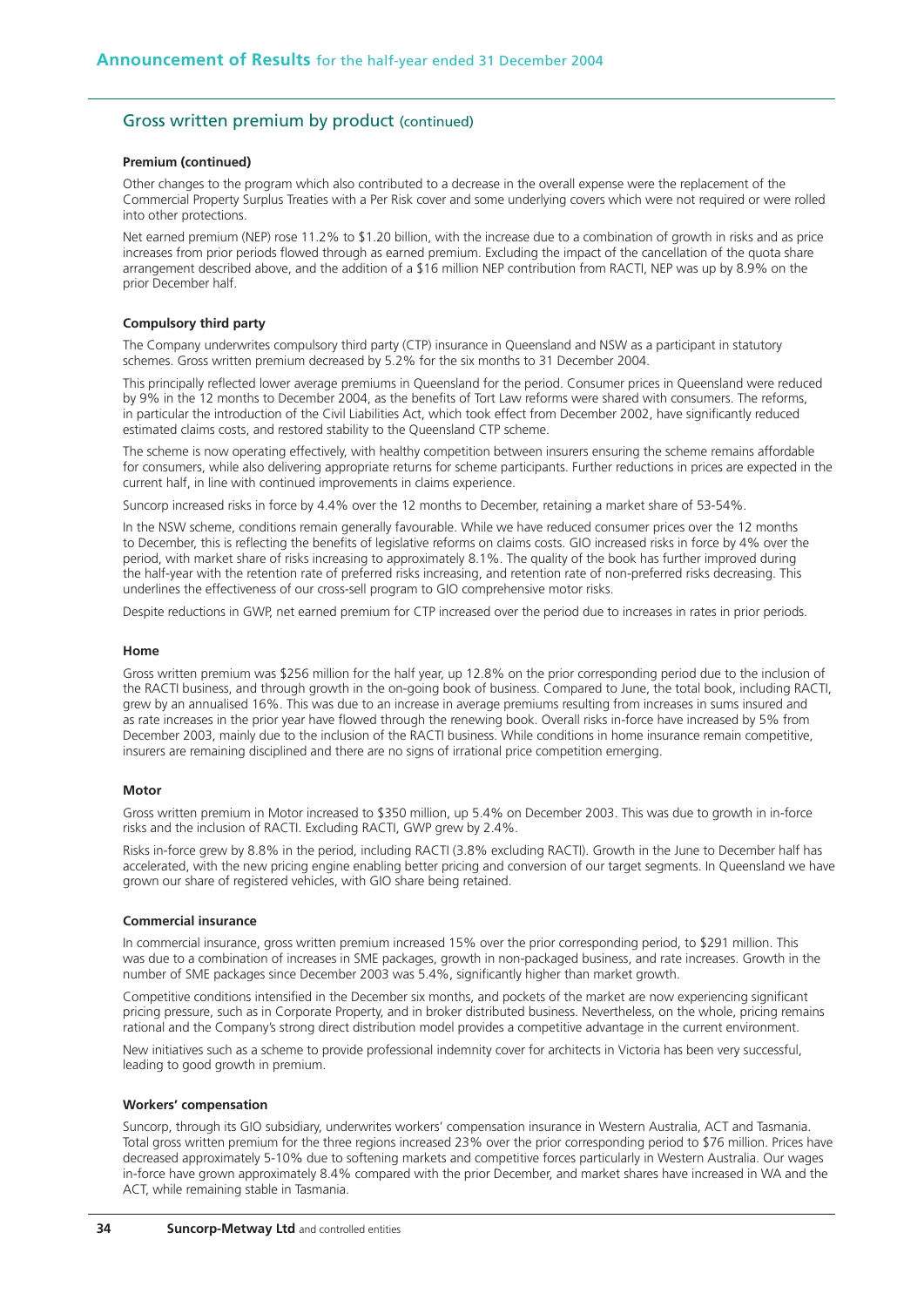## Gross written premium by product (continued)

**Premium (continued)**

Other changes to the program which also contributed to a decrease in the overall expense were the replacement of the Commercial Property Surplus Treaties with a Per Risk cover and some underlying covers which were not required or were rolled into other protections.

Net earned premium (NEP) rose 11.2% to $1.20 billion, with the increase due to a combination of growth in risks and as price increases from prior periods flowed through as earned premium. Excluding the impact of the cancellation of the quota share arrangement described above, and the addition of a $16 million NEP contribution from RACTI, NEP was up by 8.9% on the prior December half.

**Compulsory third party**

The Company underwrites compulsory third party (CTP) insurance in Queensland and NSW as a participant in statutory schemes. Gross written premium decreased by 5.2% for the six months to 31 December 2004.

This principally reflected lower average premiums in Queensland for the period. Consumer prices in Queensland were reduced by 9% in the 12 months to December 2004, as the benefits of Tort Law reforms were shared with consumers. The reforms, in particular the introduction of the Civil Liabilities Act, which took effect from December 2002, have significantly reduced estimated claims costs, and restored stability to the Queensland CTP scheme.

The scheme is now operating effectively, with healthy competition between insurers ensuring the scheme remains affordable for consumers, while also delivering appropriate returns for scheme participants. Further reductions in prices are expected in the current half, in line with continued improvements in claims experience.

Suncorp increased risks in force by 4.4% over the 12 months to December, retaining a market share of 53-54%.

In the NSW scheme, conditions remain generally favourable. While we have reduced consumer prices over the 12 months to December, this is reflecting the benefits of legislative reforms on claims costs. GIO increased risks in force by 4% over the period, with market share of risks increasing to approximately 8.1%. The quality of the book has further improved during the half-year with the retention rate of preferred risks increasing, and retention rate of non-preferred risks decreasing. This underlines the effectiveness of our cross-sell program to GIO comprehensive motor risks.

Despite reductions in GWP, net earned premium for CTP increased over the period due to increases in rates in prior periods.

**Home**

Gross written premium was $256 million for the half year, up 12.8% on the prior corresponding period due to the inclusion of the RACTI business, and through growth in the on-going book of business. Compared to June, the total book, including RACTI, grew by an annualised 16%. This was due to an increase in average premiums resulting from increases in sums insured and as rate increases in the prior year have flowed through the renewing book. Overall risks in-force have increased by 5% from December 2003, mainly due to the inclusion of the RACTI business. While conditions in home insurance remain competitive, insurers are remaining disciplined and there are no signs of irrational price competition emerging.

**Motor**

Gross written premium in Motor increased to $350 million, up 5.4% on December 2003. This was due to growth in in-force risks and the inclusion of RACTI. Excluding RACTI, GWP grew by 2.4%.

Risks in-force grew by 8.8% in the period, including RACTI (3.8% excluding RACTI). Growth in the June to December half has accelerated, with the new pricing engine enabling better pricing and conversion of our target segments. In Queensland we have grown our share of registered vehicles, with GIO share being retained.

**Commercial insurance**

In commercial insurance, gross written premium increased 15% over the prior corresponding period, to $291 million. This was due to a combination of increases in SME packages, growth in non-packaged business, and rate increases. Growth in the number of SME packages since December 2003 was 5.4%, significantly higher than market growth.

Competitive conditions intensified in the December six months, and pockets of the market are now experiencing significant pricing pressure, such as in Corporate Property, and in broker distributed business. Nevertheless, on the whole, pricing remains rational and the Company's strong direct distribution model provides a competitive advantage in the current environment.

New initiatives such as a scheme to provide professional indemnity cover for architects in Victoria has been very successful, leading to good growth in premium.

**Workers' compensation**

Suncorp, through its GIO subsidiary, underwrites workers' compensation insurance in Western Australia, ACT and Tasmania. Total gross written premium for the three regions increased 23% over the prior corresponding period to $76 million. Prices have decreased approximately 5-10% due to softening markets and competitive forces particularly in Western Australia. Our wages in-force have grown approximately 8.4% compared with the prior December, and market shares have increased in WA and the ACT, while remaining stable in Tasmania.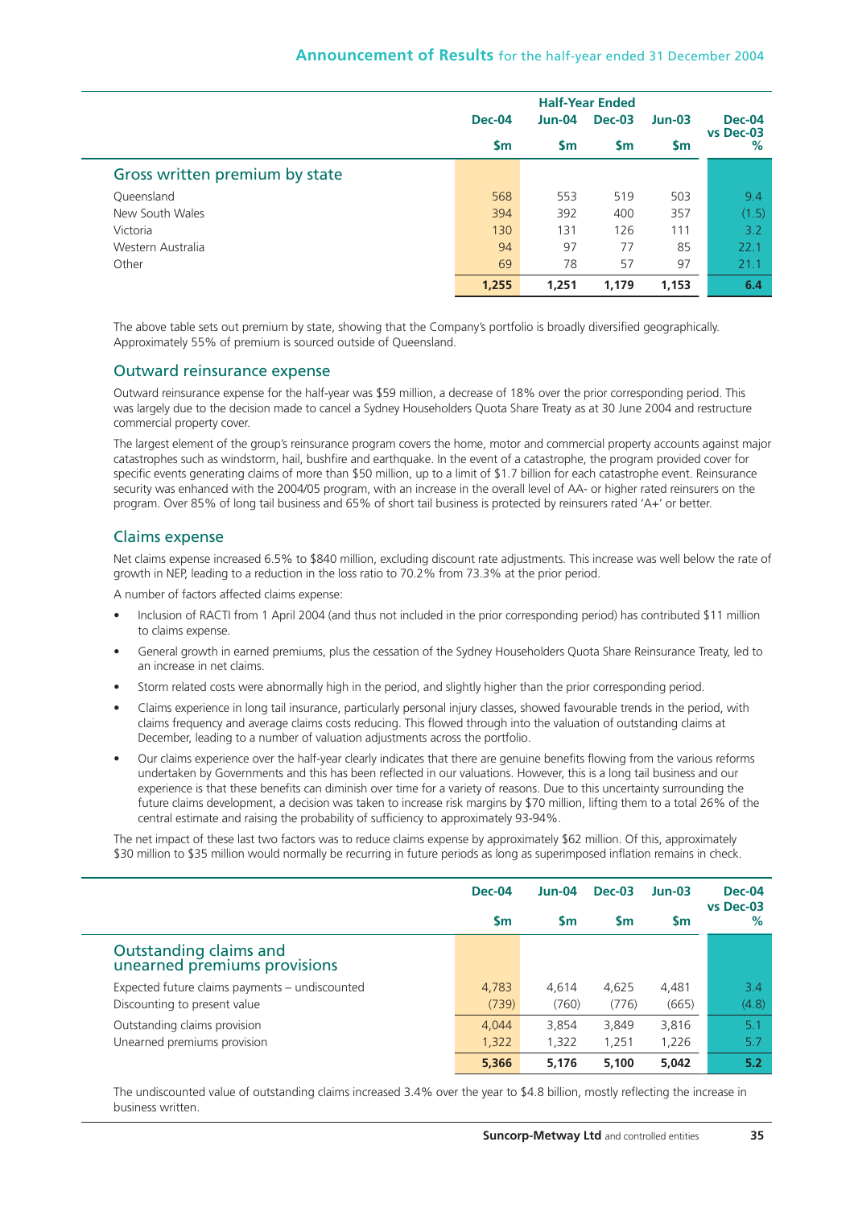| | Half-Year Ended | | | | |
|---|---|---|---|---|---|
| | Dec-04 | Jun-04 | Dec-03 | Jun-03 | Dec-04 vs Dec-03 |
| | $m | $m | $m | $m | % |
| **Gross written premium by state** | | | | | |
| Queensland | 568 | 553 | 519 | 503 | 9.4 |
| New South Wales | 394 | 392 | 400 | 357 | (1.5) |
| Victoria | 130 | 131 | 126 | 111 | 3.2 |
| Western Australia | 94 | 97 | 77 | 85 | 22.1 |
| Other | 69 | 78 | 57 | 97 | 21.1 |
| | **1,255** | **1,251** | **1,179** | **1,153** | **6.4** |

The above table sets out premium by state, showing that the Company's portfolio is broadly diversified geographically. Approximately 55% of premium is sourced outside of Queensland.

## Outward reinsurance expense

Outward reinsurance expense for the half-year was $59 million, a decrease of 18% over the prior corresponding period. This was largely due to the decision made to cancel a Sydney Householders Quota Share Treaty as at 30 June 2004 and restructure commercial property cover.

The largest element of the group's reinsurance program covers the home, motor and commercial property accounts against major catastrophes such as windstorm, hail, bushfire and earthquake. In the event of a catastrophe, the program provided cover for specific events generating claims of more than $50 million, up to a limit of $1.7 billion for each catastrophe event. Reinsurance security was enhanced with the 2004/05 program, with an increase in the overall level of AA- or higher rated reinsurers on the program. Over 85% of long tail business and 65% of short tail business is protected by reinsurers rated 'A+' or better.

## Claims expense

Net claims expense increased 6.5% to $840 million, excluding discount rate adjustments. This increase was well below the rate of growth in NEP, leading to a reduction in the loss ratio to 70.2% from 73.3% at the prior period.

A number of factors affected claims expense:

- Inclusion of RACTI from 1 April 2004 (and thus not included in the prior corresponding period) has contributed $11 million to claims expense.
- General growth in earned premiums, plus the cessation of the Sydney Householders Quota Share Reinsurance Treaty, led to an increase in net claims.
- Storm related costs were abnormally high in the period, and slightly higher than the prior corresponding period.
- Claims experience in long tail insurance, particularly personal injury classes, showed favourable trends in the period, with claims frequency and average claims costs reducing. This flowed through into the valuation of outstanding claims at December, leading to a number of valuation adjustments across the portfolio.
- Our claims experience over the half-year clearly indicates that there are genuine benefits flowing from the various reforms undertaken by Governments and this has been reflected in our valuations. However, this is a long tail business and our experience is that these benefits can diminish over time for a variety of reasons. Due to this uncertainty surrounding the future claims development, a decision was taken to increase risk margins by $70 million, lifting them to a total 26% of the central estimate and raising the probability of sufficiency to approximately 93-94%.

The net impact of these last two factors was to reduce claims expense by approximately $62 million. Of this, approximately $30 million to $35 million would normally be recurring in future periods as long as superimposed inflation remains in check.

| | Dec-04 | Jun-04 | Dec-03 | Jun-03 | Dec-04 vs Dec-03 |
|---|---|---|---|---|---|
| | $m | $m | $m | $m | % |
| **Outstanding claims and unearned premiums provisions** | | | | | |
| Expected future claims payments – undiscounted | 4,783 | 4,614 | 4,625 | 4,481 | 3.4 |
| Discounting to present value | (739) | (760) | (776) | (665) | (4.8) |
| Outstanding claims provision | 4,044 | 3,854 | 3,849 | 3,816 | 5.1 |
| Unearned premiums provision | 1,322 | 1,322 | 1,251 | 1,226 | 5.7 |
| | **5,366** | **5,176** | **5,100** | **5,042** | **5.2** |

The undiscounted value of outstanding claims increased 3.4% over the year to $4.8 billion, mostly reflecting the increase in business written.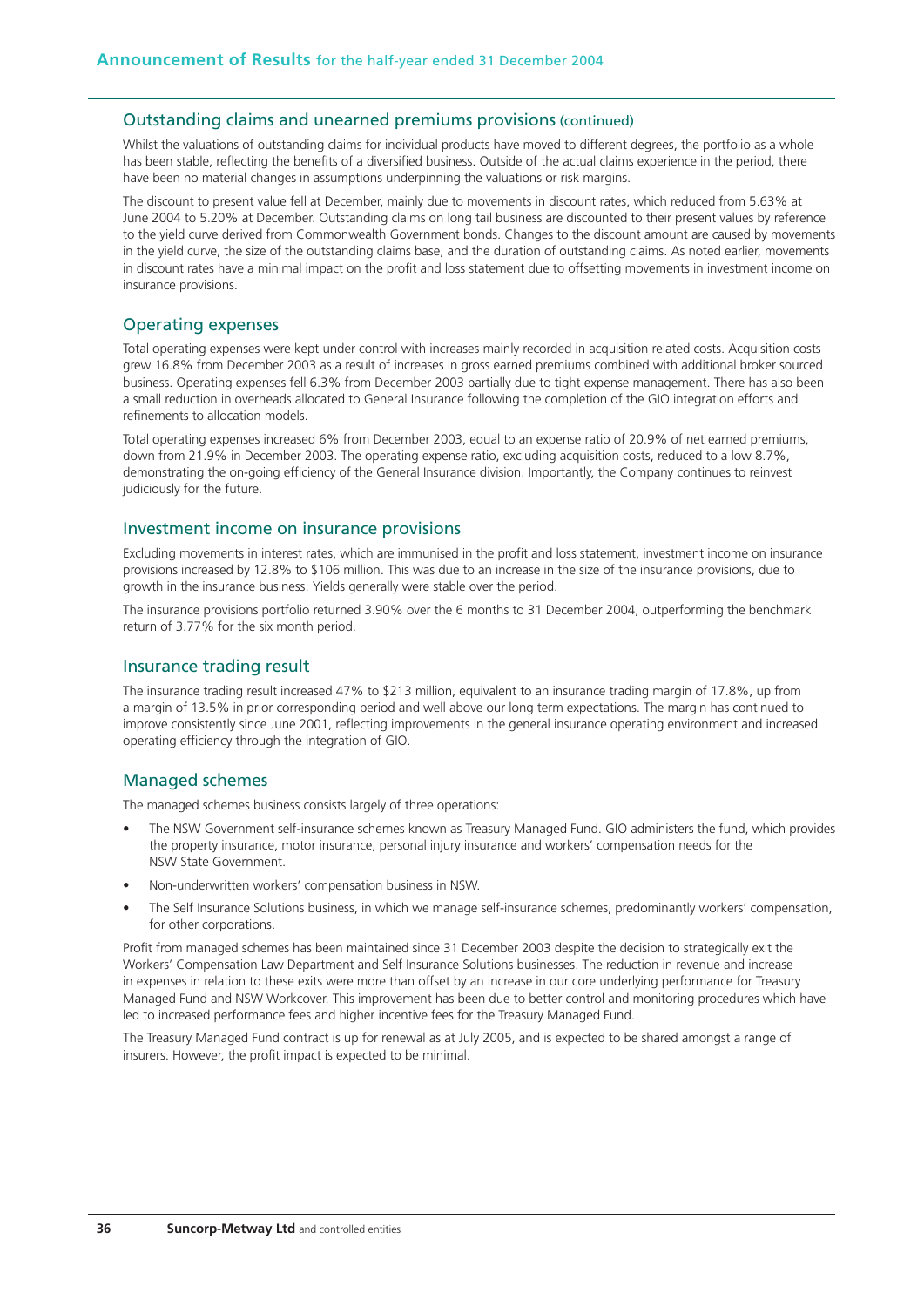## Outstanding claims and unearned premiums provisions (continued)

Whilst the valuations of outstanding claims for individual products have moved to different degrees, the portfolio as a whole has been stable, reflecting the benefits of a diversified business. Outside of the actual claims experience in the period, there have been no material changes in assumptions underpinning the valuations or risk margins.

The discount to present value fell at December, mainly due to movements in discount rates, which reduced from 5.63% at June 2004 to 5.20% at December. Outstanding claims on long tail business are discounted to their present values by reference to the yield curve derived from Commonwealth Government bonds. Changes to the discount amount are caused by movements in the yield curve, the size of the outstanding claims base, and the duration of outstanding claims. As noted earlier, movements in discount rates have a minimal impact on the profit and loss statement due to offsetting movements in investment income on insurance provisions.

## Operating expenses

Total operating expenses were kept under control with increases mainly recorded in acquisition related costs. Acquisition costs grew 16.8% from December 2003 as a result of increases in gross earned premiums combined with additional broker sourced business. Operating expenses fell 6.3% from December 2003 partially due to tight expense management. There has also been a small reduction in overheads allocated to General Insurance following the completion of the GIO integration efforts and refinements to allocation models.

Total operating expenses increased 6% from December 2003, equal to an expense ratio of 20.9% of net earned premiums, down from 21.9% in December 2003. The operating expense ratio, excluding acquisition costs, reduced to a low 8.7%, demonstrating the on-going efficiency of the General Insurance division. Importantly, the Company continues to reinvest judiciously for the future.

## Investment income on insurance provisions

Excluding movements in interest rates, which are immunised in the profit and loss statement, investment income on insurance provisions increased by 12.8% to $106 million. This was due to an increase in the size of the insurance provisions, due to growth in the insurance business. Yields generally were stable over the period.

The insurance provisions portfolio returned 3.90% over the 6 months to 31 December 2004, outperforming the benchmark return of 3.77% for the six month period.

## Insurance trading result

The insurance trading result increased 47% to $213 million, equivalent to an insurance trading margin of 17.8%, up from a margin of 13.5% in prior corresponding period and well above our long term expectations. The margin has continued to improve consistently since June 2001, reflecting improvements in the general insurance operating environment and increased operating efficiency through the integration of GIO.

## Managed schemes

The managed schemes business consists largely of three operations:

- The NSW Government self-insurance schemes known as Treasury Managed Fund. GIO administers the fund, which provides the property insurance, motor insurance, personal injury insurance and workers' compensation needs for the NSW State Government.
- Non-underwritten workers' compensation business in NSW.
- The Self Insurance Solutions business, in which we manage self-insurance schemes, predominantly workers' compensation, for other corporations.

Profit from managed schemes has been maintained since 31 December 2003 despite the decision to strategically exit the Workers' Compensation Law Department and Self Insurance Solutions businesses. The reduction in revenue and increase in expenses in relation to these exits were more than offset by an increase in our core underlying performance for Treasury Managed Fund and NSW Workcover. This improvement has been due to better control and monitoring procedures which have led to increased performance fees and higher incentive fees for the Treasury Managed Fund.

The Treasury Managed Fund contract is up for renewal as at July 2005, and is expected to be shared amongst a range of insurers. However, the profit impact is expected to be minimal.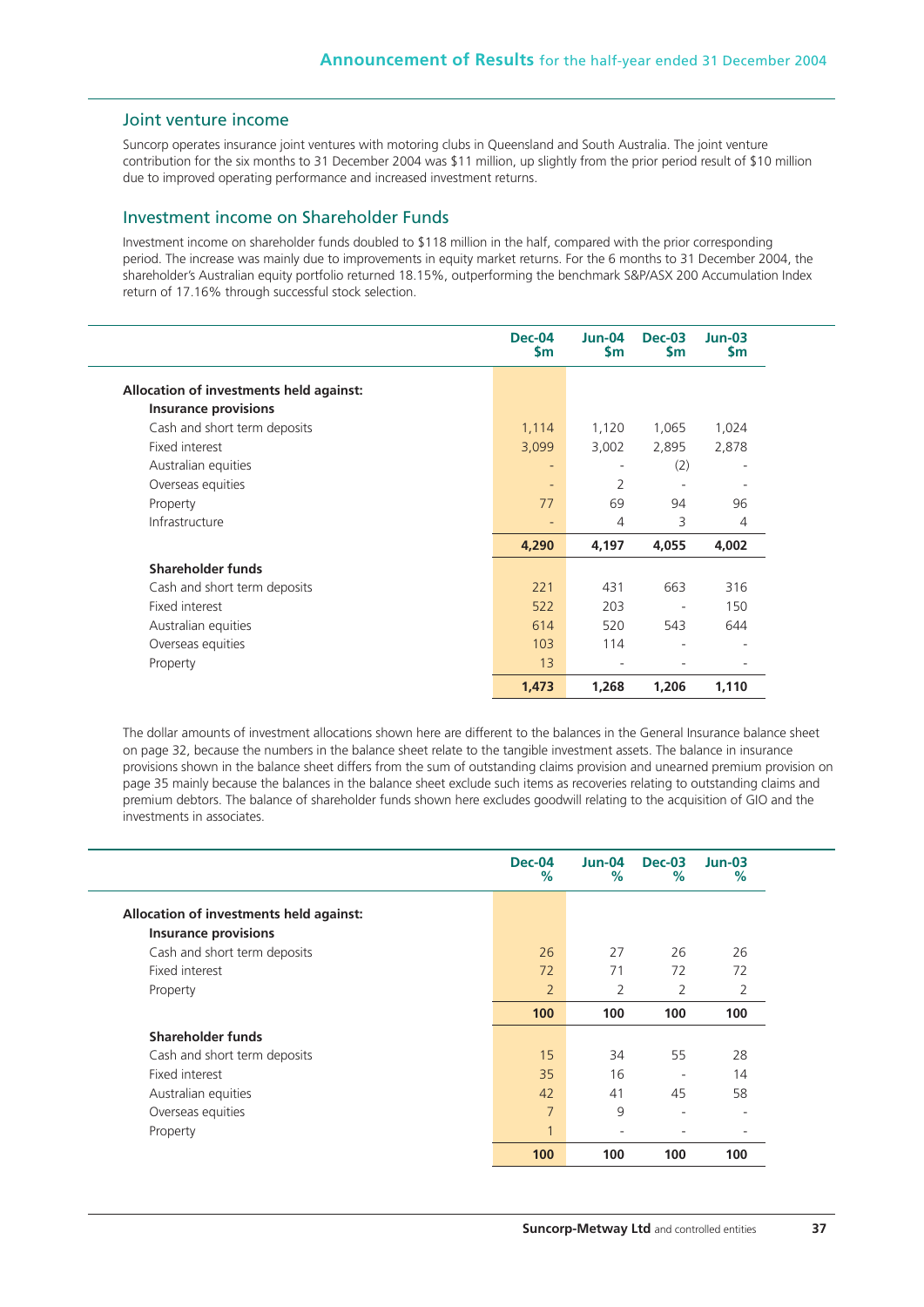## Joint venture income

Suncorp operates insurance joint ventures with motoring clubs in Queensland and South Australia. The joint venture contribution for the six months to 31 December 2004 was $11 million, up slightly from the prior period result of $10 million due to improved operating performance and increased investment returns.

## Investment income on Shareholder Funds

Investment income on shareholder funds doubled to $118 million in the half, compared with the prior corresponding period. The increase was mainly due to improvements in equity market returns. For the 6 months to 31 December 2004, the shareholder's Australian equity portfolio returned 18.15%, outperforming the benchmark S&P/ASX 200 Accumulation Index return of 17.16% through successful stock selection.

| | Dec-04 $m | Jun-04 $m | Dec-03 $m | Jun-03 $m |
|---|---|---|---|---|
| **Allocation of investments held against:** | | | | |
| **Insurance provisions** | | | | |
| Cash and short term deposits | 1,114 | 1,120 | 1,065 | 1,024 |
| Fixed interest | 3,099 | 3,002 | 2,895 | 2,878 |
| Australian equities | - | - | (2) | - |
| Overseas equities | - | 2 | - | - |
| Property | 77 | 69 | 94 | 96 |
| Infrastructure | - | 4 | 3 | 4 |
| | **4,290** | **4,197** | **4,055** | **4,002** |
| **Shareholder funds** | | | | |
| Cash and short term deposits | 221 | 431 | 663 | 316 |
| Fixed interest | 522 | 203 | - | 150 |
| Australian equities | 614 | 520 | 543 | 644 |
| Overseas equities | 103 | 114 | - | - |
| Property | 13 | - | - | - |
| | **1,473** | **1,268** | **1,206** | **1,110** |

The dollar amounts of investment allocations shown here are different to the balances in the General Insurance balance sheet on page 32, because the numbers in the balance sheet relate to the tangible investment assets. The balance in insurance provisions shown in the balance sheet differs from the sum of outstanding claims provision and unearned premium provision on page 35 mainly because the balances in the balance sheet exclude such items as recoveries relating to outstanding claims and premium debtors. The balance of shareholder funds shown here excludes goodwill relating to the acquisition of GIO and the investments in associates.

| | Dec-04 % | Jun-04 % | Dec-03 % | Jun-03 % |
|---|---|---|---|---|
| **Allocation of investments held against:** | | | | |
| **Insurance provisions** | | | | |
| Cash and short term deposits | 26 | 27 | 26 | 26 |
| Fixed interest | 72 | 71 | 72 | 72 |
| Property | 2 | 2 | 2 | 2 |
| | **100** | **100** | **100** | **100** |
| **Shareholder funds** | | | | |
| Cash and short term deposits | 15 | 34 | 55 | 28 |
| Fixed interest | 35 | 16 | - | 14 |
| Australian equities | 42 | 41 | 45 | 58 |
| Overseas equities | 7 | 9 | - | - |
| Property | 1 | - | - | - |
| | **100** | **100** | **100** | **100** |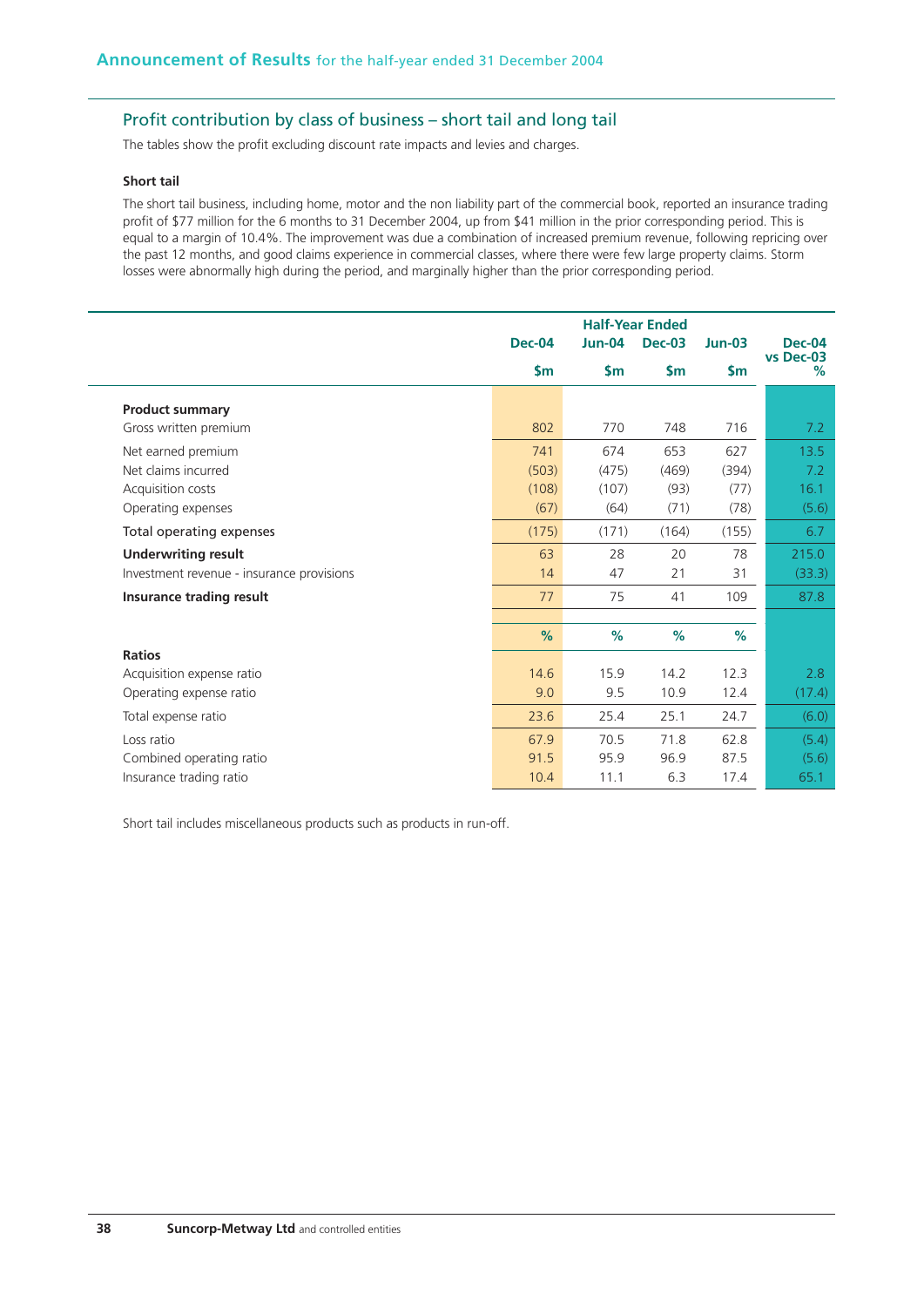## Profit contribution by class of business – short tail and long tail

The tables show the profit excluding discount rate impacts and levies and charges.

### Short tail

The short tail business, including home, motor and the non liability part of the commercial book, reported an insurance trading profit of $77 million for the 6 months to 31 December 2004, up from $41 million in the prior corresponding period. This is equal to a margin of 10.4%. The improvement was due a combination of increased premium revenue, following repricing over the past 12 months, and good claims experience in commercial classes, where there were few large property claims. Storm losses were abnormally high during the period, and marginally higher than the prior corresponding period.

| | Half-Year Ended | | | | |
|---|---|---|---|---|---|
| | Dec-04 | Jun-04 | Dec-03 | Jun-03 | Dec-04 vs Dec-03 |
| | $m | $m | $m | $m | % |
| **Product summary** | | | | | |
| Gross written premium | 802 | 770 | 748 | 716 | 7.2 |
| Net earned premium | 741 | 674 | 653 | 627 | 13.5 |
| Net claims incurred | (503) | (475) | (469) | (394) | 7.2 |
| Acquisition costs | (108) | (107) | (93) | (77) | 16.1 |
| Operating expenses | (67) | (64) | (71) | (78) | (5.6) |
| Total operating expenses | (175) | (171) | (164) | (155) | 6.7 |
| **Underwriting result** | 63 | 28 | 20 | 78 | 215.0 |
| Investment revenue - insurance provisions | 14 | 47 | 21 | 31 | (33.3) |
| **Insurance trading result** | 77 | 75 | 41 | 109 | 87.8 |
| | % | % | % | % | |
| **Ratios** | | | | | |
| Acquisition expense ratio | 14.6 | 15.9 | 14.2 | 12.3 | 2.8 |
| Operating expense ratio | 9.0 | 9.5 | 10.9 | 12.4 | (17.4) |
| Total expense ratio | 23.6 | 25.4 | 25.1 | 24.7 | (6.0) |
| Loss ratio | 67.9 | 70.5 | 71.8 | 62.8 | (5.4) |
| Combined operating ratio | 91.5 | 95.9 | 96.9 | 87.5 | (5.6) |
| Insurance trading ratio | 10.4 | 11.1 | 6.3 | 17.4 | 65.1 |

Short tail includes miscellaneous products such as products in run-off.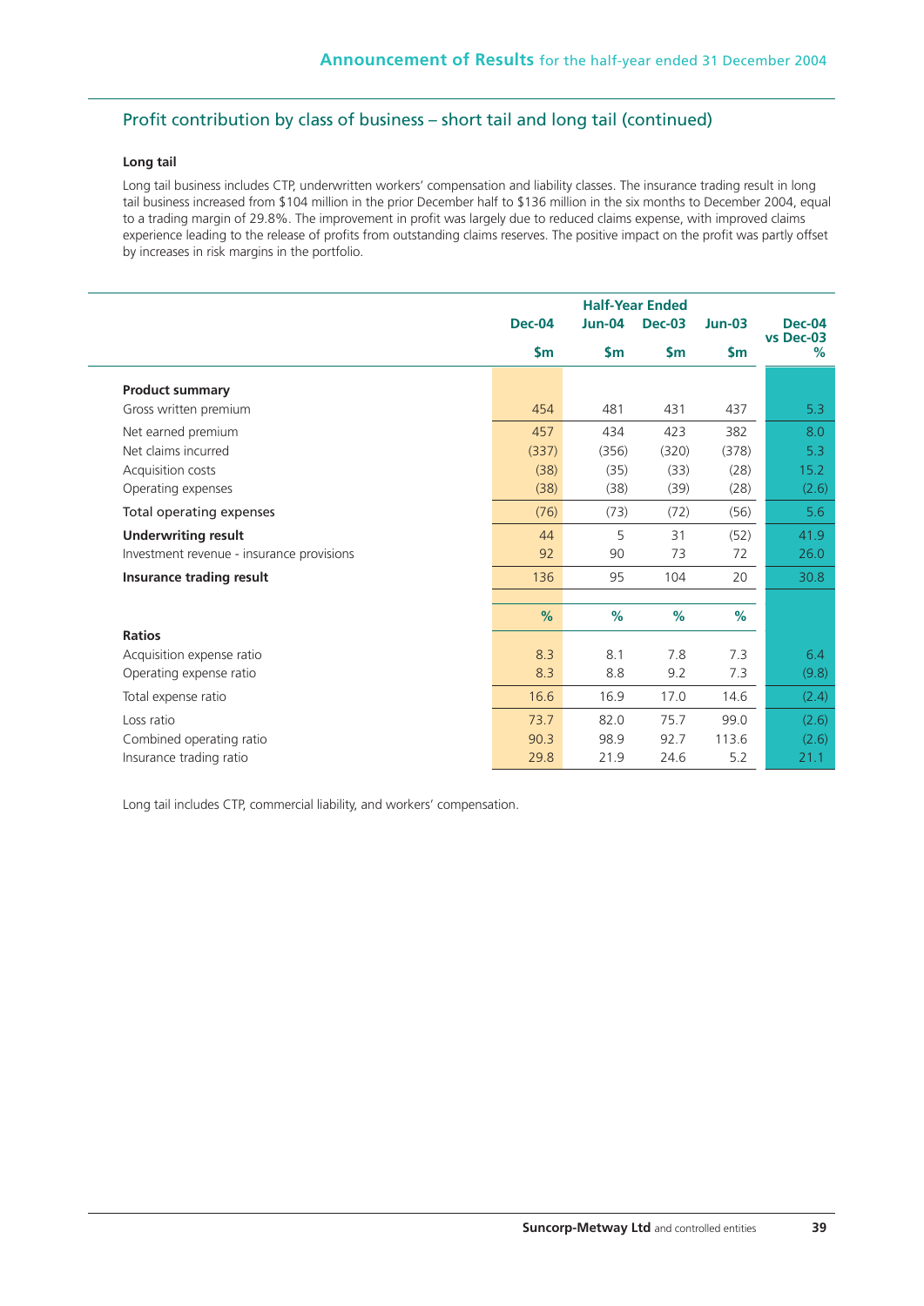## Profit contribution by class of business – short tail and long tail (continued)

**Long tail**

Long tail business includes CTP, underwritten workers' compensation and liability classes. The insurance trading result in long tail business increased from $104 million in the prior December half to $136 million in the six months to December 2004, equal to a trading margin of 29.8%. The improvement in profit was largely due to reduced claims expense, with improved claims experience leading to the release of profits from outstanding claims reserves. The positive impact on the profit was partly offset by increases in risk margins in the portfolio.

| | Half-Year Ended | | | | |
|---|---|---|---|---|---|
| | Dec-04 | Jun-04 | Dec-03 | Jun-03 | Dec-04 vs Dec-03 |
| | $m | $m | $m | $m | % |
| **Product summary** | | | | | |
| Gross written premium | 454 | 481 | 431 | 437 | 5.3 |
| Net earned premium | 457 | 434 | 423 | 382 | 8.0 |
| Net claims incurred | (337) | (356) | (320) | (378) | 5.3 |
| Acquisition costs | (38) | (35) | (33) | (28) | 15.2 |
| Operating expenses | (38) | (38) | (39) | (28) | (2.6) |
| Total operating expenses | (76) | (73) | (72) | (56) | 5.6 |
| **Underwriting result** | 44 | 5 | 31 | (52) | 41.9 |
| Investment revenue - insurance provisions | 92 | 90 | 73 | 72 | 26.0 |
| **Insurance trading result** | 136 | 95 | 104 | 20 | 30.8 |
| | % | % | % | % | |
| **Ratios** | | | | | |
| Acquisition expense ratio | 8.3 | 8.1 | 7.8 | 7.3 | 6.4 |
| Operating expense ratio | 8.3 | 8.8 | 9.2 | 7.3 | (9.8) |
| Total expense ratio | 16.6 | 16.9 | 17.0 | 14.6 | (2.4) |
| Loss ratio | 73.7 | 82.0 | 75.7 | 99.0 | (2.6) |
| Combined operating ratio | 90.3 | 98.9 | 92.7 | 113.6 | (2.6) |
| Insurance trading ratio | 29.8 | 21.9 | 24.6 | 5.2 | 21.1 |

Long tail includes CTP, commercial liability, and workers' compensation.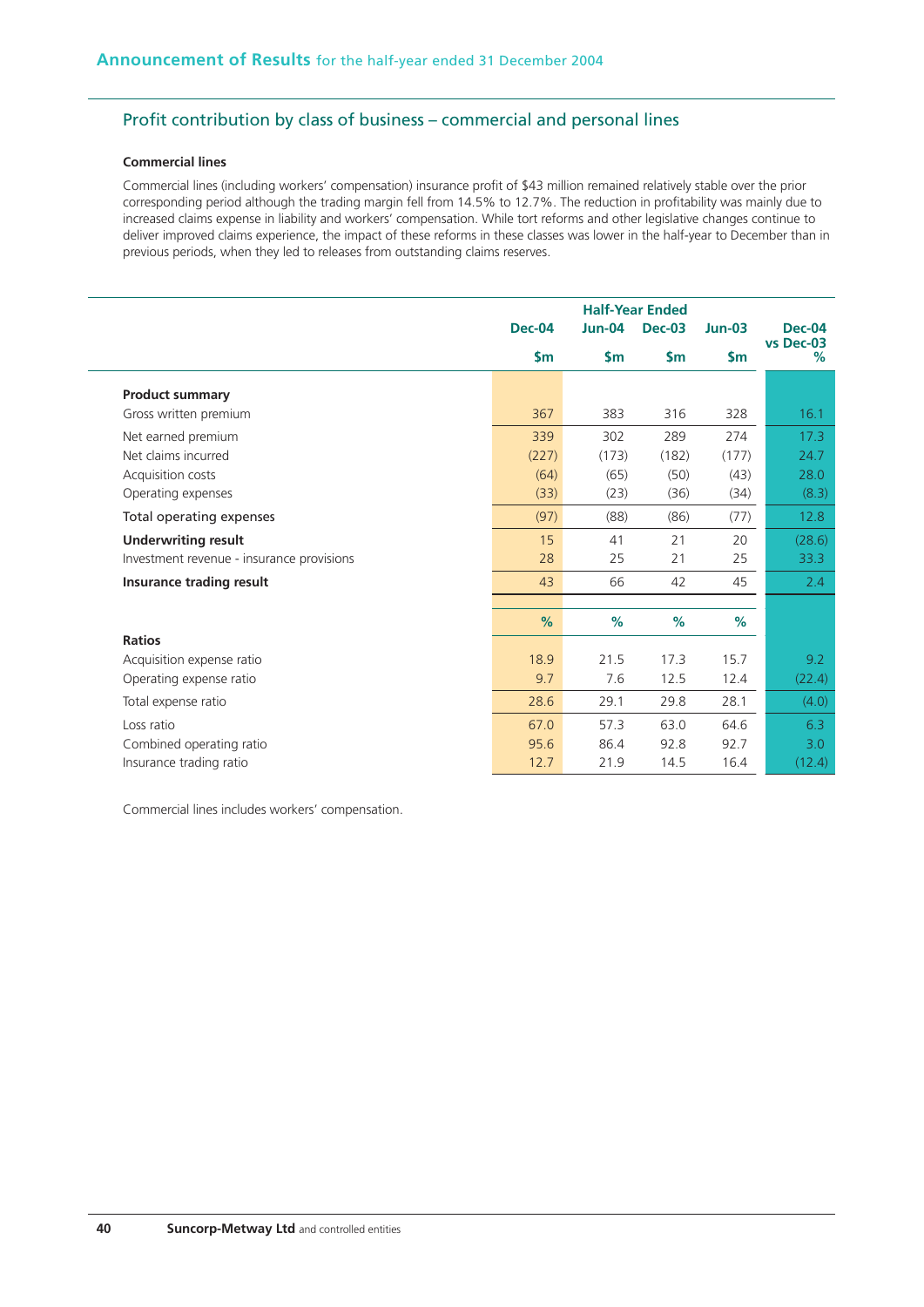## Profit contribution by class of business – commercial and personal lines

### Commercial lines

Commercial lines (including workers' compensation) insurance profit of $43 million remained relatively stable over the prior corresponding period although the trading margin fell from 14.5% to 12.7%. The reduction in profitability was mainly due to increased claims expense in liability and workers' compensation. While tort reforms and other legislative changes continue to deliver improved claims experience, the impact of these reforms in these classes was lower in the half-year to December than in previous periods, when they led to releases from outstanding claims reserves.

| | Half-Year Ended | | | | |
|---|---|---|---|---|---|
| | Dec-04 | Jun-04 | Dec-03 | Jun-03 | Dec-04 vs Dec-03 |
| | $m | $m | $m | $m | % |
| **Product summary** | | | | | |
| Gross written premium | 367 | 383 | 316 | 328 | 16.1 |
| Net earned premium | 339 | 302 | 289 | 274 | 17.3 |
| Net claims incurred | (227) | (173) | (182) | (177) | 24.7 |
| Acquisition costs | (64) | (65) | (50) | (43) | 28.0 |
| Operating expenses | (33) | (23) | (36) | (34) | (8.3) |
| Total operating expenses | (97) | (88) | (86) | (77) | 12.8 |
| **Underwriting result** | 15 | 41 | 21 | 20 | (28.6) |
| Investment revenue - insurance provisions | 28 | 25 | 21 | 25 | 33.3 |
| **Insurance trading result** | 43 | 66 | 42 | 45 | 2.4 |
| | % | % | % | % | |
| **Ratios** | | | | | |
| Acquisition expense ratio | 18.9 | 21.5 | 17.3 | 15.7 | 9.2 |
| Operating expense ratio | 9.7 | 7.6 | 12.5 | 12.4 | (22.4) |
| Total expense ratio | 28.6 | 29.1 | 29.8 | 28.1 | (4.0) |
| Loss ratio | 67.0 | 57.3 | 63.0 | 64.6 | 6.3 |
| Combined operating ratio | 95.6 | 86.4 | 92.8 | 92.7 | 3.0 |
| Insurance trading ratio | 12.7 | 21.9 | 14.5 | 16.4 | (12.4) |

Commercial lines includes workers' compensation.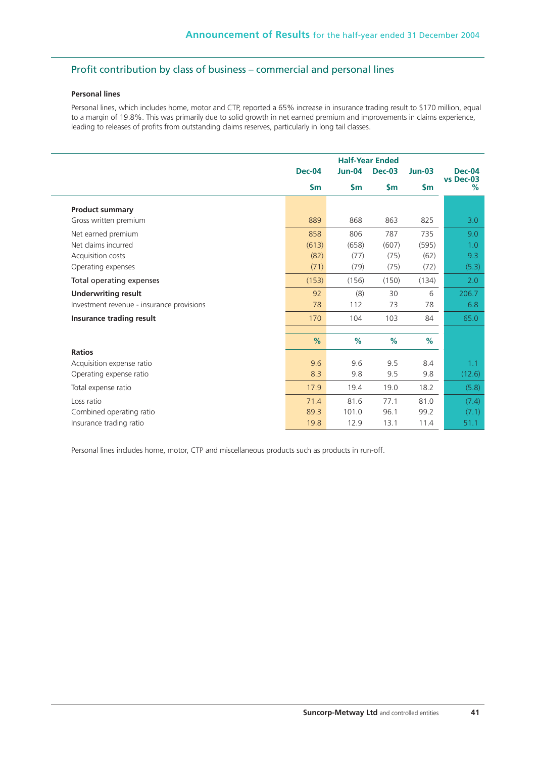## Profit contribution by class of business – commercial and personal lines

### Personal lines

Personal lines, which includes home, motor and CTP, reported a 65% increase in insurance trading result to $170 million, equal to a margin of 19.8%. This was primarily due to solid growth in net earned premium and improvements in claims experience, leading to releases of profits from outstanding claims reserves, particularly in long tail classes.

| | Half-Year Ended | | | | |
|---|---|---|---|---|---|
| | Dec-04 | Jun-04 | Dec-03 | Jun-03 | Dec-04 vs Dec-03 |
| | $m | $m | $m | $m | % |
| **Product summary** | | | | | |
| Gross written premium | 889 | 868 | 863 | 825 | 3.0 |
| Net earned premium | 858 | 806 | 787 | 735 | 9.0 |
| Net claims incurred | (613) | (658) | (607) | (595) | 1.0 |
| Acquisition costs | (82) | (77) | (75) | (62) | 9.3 |
| Operating expenses | (71) | (79) | (75) | (72) | (5.3) |
| Total operating expenses | (153) | (156) | (150) | (134) | 2.0 |
| **Underwriting result** | 92 | (8) | 30 | 6 | 206.7 |
| Investment revenue - insurance provisions | 78 | 112 | 73 | 78 | 6.8 |
| **Insurance trading result** | 170 | 104 | 103 | 84 | 65.0 |
| | % | % | % | % | |
| **Ratios** | | | | | |
| Acquisition expense ratio | 9.6 | 9.6 | 9.5 | 8.4 | 1.1 |
| Operating expense ratio | 8.3 | 9.8 | 9.5 | 9.8 | (12.6) |
| Total expense ratio | 17.9 | 19.4 | 19.0 | 18.2 | (5.8) |
| Loss ratio | 71.4 | 81.6 | 77.1 | 81.0 | (7.4) |
| Combined operating ratio | 89.3 | 101.0 | 96.1 | 99.2 | (7.1) |
| Insurance trading ratio | 19.8 | 12.9 | 13.1 | 11.4 | 51.1 |

Personal lines includes home, motor, CTP and miscellaneous products such as products in run-off.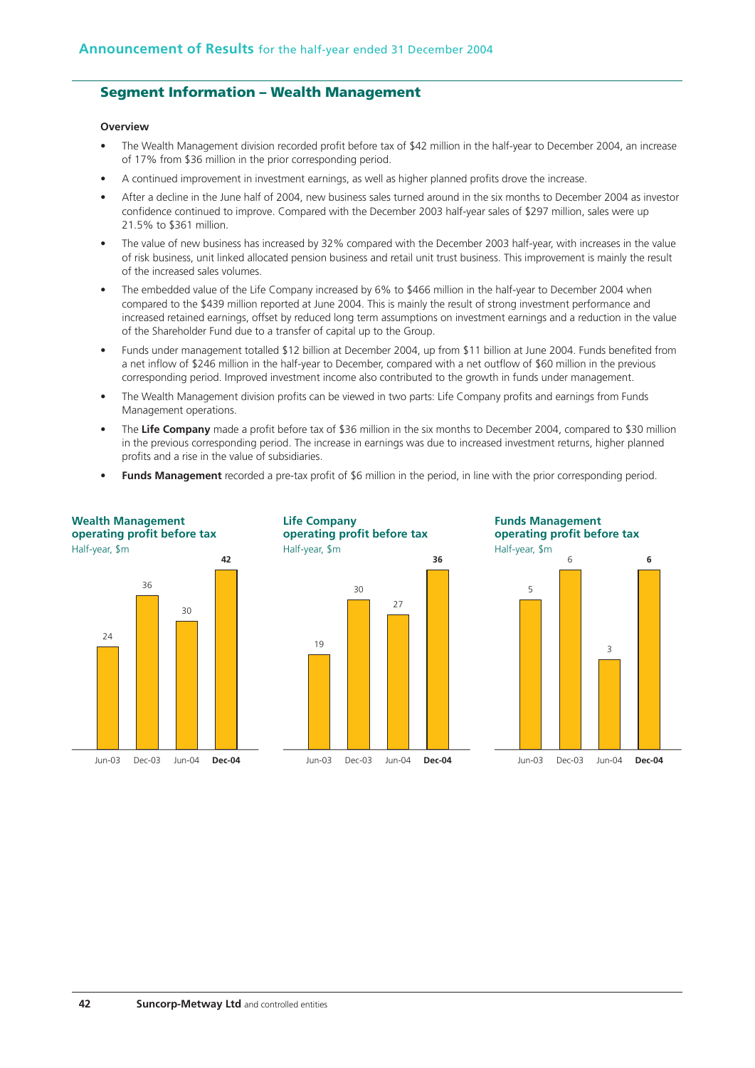## Segment Information – Wealth Management

**Overview**

- The Wealth Management division recorded profit before tax of $42 million in the half-year to December 2004, an increase of 17% from $36 million in the prior corresponding period.
- A continued improvement in investment earnings, as well as higher planned profits drove the increase.
- After a decline in the June half of 2004, new business sales turned around in the six months to December 2004 as investor confidence continued to improve. Compared with the December 2003 half-year sales of $297 million, sales were up 21.5% to $361 million.
- The value of new business has increased by 32% compared with the December 2003 half-year, with increases in the value of risk business, unit linked allocated pension business and retail unit trust business. This improvement is mainly the result of the increased sales volumes.
- The embedded value of the Life Company increased by 6% to $466 million in the half-year to December 2004 when compared to the $439 million reported at June 2004. This is mainly the result of strong investment performance and increased retained earnings, offset by reduced long term assumptions on investment earnings and a reduction in the value of the Shareholder Fund due to a transfer of capital up to the Group.
- Funds under management totalled $12 billion at December 2004, up from $11 billion at June 2004. Funds benefited from a net inflow of $246 million in the half-year to December, compared with a net outflow of $60 million in the previous corresponding period. Improved investment income also contributed to the growth in funds under management.
- The Wealth Management division profits can be viewed in two parts: Life Company profits and earnings from Funds Management operations.
- The **Life Company** made a profit before tax of $36 million in the six months to December 2004, compared to $30 million in the previous corresponding period. The increase in earnings was due to increased investment returns, higher planned profits and a rise in the value of subsidiaries.
- **Funds Management** recorded a pre-tax profit of $6 million in the period, in line with the prior corresponding period.

**Wealth Management operating profit before tax**
Half-year, $m

| Jun-03 | Dec-03 | Jun-04 | **Dec-04** |
|---|---|---|---|
| 24 | 36 | 30 | **42** |

**Life Company operating profit before tax**
Half-year, $m

| Jun-03 | Dec-03 | Jun-04 | **Dec-04** |
|---|---|---|---|
| 19 | 30 | 27 | **36** |

**Funds Management operating profit before tax**
Half-year, $m

| Jun-03 | Dec-03 | Jun-04 | **Dec-04** |
|---|---|---|---|
| 5 | 6 | 3 | **6** |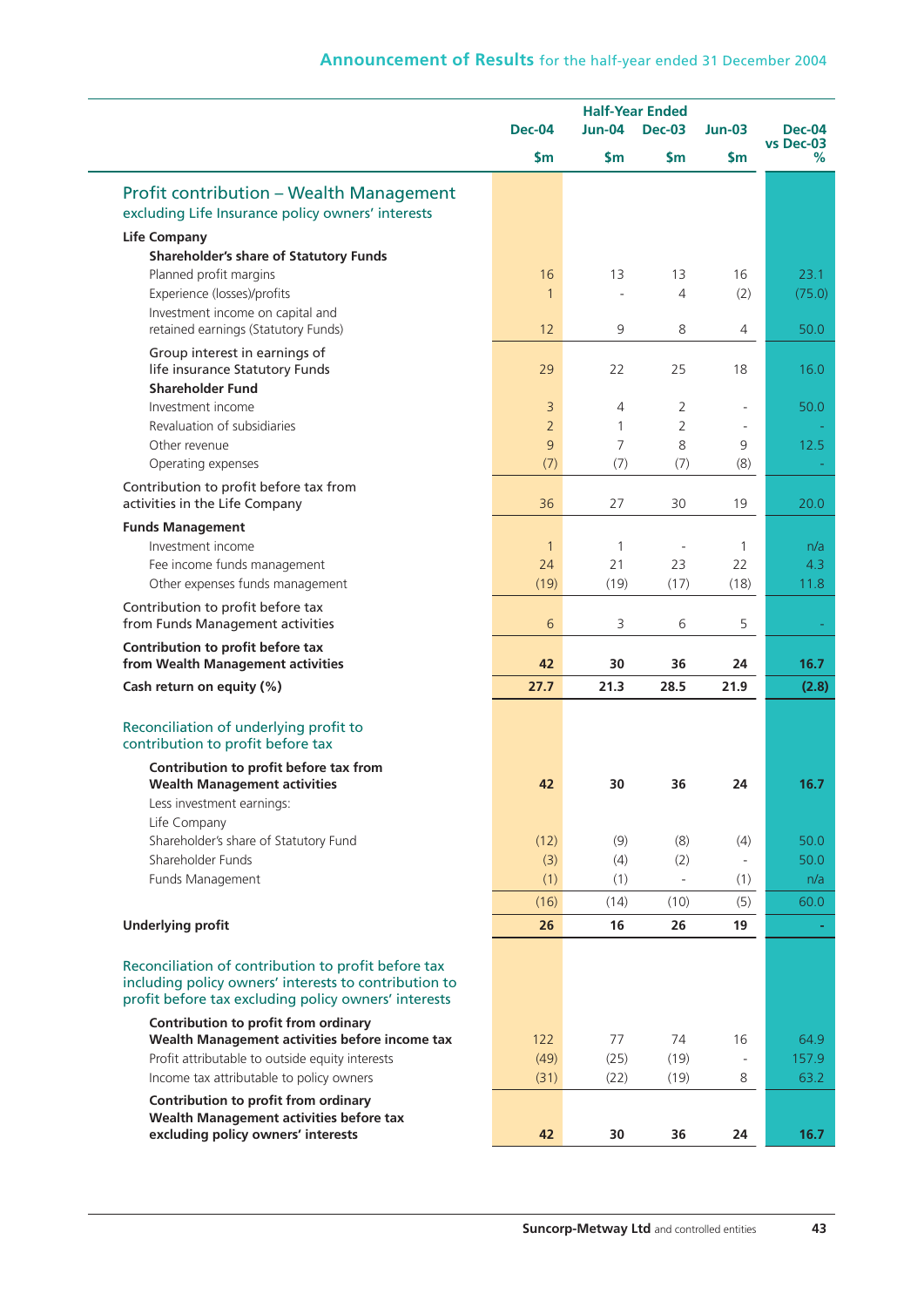| | Half-Year Ended | | | | |
|---|---|---|---|---|---|
| | Dec-04 | Jun-04 | Dec-03 | Jun-03 | Dec-04 vs Dec-03 |
| | $m | $m | $m | $m | % |
| **Profit contribution – Wealth Management excluding Life Insurance policy owners' interests** | | | | | |
| **Life Company** | | | | | |
| **Shareholder's share of Statutory Funds** | | | | | |
| Planned profit margins | 16 | 13 | 13 | 16 | 23.1 |
| Experience (losses)/profits | 1 | - | 4 | (2) | (75.0) |
| Investment income on capital and retained earnings (Statutory Funds) | 12 | 9 | 8 | 4 | 50.0 |
| Group interest in earnings of life insurance Statutory Funds | 29 | 22 | 25 | 18 | 16.0 |
| **Shareholder Fund** | | | | | |
| Investment income | 3 | 4 | 2 | - | 50.0 |
| Revaluation of subsidiaries | 2 | 1 | 2 | - | - |
| Other revenue | 9 | 7 | 8 | 9 | 12.5 |
| Operating expenses | (7) | (7) | (7) | (8) | - |
| Contribution to profit before tax from activities in the Life Company | 36 | 27 | 30 | 19 | 20.0 |
| **Funds Management** | | | | | |
| Investment income | 1 | 1 | - | 1 | n/a |
| Fee income funds management | 24 | 21 | 23 | 22 | 4.3 |
| Other expenses funds management | (19) | (19) | (17) | (18) | 11.8 |
| Contribution to profit before tax from Funds Management activities | 6 | 3 | 6 | 5 | - |
| **Contribution to profit before tax from Wealth Management activities** | **42** | **30** | **36** | **24** | **16.7** |
| **Cash return on equity (%)** | **27.7** | **21.3** | **28.5** | **21.9** | **(2.8)** |
| **Reconciliation of underlying profit to contribution to profit before tax** | | | | | |
| **Contribution to profit before tax from Wealth Management activities** | **42** | **30** | **36** | **24** | **16.7** |
| Less investment earnings: | | | | | |
| Life Company | | | | | |
| Shareholder's share of Statutory Fund | (12) | (9) | (8) | (4) | 50.0 |
| Shareholder Funds | (3) | (4) | (2) | - | 50.0 |
| Funds Management | (1) | (1) | - | (1) | n/a |
| | (16) | (14) | (10) | (5) | 60.0 |
| **Underlying profit** | **26** | **16** | **26** | **19** | **-** |
| **Reconciliation of contribution to profit before tax including policy owners' interests to contribution to profit before tax excluding policy owners' interests** | | | | | |
| **Contribution to profit from ordinary Wealth Management activities before income tax** | 122 | 77 | 74 | 16 | 64.9 |
| Profit attributable to outside equity interests | (49) | (25) | (19) | - | 157.9 |
| Income tax attributable to policy owners | (31) | (22) | (19) | 8 | 63.2 |
| **Contribution to profit from ordinary Wealth Management activities before tax excluding policy owners' interests** | **42** | **30** | **36** | **24** | **16.7** |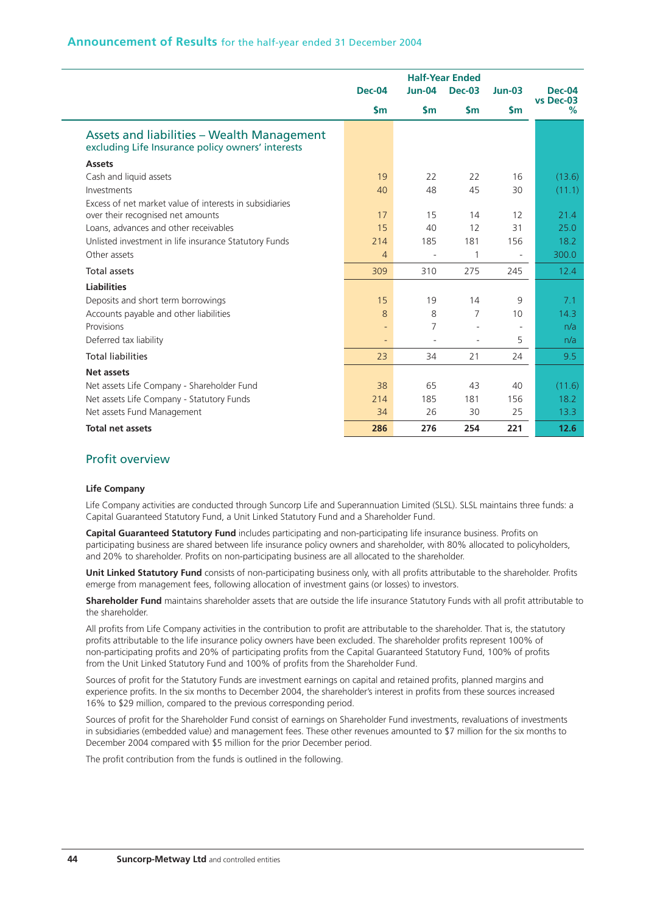## Announcement of Results for the half-year ended 31 December 2004

| | Half-Year Ended | | | | Dec-04 vs Dec-03 |
|---|---|---|---|---|---|
| | Dec-04 | Jun-04 | Dec-03 | Jun-03 | |
| | $m | $m | $m | $m | % |
| **Assets and liabilities – Wealth Management excluding Life Insurance policy owners' interests** | | | | | |
| **Assets** | | | | | |
| Cash and liquid assets | 19 | 22 | 22 | 16 | (13.6) |
| Investments | 40 | 48 | 45 | 30 | (11.1) |
| Excess of net market value of interests in subsidiaries over their recognised net amounts | 17 | 15 | 14 | 12 | 21.4 |
| Loans, advances and other receivables | 15 | 40 | 12 | 31 | 25.0 |
| Unlisted investment in life insurance Statutory Funds | 214 | 185 | 181 | 156 | 18.2 |
| Other assets | 4 | - | 1 | - | 300.0 |
| Total assets | 309 | 310 | 275 | 245 | 12.4 |
| **Liabilities** | | | | | |
| Deposits and short term borrowings | 15 | 19 | 14 | 9 | 7.1 |
| Accounts payable and other liabilities | 8 | 8 | 7 | 10 | 14.3 |
| Provisions | - | 7 | - | - | n/a |
| Deferred tax liability | - | - | - | 5 | n/a |
| Total liabilities | 23 | 34 | 21 | 24 | 9.5 |
| **Net assets** | | | | | |
| Net assets Life Company - Shareholder Fund | 38 | 65 | 43 | 40 | (11.6) |
| Net assets Life Company - Statutory Funds | 214 | 185 | 181 | 156 | 18.2 |
| Net assets Fund Management | 34 | 26 | 30 | 25 | 13.3 |
| **Total net assets** | **286** | **276** | **254** | **221** | **12.6** |

## Profit overview

### Life Company

Life Company activities are conducted through Suncorp Life and Superannuation Limited (SLSL). SLSL maintains three funds: a Capital Guaranteed Statutory Fund, a Unit Linked Statutory Fund and a Shareholder Fund.

**Capital Guaranteed Statutory Fund** includes participating and non-participating life insurance business. Profits on participating business are shared between life insurance policy owners and shareholder, with 80% allocated to policyholders, and 20% to shareholder. Profits on non-participating business are all allocated to the shareholder.

**Unit Linked Statutory Fund** consists of non-participating business only, with all profits attributable to the shareholder. Profits emerge from management fees, following allocation of investment gains (or losses) to investors.

**Shareholder Fund** maintains shareholder assets that are outside the life insurance Statutory Funds with all profit attributable to the shareholder.

All profits from Life Company activities in the contribution to profit are attributable to the shareholder. That is, the statutory profits attributable to the life insurance policy owners have been excluded. The shareholder profits represent 100% of non-participating profits and 20% of participating profits from the Capital Guaranteed Statutory Fund, 100% of profits from the Unit Linked Statutory Fund and 100% of profits from the Shareholder Fund.

Sources of profit for the Statutory Funds are investment earnings on capital and retained profits, planned margins and experience profits. In the six months to December 2004, the shareholder's interest in profits from these sources increased 16% to $29 million, compared to the previous corresponding period.

Sources of profit for the Shareholder Fund consist of earnings on Shareholder Fund investments, revaluations of investments in subsidiaries (embedded value) and management fees. These other revenues amounted to $7 million for the six months to December 2004 compared with $5 million for the prior December period.

The profit contribution from the funds is outlined in the following.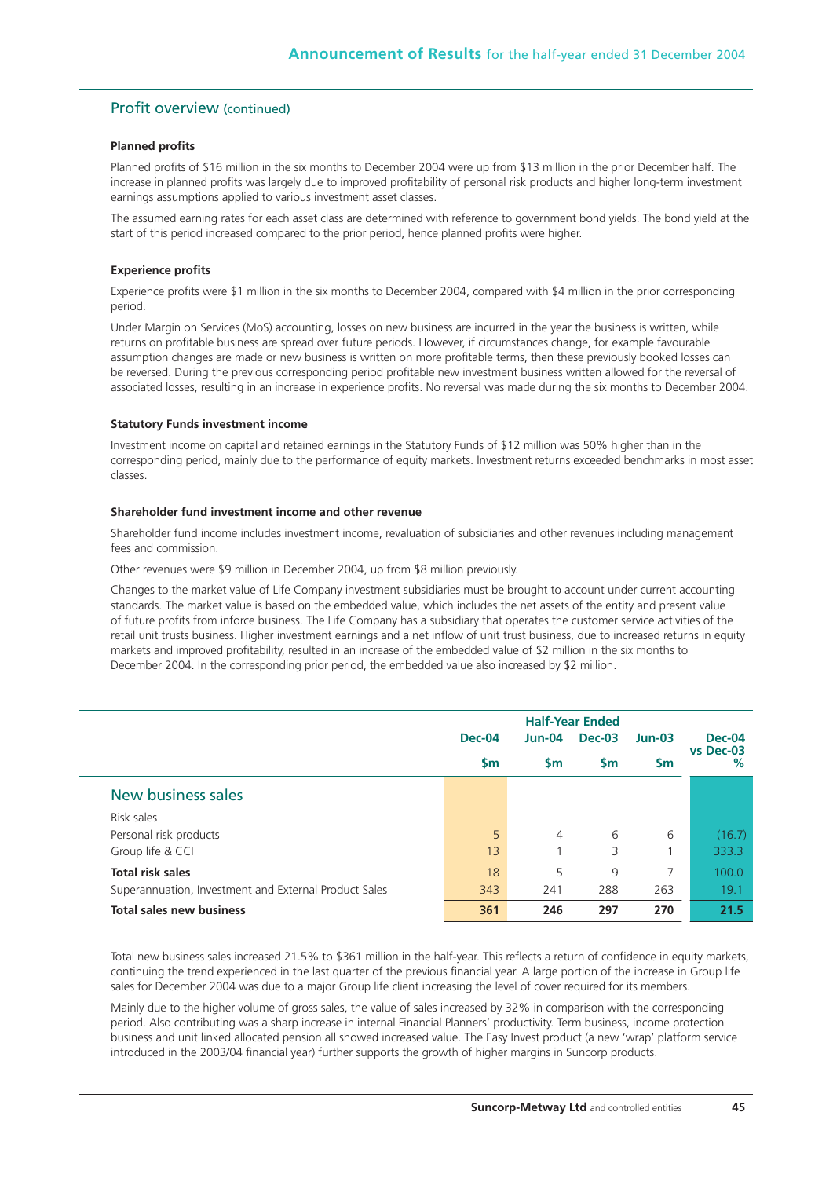## Profit overview (continued)

**Planned profits**

Planned profits of $16 million in the six months to December 2004 were up from $13 million in the prior December half. The increase in planned profits was largely due to improved profitability of personal risk products and higher long-term investment earnings assumptions applied to various investment asset classes.

The assumed earning rates for each asset class are determined with reference to government bond yields. The bond yield at the start of this period increased compared to the prior period, hence planned profits were higher.

**Experience profits**

Experience profits were $1 million in the six months to December 2004, compared with $4 million in the prior corresponding period.

Under Margin on Services (MoS) accounting, losses on new business are incurred in the year the business is written, while returns on profitable business are spread over future periods. However, if circumstances change, for example favourable assumption changes are made or new business is written on more profitable terms, then these previously booked losses can be reversed. During the previous corresponding period profitable new investment business written allowed for the reversal of associated losses, resulting in an increase in experience profits. No reversal was made during the six months to December 2004.

**Statutory Funds investment income**

Investment income on capital and retained earnings in the Statutory Funds of $12 million was 50% higher than in the corresponding period, mainly due to the performance of equity markets. Investment returns exceeded benchmarks in most asset classes.

**Shareholder fund investment income and other revenue**

Shareholder fund income includes investment income, revaluation of subsidiaries and other revenues including management fees and commission.

Other revenues were $9 million in December 2004, up from $8 million previously.

Changes to the market value of Life Company investment subsidiaries must be brought to account under current accounting standards. The market value is based on the embedded value, which includes the net assets of the entity and present value of future profits from inforce business. The Life Company has a subsidiary that operates the customer service activities of the retail unit trusts business. Higher investment earnings and a net inflow of unit trust business, due to increased returns in equity markets and improved profitability, resulted in an increase of the embedded value of $2 million in the six months to December 2004. In the corresponding prior period, the embedded value also increased by $2 million.

| | Half-Year Ended | | | | |
|---|---|---|---|---|---|
| | Dec-04 | Jun-04 | Dec-03 | Jun-03 | Dec-04 vs Dec-03 |
| | $m | $m | $m | $m | % |
| **New business sales** | | | | | |
| Risk sales | | | | | |
| Personal risk products | 5 | 4 | 6 | 6 | (16.7) |
| Group life & CCI | 13 | 1 | 3 | 1 | 333.3 |
| **Total risk sales** | 18 | 5 | 9 | 7 | 100.0 |
| Superannuation, Investment and External Product Sales | 343 | 241 | 288 | 263 | 19.1 |
| **Total sales new business** | **361** | **246** | **297** | **270** | **21.5** |

Total new business sales increased 21.5% to $361 million in the half-year. This reflects a return of confidence in equity markets, continuing the trend experienced in the last quarter of the previous financial year. A large portion of the increase in Group life sales for December 2004 was due to a major Group life client increasing the level of cover required for its members.

Mainly due to the higher volume of gross sales, the value of sales increased by 32% in comparison with the corresponding period. Also contributing was a sharp increase in internal Financial Planners' productivity. Term business, income protection business and unit linked allocated pension all showed increased value. The Easy Invest product (a new 'wrap' platform service introduced in the 2003/04 financial year) further supports the growth of higher margins in Suncorp products.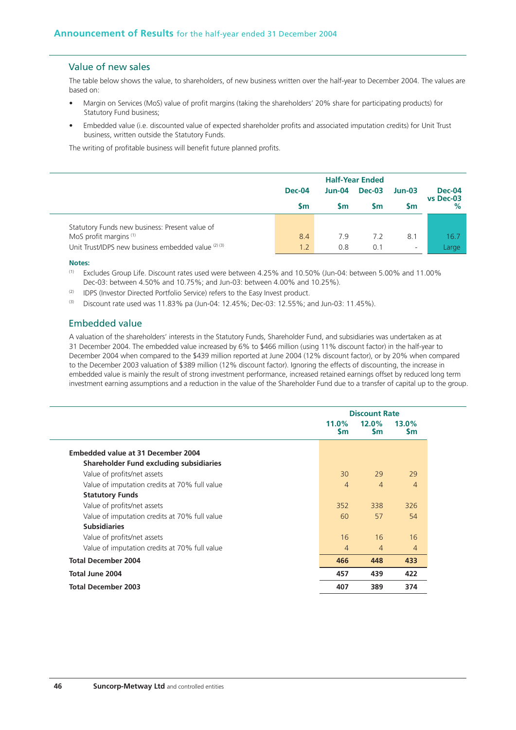## Value of new sales

The table below shows the value, to shareholders, of new business written over the half-year to December 2004. The values are based on:

- Margin on Services (MoS) value of profit margins (taking the shareholders' 20% share for participating products) for Statutory Fund business;
- Embedded value (i.e. discounted value of expected shareholder profits and associated imputation credits) for Unit Trust business, written outside the Statutory Funds.

The writing of profitable business will benefit future planned profits.

| | Half-Year Ended | | | | |
|---|---|---|---|---|---|
| | Dec-04 | Jun-04 | Dec-03 | Jun-03 | Dec-04 vs Dec-03 |
| | $m | $m | $m | $m | % |
| Statutory Funds new business: Present value of MoS profit margins [1] | 8.4 | 7.9 | 7.2 | 8.1 | 16.7 |
| Unit Trust/IDPS new business embedded value [2] [3] | 1.2 | 0.8 | 0.1 | - | Large |

**Notes:**

[1] Excludes Group Life. Discount rates used were between 4.25% and 10.50% (Jun-04: between 5.00% and 11.00% Dec-03: between 4.50% and 10.75%; and Jun-03: between 4.00% and 10.25%).

[2] IDPS (Investor Directed Portfolio Service) refers to the Easy Invest product.

[3] Discount rate used was 11.83% pa (Jun-04: 12.45%; Dec-03: 12.55%; and Jun-03: 11.45%).

## Embedded value

A valuation of the shareholders' interests in the Statutory Funds, Shareholder Fund, and subsidiaries was undertaken as at 31 December 2004. The embedded value increased by 6% to $466 million (using 11% discount factor) in the half-year to December 2004 when compared to the $439 million reported at June 2004 (12% discount factor), or by 20% when compared to the December 2003 valuation of $389 million (12% discount factor). Ignoring the effects of discounting, the increase in embedded value is mainly the result of strong investment performance, increased retained earnings offset by reduced long term investment earning assumptions and a reduction in the value of the Shareholder Fund due to a transfer of capital up to the group.

| | Discount Rate | | |
|---|---|---|---|
| | 11.0% $m | 12.0% $m | 13.0% $m |
| **Embedded value at 31 December 2004** | | | |
| **Shareholder Fund excluding subsidiaries** | | | |
| Value of profits/net assets | 30 | 29 | 29 |
| Value of imputation credits at 70% full value | 4 | 4 | 4 |
| **Statutory Funds** | | | |
| Value of profits/net assets | 352 | 338 | 326 |
| Value of imputation credits at 70% full value | 60 | 57 | 54 |
| **Subsidiaries** | | | |
| Value of profits/net assets | 16 | 16 | 16 |
| Value of imputation credits at 70% full value | 4 | 4 | 4 |
| **Total December 2004** | **466** | **448** | **433** |
| **Total June 2004** | **457** | **439** | **422** |
| **Total December 2003** | **407** | **389** | **374** |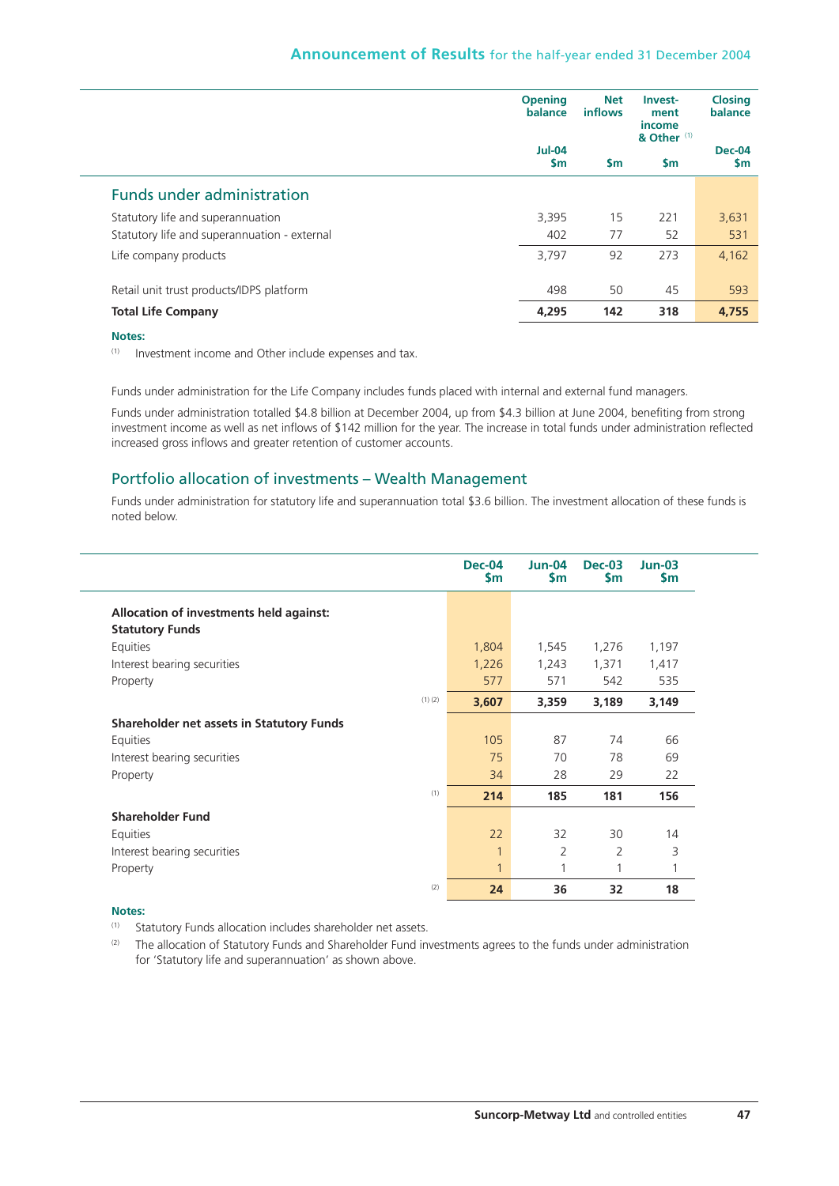| | Opening balance Jul-04 $m | Net inflows $m | Investment income & Other [(1)] $m | Closing balance Dec-04 $m |
|---|---|---|---|---|
| **Funds under administration** | | | | |
| Statutory life and superannuation | 3,395 | 15 | 221 | 3,631 |
| Statutory life and superannuation - external | 402 | 77 | 52 | 531 |
| Life company products | 3,797 | 92 | 273 | 4,162 |
| Retail unit trust products/IDPS platform | 498 | 50 | 45 | 593 |
| **Total Life Company** | **4,295** | **142** | **318** | **4,755** |

**Notes:**

(1) Investment income and Other include expenses and tax.

Funds under administration for the Life Company includes funds placed with internal and external fund managers.

Funds under administration totalled $4.8 billion at December 2004, up from $4.3 billion at June 2004, benefiting from strong investment income as well as net inflows of $142 million for the year. The increase in total funds under administration reflected increased gross inflows and greater retention of customer accounts.

## Portfolio allocation of investments – Wealth Management

Funds under administration for statutory life and superannuation total $3.6 billion. The investment allocation of these funds is noted below.

| | | Dec-04 $m | Jun-04 $m | Dec-03 $m | Jun-03 $m |
|---|---|---|---|---|---|
| **Allocation of investments held against:** | | | | | |
| **Statutory Funds** | | | | | |
| Equities | | 1,804 | 1,545 | 1,276 | 1,197 |
| Interest bearing securities | | 1,226 | 1,243 | 1,371 | 1,417 |
| Property | | 577 | 571 | 542 | 535 |
| | (1) (2) | **3,607** | **3,359** | **3,189** | **3,149** |
| **Shareholder net assets in Statutory Funds** | | | | | |
| Equities | | 105 | 87 | 74 | 66 |
| Interest bearing securities | | 75 | 70 | 78 | 69 |
| Property | | 34 | 28 | 29 | 22 |
| | (1) | **214** | **185** | **181** | **156** |
| **Shareholder Fund** | | | | | |
| Equities | | 22 | 32 | 30 | 14 |
| Interest bearing securities | | 1 | 2 | 2 | 3 |
| Property | | 1 | 1 | 1 | 1 |
| | (2) | **24** | **36** | **32** | **18** |

**Notes:**

(1) Statutory Funds allocation includes shareholder net assets.

(2) The allocation of Statutory Funds and Shareholder Fund investments agrees to the funds under administration for 'Statutory life and superannuation' as shown above.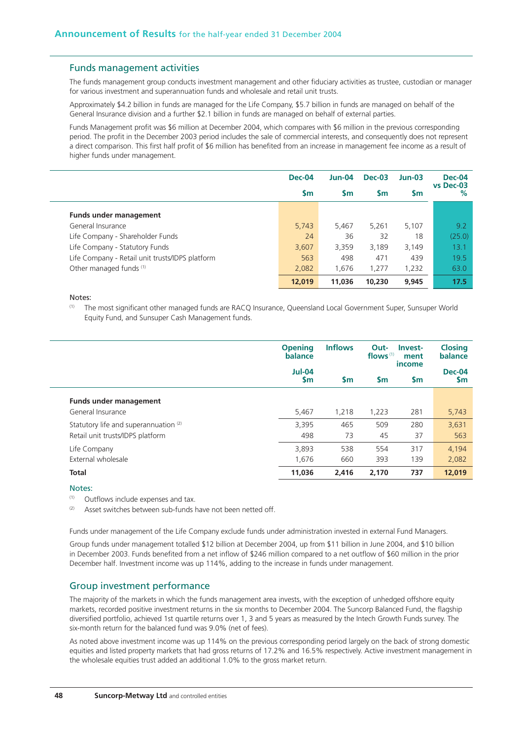## Funds management activities

The funds management group conducts investment management and other fiduciary activities as trustee, custodian or manager for various investment and superannuation funds and wholesale and retail unit trusts.

Approximately $4.2 billion in funds are managed for the Life Company, $5.7 billion in funds are managed on behalf of the General Insurance division and a further $2.1 billion in funds are managed on behalf of external parties.

Funds Management profit was $6 million at December 2004, which compares with $6 million in the previous corresponding period. The profit in the December 2003 period includes the sale of commercial interests, and consequently does not represent a direct comparison. This first half profit of $6 million has benefited from an increase in management fee income as a result of higher funds under management.

| | Dec-04 $m | Jun-04 $m | Dec-03 $m | Jun-03 $m | Dec-04 vs Dec-03 % |
|---|---|---|---|---|---|
| **Funds under management** | | | | | |
| General Insurance | 5,743 | 5,467 | 5,261 | 5,107 | 9.2 |
| Life Company - Shareholder Funds | 24 | 36 | 32 | 18 | (25.0) |
| Life Company - Statutory Funds | 3,607 | 3,359 | 3,189 | 3,149 | 13.1 |
| Life Company - Retail unit trusts/IDPS platform | 563 | 498 | 471 | 439 | 19.5 |
| Other managed funds [1] | 2,082 | 1,676 | 1,277 | 1,232 | 63.0 |
| | **12,019** | **11,036** | **10,230** | **9,945** | **17.5** |

Notes:

[1] The most significant other managed funds are RACQ Insurance, Queensland Local Government Super, Sunsuper World Equity Fund, and Sunsuper Cash Management funds.

| | Opening balance Jul-04 $m | Inflows $m | Out-flows [1] $m | Invest-ment income $m | Closing balance Dec-04 $m |
|---|---|---|---|---|---|
| **Funds under management** | | | | | |
| General Insurance | 5,467 | 1,218 | 1,223 | 281 | 5,743 |
| Statutory life and superannuation [2] | 3,395 | 465 | 509 | 280 | 3,631 |
| Retail unit trusts/IDPS platform | 498 | 73 | 45 | 37 | 563 |
| Life Company | 3,893 | 538 | 554 | 317 | 4,194 |
| External wholesale | 1,676 | 660 | 393 | 139 | 2,082 |
| **Total** | **11,036** | **2,416** | **2,170** | **737** | **12,019** |

Notes:

[1] Outflows include expenses and tax.

[2] Asset switches between sub-funds have not been netted off.

Funds under management of the Life Company exclude funds under administration invested in external Fund Managers.

Group funds under management totalled $12 billion at December 2004, up from $11 billion in June 2004, and $10 billion in December 2003. Funds benefited from a net inflow of $246 million compared to a net outflow of $60 million in the prior December half. Investment income was up 114%, adding to the increase in funds under management.

## Group investment performance

The majority of the markets in which the funds management area invests, with the exception of unhedged offshore equity markets, recorded positive investment returns in the six months to December 2004. The Suncorp Balanced Fund, the flagship diversified portfolio, achieved 1st quartile returns over 1, 3 and 5 years as measured by the Intech Growth Funds survey. The six-month return for the balanced fund was 9.0% (net of fees).

As noted above investment income was up 114% on the previous corresponding period largely on the back of strong domestic equities and listed property markets that had gross returns of 17.2% and 16.5% respectively. Active investment management in the wholesale equities trust added an additional 1.0% to the gross market return.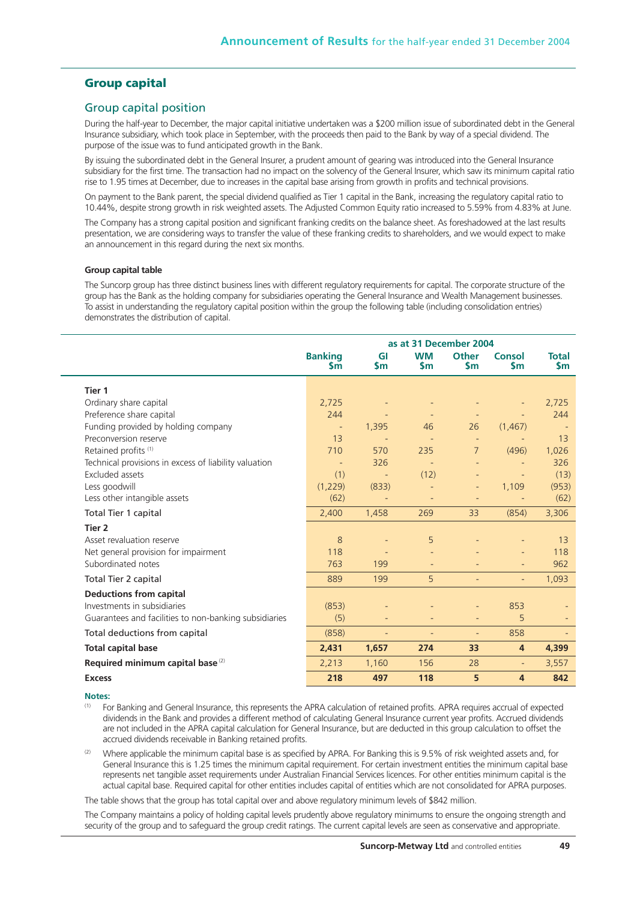## Group capital

### Group capital position

During the half-year to December, the major capital initiative undertaken was a $200 million issue of subordinated debt in the General Insurance subsidiary, which took place in September, with the proceeds then paid to the Bank by way of a special dividend. The purpose of the issue was to fund anticipated growth in the Bank.

By issuing the subordinated debt in the General Insurer, a prudent amount of gearing was introduced into the General Insurance subsidiary for the first time. The transaction had no impact on the solvency of the General Insurer, which saw its minimum capital ratio rise to 1.95 times at December, due to increases in the capital base arising from growth in profits and technical provisions.

On payment to the Bank parent, the special dividend qualified as Tier 1 capital in the Bank, increasing the regulatory capital ratio to 10.44%, despite strong growth in risk weighted assets. The Adjusted Common Equity ratio increased to 5.59% from 4.83% at June.

The Company has a strong capital position and significant franking credits on the balance sheet. As foreshadowed at the last results presentation, we are considering ways to transfer the value of these franking credits to shareholders, and we would expect to make an announcement in this regard during the next six months.

**Group capital table**

The Suncorp group has three distinct business lines with different regulatory requirements for capital. The corporate structure of the group has the Bank as the holding company for subsidiaries operating the General Insurance and Wealth Management businesses. To assist in understanding the regulatory capital position within the group the following table (including consolidation entries) demonstrates the distribution of capital.

| | as at 31 December 2004 | | | | | |
|---|---|---|---|---|---|---|
| | Banking $m | GI $m | WM $m | Other $m | Consol $m | Total $m |
| **Tier 1** | | | | | | |
| Ordinary share capital | 2,725 | - | - | - | - | 2,725 |
| Preference share capital | 244 | - | - | - | - | 244 |
| Funding provided by holding company | - | 1,395 | 46 | 26 | (1,467) | - |
| Preconversion reserve | 13 | - | - | - | - | 13 |
| Retained profits [1] | 710 | 570 | 235 | 7 | (496) | 1,026 |
| Technical provisions in excess of liability valuation | - | 326 | - | - | - | 326 |
| Excluded assets | (1) | - | (12) | - | - | (13) |
| Less goodwill | (1,229) | (833) | - | - | 1,109 | (953) |
| Less other intangible assets | (62) | - | - | - | - | (62) |
| Total Tier 1 capital | 2,400 | 1,458 | 269 | 33 | (854) | 3,306 |
| **Tier 2** | | | | | | |
| Asset revaluation reserve | 8 | - | 5 | - | - | 13 |
| Net general provision for impairment | 118 | - | - | - | - | 118 |
| Subordinated notes | 763 | 199 | - | - | - | 962 |
| Total Tier 2 capital | 889 | 199 | 5 | - | - | 1,093 |
| **Deductions from capital** | | | | | | |
| Investments in subsidiaries | (853) | - | - | - | 853 | - |
| Guarantees and facilities to non-banking subsidiaries | (5) | - | - | - | 5 | - |
| Total deductions from capital | (858) | - | - | - | 858 | - |
| **Total capital base** | **2,431** | **1,657** | **274** | **33** | **4** | **4,399** |
| **Required minimum capital base** [2] | 2,213 | 1,160 | 156 | 28 | - | 3,557 |
| **Excess** | **218** | **497** | **118** | **5** | **4** | **842** |

**Notes:**

[1] For Banking and General Insurance, this represents the APRA calculation of retained profits. APRA requires accrual of expected dividends in the Bank and provides a different method of calculating General Insurance current year profits. Accrued dividends are not included in the APRA capital calculation for General Insurance, but are deducted in this group calculation to offset the accrued dividends receivable in Banking retained profits.

[2] Where applicable the minimum capital base is as specified by APRA. For Banking this is 9.5% of risk weighted assets and, for General Insurance this is 1.25 times the minimum capital requirement. For certain investment entities the minimum capital base represents net tangible asset requirements under Australian Financial Services licences. For other entities minimum capital is the actual capital base. Required capital for other entities includes capital of entities which are not consolidated for APRA purposes.

The table shows that the group has total capital over and above regulatory minimum levels of $842 million.

The Company maintains a policy of holding capital levels prudently above regulatory minimums to ensure the ongoing strength and security of the group and to safeguard the group credit ratings. The current capital levels are seen as conservative and appropriate.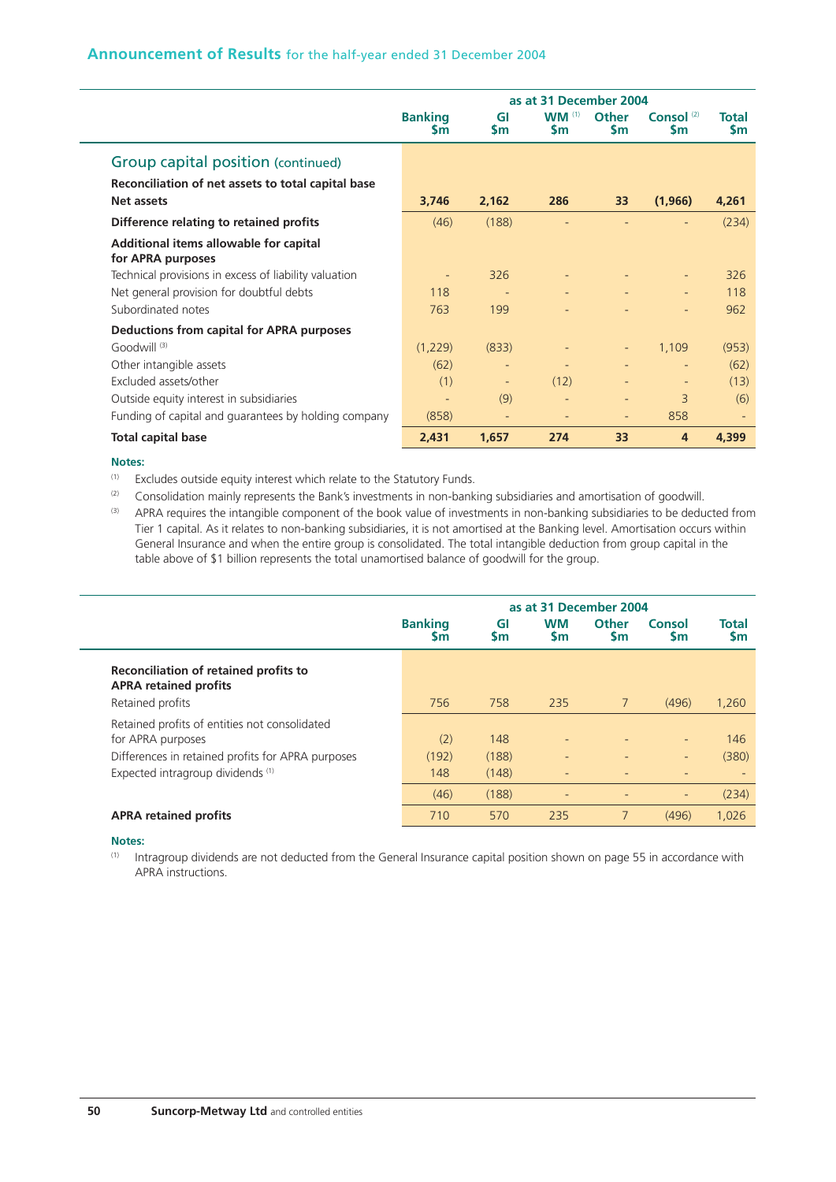| | as at 31 December 2004 | | | | | |
|---|---|---|---|---|---|---|
| | Banking $m | GI $m | WM [1] $m | Other $m | Consol [2] $m | Total $m |
| **Group capital position (continued)** | | | | | | |
| **Reconciliation of net assets to total capital base** | | | | | | |
| **Net assets** | **3,746** | **2,162** | **286** | **33** | **(1,966)** | **4,261** |
| **Difference relating to retained profits** | (46) | (188) | - | - | - | (234) |
| **Additional items allowable for capital for APRA purposes** | | | | | | |
| Technical provisions in excess of liability valuation | - | 326 | - | - | - | 326 |
| Net general provision for doubtful debts | 118 | - | - | - | - | 118 |
| Subordinated notes | 763 | 199 | - | - | - | 962 |
| **Deductions from capital for APRA purposes** | | | | | | |
| Goodwill [3] | (1,229) | (833) | - | - | 1,109 | (953) |
| Other intangible assets | (62) | - | - | - | - | (62) |
| Excluded assets/other | (1) | - | (12) | - | - | (13) |
| Outside equity interest in subsidiaries | - | (9) | - | - | 3 | (6) |
| Funding of capital and guarantees by holding company | (858) | - | - | - | 858 | - |
| **Total capital base** | **2,431** | **1,657** | **274** | **33** | **4** | **4,399** |

**Notes:**

(1) Excludes outside equity interest which relate to the Statutory Funds.

(2) Consolidation mainly represents the Bank's investments in non-banking subsidiaries and amortisation of goodwill.

(3) APRA requires the intangible component of the book value of investments in non-banking subsidiaries to be deducted from Tier 1 capital. As it relates to non-banking subsidiaries, it is not amortised at the Banking level. Amortisation occurs within General Insurance and when the entire group is consolidated. The total intangible deduction from group capital in the table above of $1 billion represents the total unamortised balance of goodwill for the group.

| | as at 31 December 2004 | | | | | |
|---|---|---|---|---|---|---|
| | Banking $m | GI $m | WM $m | Other $m | Consol $m | Total $m |
| **Reconciliation of retained profits to APRA retained profits** | | | | | | |
| Retained profits | 756 | 758 | 235 | 7 | (496) | 1,260 |
| Retained profits of entities not consolidated for APRA purposes | (2) | 148 | - | - | - | 146 |
| Differences in retained profits for APRA purposes | (192) | (188) | - | - | - | (380) |
| Expected intragroup dividends [1] | 148 | (148) | - | - | - | - |
| | (46) | (188) | - | - | - | (234) |
| **APRA retained profits** | 710 | 570 | 235 | 7 | (496) | 1,026 |

**Notes:**

(1) Intragroup dividends are not deducted from the General Insurance capital position shown on page 55 in accordance with APRA instructions.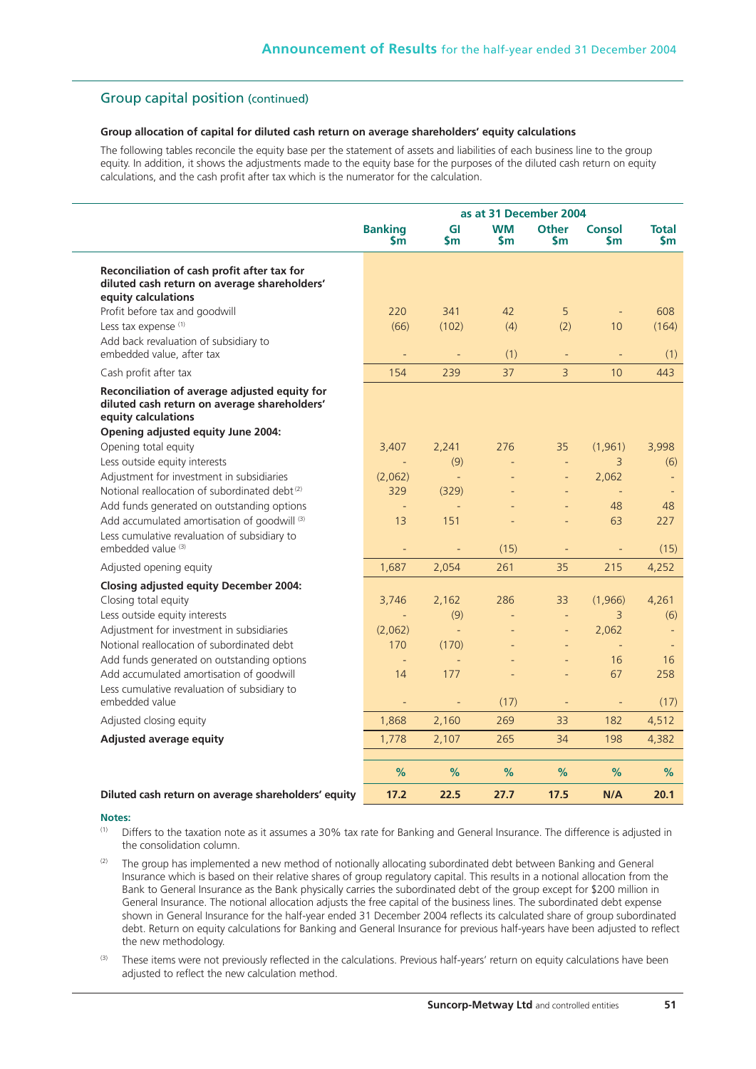## Group capital position (continued)

**Group allocation of capital for diluted cash return on average shareholders' equity calculations**

The following tables reconcile the equity base per the statement of assets and liabilities of each business line to the group equity. In addition, it shows the adjustments made to the equity base for the purposes of the diluted cash return on equity calculations, and the cash profit after tax which is the numerator for the calculation.

| | as at 31 December 2004 | | | | | |
|---|---|---|---|---|---|---|
| | **Banking $m** | **GI $m** | **WM $m** | **Other $m** | **Consol $m** | **Total $m** |
| **Reconciliation of cash profit after tax for diluted cash return on average shareholders' equity calculations** | | | | | | |
| Profit before tax and goodwill | 220 | 341 | 42 | 5 | - | 608 |
| Less tax expense [(1)] | (66) | (102) | (4) | (2) | 10 | (164) |
| Add back revaluation of subsidiary to embedded value, after tax | - | - | (1) | - | - | (1) |
| Cash profit after tax | 154 | 239 | 37 | 3 | 10 | 443 |
| **Reconciliation of average adjusted equity for diluted cash return on average shareholders' equity calculations** | | | | | | |
| **Opening adjusted equity June 2004:** | | | | | | |
| Opening total equity | 3,407 | 2,241 | 276 | 35 | (1,961) | 3,998 |
| Less outside equity interests | - | (9) | - | - | 3 | (6) |
| Adjustment for investment in subsidiaries | (2,062) | - | - | - | 2,062 | - |
| Notional reallocation of subordinated debt [(2)] | 329 | (329) | - | - | - | - |
| Add funds generated on outstanding options | - | - | - | - | 48 | 48 |
| Add accumulated amortisation of goodwill [(3)] | 13 | 151 | - | - | 63 | 227 |
| Less cumulative revaluation of subsidiary to embedded value [(3)] | - | - | (15) | - | - | (15) |
| Adjusted opening equity | 1,687 | 2,054 | 261 | 35 | 215 | 4,252 |
| **Closing adjusted equity December 2004:** | | | | | | |
| Closing total equity | 3,746 | 2,162 | 286 | 33 | (1,966) | 4,261 |
| Less outside equity interests | - | (9) | - | - | 3 | (6) |
| Adjustment for investment in subsidiaries | (2,062) | - | - | - | 2,062 | - |
| Notional reallocation of subordinated debt | 170 | (170) | - | - | - | - |
| Add funds generated on outstanding options | - | - | - | - | 16 | 16 |
| Add accumulated amortisation of goodwill | 14 | 177 | - | - | 67 | 258 |
| Less cumulative revaluation of subsidiary to embedded value | - | - | (17) | - | - | (17) |
| Adjusted closing equity | 1,868 | 2,160 | 269 | 33 | 182 | 4,512 |
| **Adjusted average equity** | 1,778 | 2,107 | 265 | 34 | 198 | 4,382 |
| | **%** | **%** | **%** | **%** | **%** | **%** |
| **Diluted cash return on average shareholders' equity** | **17.2** | **22.5** | **27.7** | **17.5** | **N/A** | **20.1** |

**Notes:**

(1) Differs to the taxation note as it assumes a 30% tax rate for Banking and General Insurance. The difference is adjusted in the consolidation column.

(2) The group has implemented a new method of notionally allocating subordinated debt between Banking and General Insurance which is based on their relative shares of group regulatory capital. This results in a notional allocation from the Bank to General Insurance as the Bank physically carries the subordinated debt of the group except for $200 million in General Insurance. The notional allocation adjusts the free capital of the business lines. The subordinated debt expense shown in General Insurance for the half-year ended 31 December 2004 reflects its calculated share of group subordinated debt. Return on equity calculations for Banking and General Insurance for previous half-years have been adjusted to reflect the new methodology.

(3) These items were not previously reflected in the calculations. Previous half-years' return on equity calculations have been adjusted to reflect the new calculation method.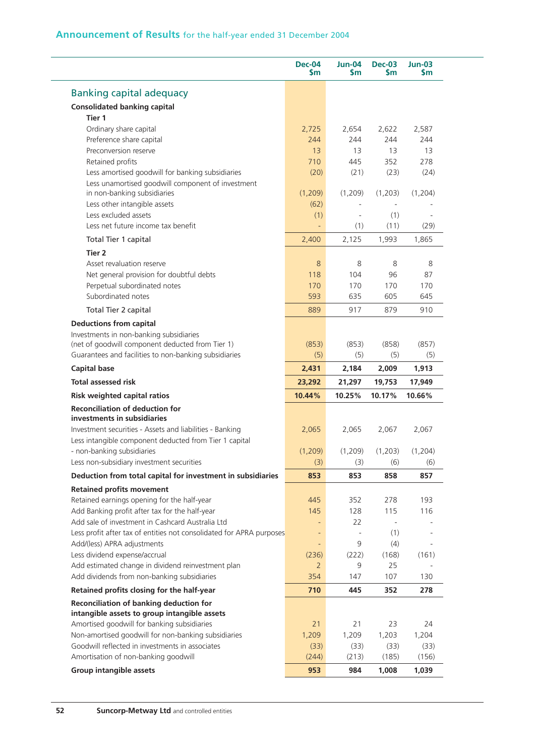## Announcement of Results for the half-year ended 31 December 2004

| | Dec-04 $m | Jun-04 $m | Dec-03 $m | Jun-03 $m |
|---|---|---|---|---|
| **Banking capital adequacy** | | | | |
| **Consolidated banking capital** | | | | |
| **Tier 1** | | | | |
| Ordinary share capital | 2,725 | 2,654 | 2,622 | 2,587 |
| Preference share capital | 244 | 244 | 244 | 244 |
| Preconversion reserve | 13 | 13 | 13 | 13 |
| Retained profits | 710 | 445 | 352 | 278 |
| Less amortised goodwill for banking subsidiaries | (20) | (21) | (23) | (24) |
| Less unamortised goodwill component of investment in non-banking subsidiaries | (1,209) | (1,209) | (1,203) | (1,204) |
| Less other intangible assets | (62) | - | - | - |
| Less excluded assets | (1) | - | (1) | - |
| Less net future income tax benefit | - | (1) | (11) | (29) |
| Total Tier 1 capital | 2,400 | 2,125 | 1,993 | 1,865 |
| **Tier 2** | | | | |
| Asset revaluation reserve | 8 | 8 | 8 | 8 |
| Net general provision for doubtful debts | 118 | 104 | 96 | 87 |
| Perpetual subordinated notes | 170 | 170 | 170 | 170 |
| Subordinated notes | 593 | 635 | 605 | 645 |
| Total Tier 2 capital | 889 | 917 | 879 | 910 |
| **Deductions from capital** | | | | |
| Investments in non-banking subsidiaries (net of goodwill component deducted from Tier 1) | (853) | (853) | (858) | (857) |
| Guarantees and facilities to non-banking subsidiaries | (5) | (5) | (5) | (5) |
| **Capital base** | **2,431** | **2,184** | **2,009** | **1,913** |
| **Total assessed risk** | **23,292** | **21,297** | **19,753** | **17,949** |
| **Risk weighted capital ratios** | **10.44%** | **10.25%** | **10.17%** | **10.66%** |
| **Reconciliation of deduction for investments in subsidiaries** | | | | |
| Investment securities - Assets and liabilities - Banking | 2,065 | 2,065 | 2,067 | 2,067 |
| Less intangible component deducted from Tier 1 capital - non-banking subsidiaries | (1,209) | (1,209) | (1,203) | (1,204) |
| Less non-subsidiary investment securities | (3) | (3) | (6) | (6) |
| **Deduction from total capital for investment in subsidiaries** | **853** | **853** | **858** | **857** |
| **Retained profits movement** | | | | |
| Retained earnings opening for the half-year | 445 | 352 | 278 | 193 |
| Add Banking profit after tax for the half-year | 145 | 128 | 115 | 116 |
| Add sale of investment in Cashcard Australia Ltd | - | 22 | - | - |
| Less profit after tax of entities not consolidated for APRA purposes | - | - | (1) | - |
| Add/(less) APRA adjustments | - | 9 | (4) | - |
| Less dividend expense/accrual | (236) | (222) | (168) | (161) |
| Add estimated change in dividend reinvestment plan | 2 | 9 | 25 | - |
| Add dividends from non-banking subsidiaries | 354 | 147 | 107 | 130 |
| **Retained profits closing for the half-year** | **710** | **445** | **352** | **278** |
| **Reconciliation of banking deduction for intangible assets to group intangible assets** | | | | |
| Amortised goodwill for banking subsidiaries | 21 | 21 | 23 | 24 |
| Non-amortised goodwill for non-banking subsidiaries | 1,209 | 1,209 | 1,203 | 1,204 |
| Goodwill reflected in investments in associates | (33) | (33) | (33) | (33) |
| Amortisation of non-banking goodwill | (244) | (213) | (185) | (156) |
| **Group intangible assets** | **953** | **984** | **1,008** | **1,039** |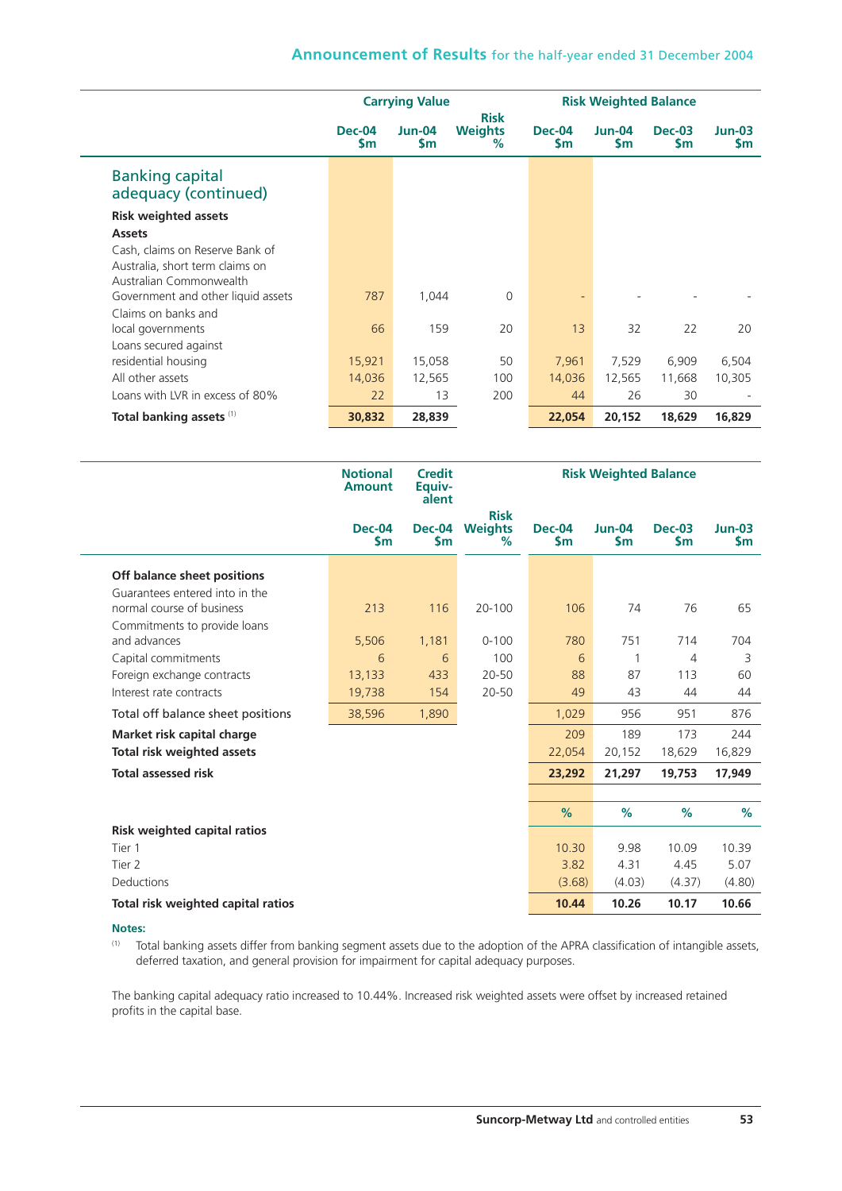## Banking capital adequacy (continued)

| | Carrying Value | | | Risk Weighted Balance | | | |
|---|---|---|---|---|---|---|---|
| | Dec-04 $m | Jun-04 $m | Risk Weights % | Dec-04 $m | Jun-04 $m | Dec-03 $m | Jun-03 $m |
| **Risk weighted assets** | | | | | | | |
| **Assets** | | | | | | | |
| Cash, claims on Reserve Bank of Australia, short term claims on Australian Commonwealth Government and other liquid assets | 787 | 1,044 | 0 | - | - | - | - |
| Claims on banks and local governments | 66 | 159 | 20 | 13 | 32 | 22 | 20 |
| Loans secured against residential housing | 15,921 | 15,058 | 50 | 7,961 | 7,529 | 6,909 | 6,504 |
| All other assets | 14,036 | 12,565 | 100 | 14,036 | 12,565 | 11,668 | 10,305 |
| Loans with LVR in excess of 80% | 22 | 13 | 200 | 44 | 26 | 30 | - |
| **Total banking assets** [(1)] | **30,832** | **28,839** | | **22,054** | **20,152** | **18,629** | **16,829** |

| | Notional Amount | Credit Equiv-alent | | Risk Weighted Balance | | | |
|---|---|---|---|---|---|---|---|
| | Dec-04 $m | Dec-04 $m | Risk Weights % | Dec-04 $m | Jun-04 $m | Dec-03 $m | Jun-03 $m |
| **Off balance sheet positions** | | | | | | | |
| Guarantees entered into in the normal course of business | 213 | 116 | 20-100 | 106 | 74 | 76 | 65 |
| Commitments to provide loans and advances | 5,506 | 1,181 | 0-100 | 780 | 751 | 714 | 704 |
| Capital commitments | 6 | 6 | 100 | 6 | 1 | 4 | 3 |
| Foreign exchange contracts | 13,133 | 433 | 20-50 | 88 | 87 | 113 | 60 |
| Interest rate contracts | 19,738 | 154 | 20-50 | 49 | 43 | 44 | 44 |
| Total off balance sheet positions | 38,596 | 1,890 | | 1,029 | 956 | 951 | 876 |
| **Market risk capital charge** | | | | 209 | 189 | 173 | 244 |
| **Total risk weighted assets** | | | | 22,054 | 20,152 | 18,629 | 16,829 |
| **Total assessed risk** | | | | **23,292** | **21,297** | **19,753** | **17,949** |
| | | | | % | % | % | % |
| **Risk weighted capital ratios** | | | | | | | |
| Tier 1 | | | | 10.30 | 9.98 | 10.09 | 10.39 |
| Tier 2 | | | | 3.82 | 4.31 | 4.45 | 5.07 |
| Deductions | | | | (3.68) | (4.03) | (4.37) | (4.80) |
| **Total risk weighted capital ratios** | | | | **10.44** | **10.26** | **10.17** | **10.66** |

**Notes:**

(1) Total banking assets differ from banking segment assets due to the adoption of the APRA classification of intangible assets, deferred taxation, and general provision for impairment for capital adequacy purposes.

The banking capital adequacy ratio increased to 10.44%. Increased risk weighted assets were offset by increased retained profits in the capital base.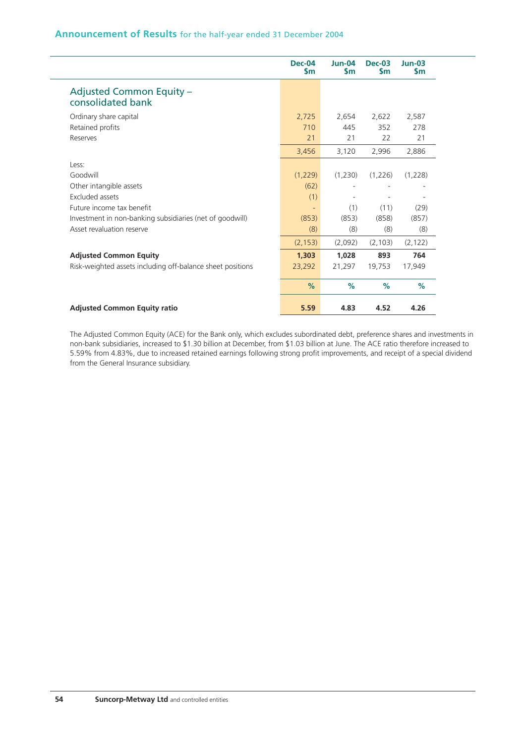## Announcement of Results for the half-year ended 31 December 2004

| | Dec-04 $m | Jun-04 $m | Dec-03 $m | Jun-03 $m |
|---|---|---|---|---|
| **Adjusted Common Equity – consolidated bank** | | | | |
| Ordinary share capital | 2,725 | 2,654 | 2,622 | 2,587 |
| Retained profits | 710 | 445 | 352 | 278 |
| Reserves | 21 | 21 | 22 | 21 |
| | 3,456 | 3,120 | 2,996 | 2,886 |
| Less: | | | | |
| Goodwill | (1,229) | (1,230) | (1,226) | (1,228) |
| Other intangible assets | (62) | - | - | - |
| Excluded assets | (1) | - | - | - |
| Future income tax benefit | - | (1) | (11) | (29) |
| Investment in non-banking subsidiaries (net of goodwill) | (853) | (853) | (858) | (857) |
| Asset revaluation reserve | (8) | (8) | (8) | (8) |
| | (2,153) | (2,092) | (2,103) | (2,122) |
| **Adjusted Common Equity** | **1,303** | **1,028** | **893** | **764** |
| Risk-weighted assets including off-balance sheet positions | 23,292 | 21,297 | 19,753 | 17,949 |
| | % | % | % | % |
| **Adjusted Common Equity ratio** | **5.59** | **4.83** | **4.52** | **4.26** |

The Adjusted Common Equity (ACE) for the Bank only, which excludes subordinated debt, preference shares and investments in non-bank subsidiaries, increased to $1.30 billion at December, from $1.03 billion at June. The ACE ratio therefore increased to 5.59% from 4.83%, due to increased retained earnings following strong profit improvements, and receipt of a special dividend from the General Insurance subsidiary.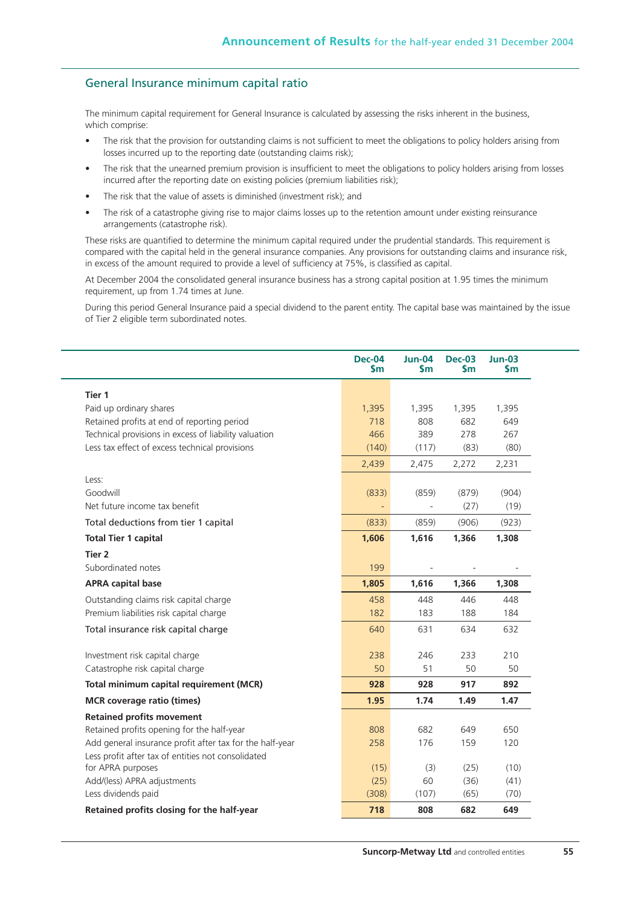## General Insurance minimum capital ratio

The minimum capital requirement for General Insurance is calculated by assessing the risks inherent in the business, which comprise:

- The risk that the provision for outstanding claims is not sufficient to meet the obligations to policy holders arising from losses incurred up to the reporting date (outstanding claims risk);
- The risk that the unearned premium provision is insufficient to meet the obligations to policy holders arising from losses incurred after the reporting date on existing policies (premium liabilities risk);
- The risk that the value of assets is diminished (investment risk); and
- The risk of a catastrophe giving rise to major claims losses up to the retention amount under existing reinsurance arrangements (catastrophe risk).

These risks are quantified to determine the minimum capital required under the prudential standards. This requirement is compared with the capital held in the general insurance companies. Any provisions for outstanding claims and insurance risk, in excess of the amount required to provide a level of sufficiency at 75%, is classified as capital.

At December 2004 the consolidated general insurance business has a strong capital position at 1.95 times the minimum requirement, up from 1.74 times at June.

During this period General Insurance paid a special dividend to the parent entity. The capital base was maintained by the issue of Tier 2 eligible term subordinated notes.

| | Dec-04 $m | Jun-04 $m | Dec-03 $m | Jun-03 $m |
|---|---|---|---|---|
| **Tier 1** | | | | |
| Paid up ordinary shares | 1,395 | 1,395 | 1,395 | 1,395 |
| Retained profits at end of reporting period | 718 | 808 | 682 | 649 |
| Technical provisions in excess of liability valuation | 466 | 389 | 278 | 267 |
| Less tax effect of excess technical provisions | (140) | (117) | (83) | (80) |
| | 2,439 | 2,475 | 2,272 | 2,231 |
| Less: | | | | |
| Goodwill | (833) | (859) | (879) | (904) |
| Net future income tax benefit | - | - | (27) | (19) |
| Total deductions from tier 1 capital | (833) | (859) | (906) | (923) |
| **Total Tier 1 capital** | **1,606** | **1,616** | **1,366** | **1,308** |
| **Tier 2** | | | | |
| Subordinated notes | 199 | - | - | - |
| **APRA capital base** | **1,805** | **1,616** | **1,366** | **1,308** |
| Outstanding claims risk capital charge | 458 | 448 | 446 | 448 |
| Premium liabilities risk capital charge | 182 | 183 | 188 | 184 |
| Total insurance risk capital charge | 640 | 631 | 634 | 632 |
| Investment risk capital charge | 238 | 246 | 233 | 210 |
| Catastrophe risk capital charge | 50 | 51 | 50 | 50 |
| **Total minimum capital requirement (MCR)** | **928** | **928** | **917** | **892** |
| **MCR coverage ratio (times)** | **1.95** | **1.74** | **1.49** | **1.47** |
| **Retained profits movement** | | | | |
| Retained profits opening for the half-year | 808 | 682 | 649 | 650 |
| Add general insurance profit after tax for the half-year | 258 | 176 | 159 | 120 |
| Less profit after tax of entities not consolidated for APRA purposes | (15) | (3) | (25) | (10) |
| Add/(less) APRA adjustments | (25) | 60 | (36) | (41) |
| Less dividends paid | (308) | (107) | (65) | (70) |
| **Retained profits closing for the half-year** | **718** | **808** | **682** | **649** |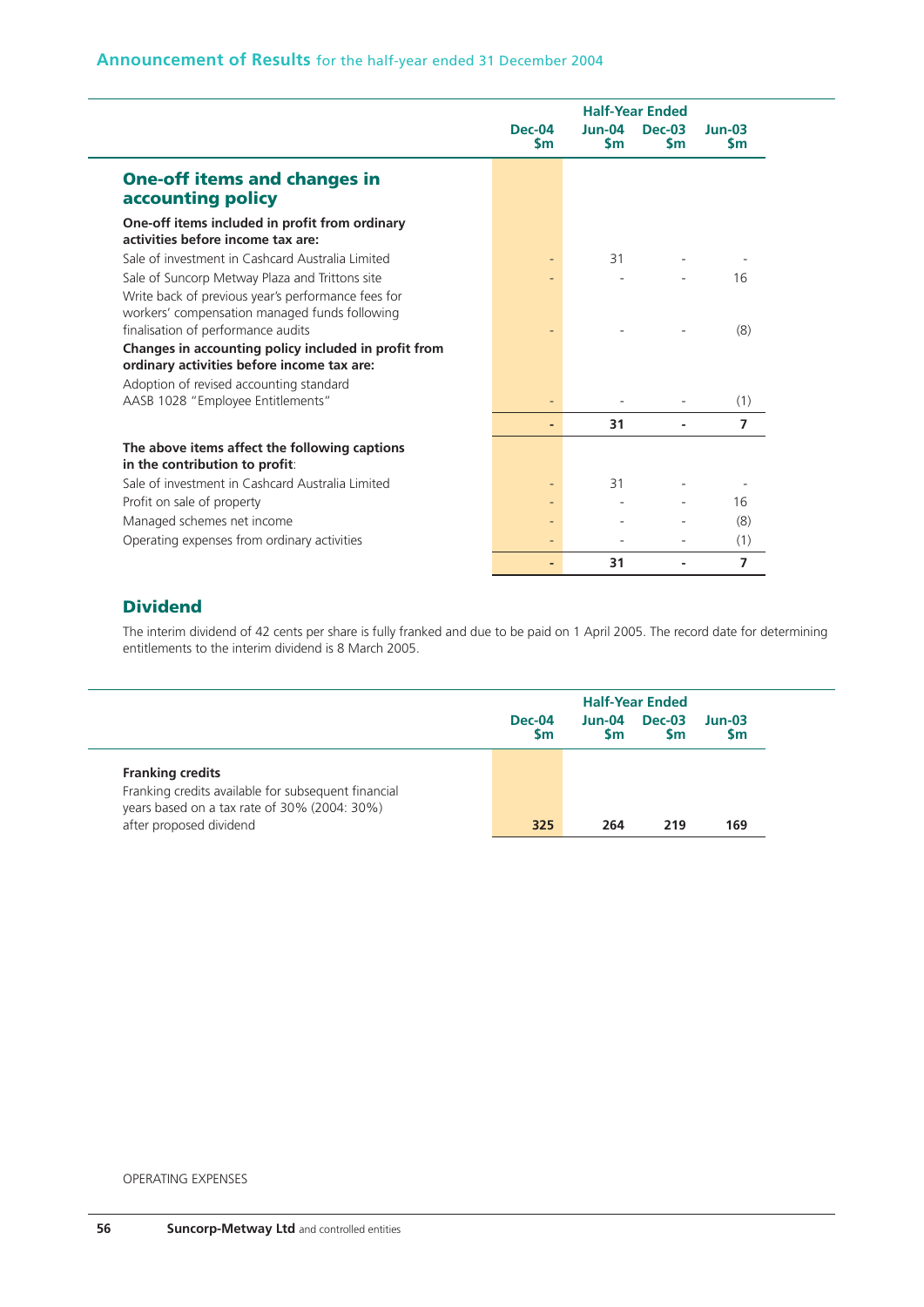| | Half-Year Ended | | | |
|---|---|---|---|---|
| | Dec-04 $m | Jun-04 $m | Dec-03 $m | Jun-03 $m |
| **One-off items and changes in accounting policy** | | | | |
| **One-off items included in profit from ordinary activities before income tax are:** | | | | |
| Sale of investment in Cashcard Australia Limited | - | 31 | - | - |
| Sale of Suncorp Metway Plaza and Trittons site | - | - | - | 16 |
| Write back of previous year's performance fees for workers' compensation managed funds following finalisation of performance audits | - | - | - | (8) |
| **Changes in accounting policy included in profit from ordinary activities before income tax are:** | | | | |
| Adoption of revised accounting standard AASB 1028 "Employee Entitlements" | - | - | - | (1) |
| | **-** | **31** | **-** | **7** |
| **The above items affect the following captions in the contribution to profit:** | | | | |
| Sale of investment in Cashcard Australia Limited | - | 31 | - | - |
| Profit on sale of property | - | - | - | 16 |
| Managed schemes net income | - | - | - | (8) |
| Operating expenses from ordinary activities | - | - | - | (1) |
| | **-** | **31** | **-** | **7** |

## Dividend

The interim dividend of 42 cents per share is fully franked and due to be paid on 1 April 2005. The record date for determining entitlements to the interim dividend is 8 March 2005.

| | Half-Year Ended | | | |
|---|---|---|---|---|
| | Dec-04 $m | Jun-04 $m | Dec-03 $m | Jun-03 $m |
| **Franking credits** | | | | |
| Franking credits available for subsequent financial years based on a tax rate of 30% (2004: 30%) after proposed dividend | **325** | **264** | **219** | **169** |

OPERATING EXPENSES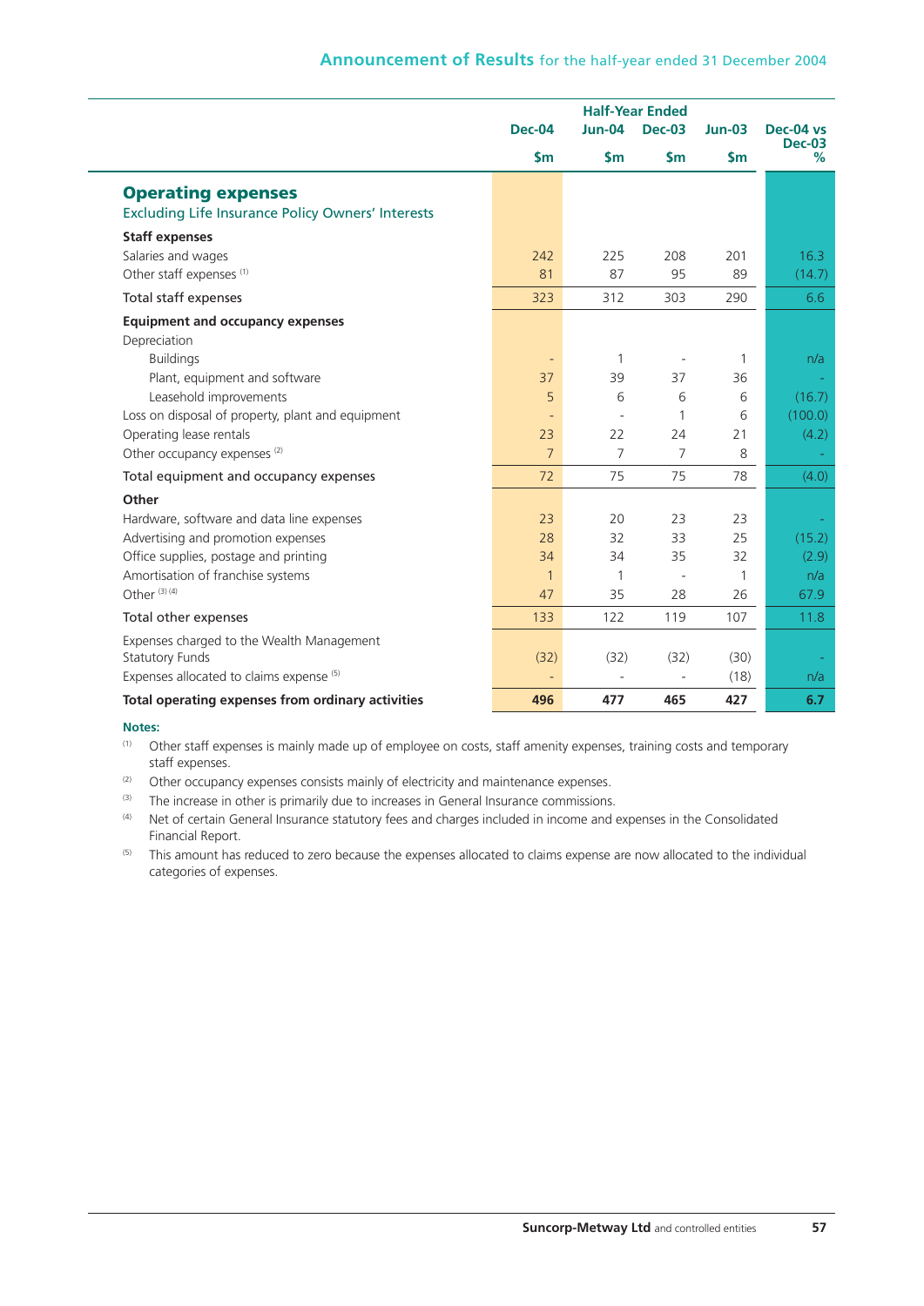| | Half-Year Ended | | | | |
|---|---|---|---|---|---|
| | Dec-04 | Jun-04 | Dec-03 | Jun-03 | Dec-04 vs Dec-03 |
| | $m | $m | $m | $m | % |
| **Operating expenses** | | | | | |
| Excluding Life Insurance Policy Owners' Interests | | | | | |
| **Staff expenses** | | | | | |
| Salaries and wages | 242 | 225 | 208 | 201 | 16.3 |
| Other staff expenses [(1)] | 81 | 87 | 95 | 89 | (14.7) |
| Total staff expenses | 323 | 312 | 303 | 290 | 6.6 |
| **Equipment and occupancy expenses** | | | | | |
| Depreciation | | | | | |
| Buildings | - | 1 | - | 1 | n/a |
| Plant, equipment and software | 37 | 39 | 37 | 36 | - |
| Leasehold improvements | 5 | 6 | 6 | 6 | (16.7) |
| Loss on disposal of property, plant and equipment | - | - | 1 | 6 | (100.0) |
| Operating lease rentals | 23 | 22 | 24 | 21 | (4.2) |
| Other occupancy expenses [(2)] | 7 | 7 | 7 | 8 | - |
| Total equipment and occupancy expenses | 72 | 75 | 75 | 78 | (4.0) |
| **Other** | | | | | |
| Hardware, software and data line expenses | 23 | 20 | 23 | 23 | - |
| Advertising and promotion expenses | 28 | 32 | 33 | 25 | (15.2) |
| Office supplies, postage and printing | 34 | 34 | 35 | 32 | (2.9) |
| Amortisation of franchise systems | 1 | 1 | - | 1 | n/a |
| Other [(3) (4)] | 47 | 35 | 28 | 26 | 67.9 |
| Total other expenses | 133 | 122 | 119 | 107 | 11.8 |
| Expenses charged to the Wealth Management Statutory Funds | (32) | (32) | (32) | (30) | - |
| Expenses allocated to claims expense [(5)] | - | - | - | (18) | n/a |
| **Total operating expenses from ordinary activities** | **496** | **477** | **465** | **427** | **6.7** |

**Notes:**

(1) Other staff expenses is mainly made up of employee on costs, staff amenity expenses, training costs and temporary staff expenses.

(2) Other occupancy expenses consists mainly of electricity and maintenance expenses.

(3) The increase in other is primarily due to increases in General Insurance commissions.

(4) Net of certain General Insurance statutory fees and charges included in income and expenses in the Consolidated Financial Report.

(5) This amount has reduced to zero because the expenses allocated to claims expense are now allocated to the individual categories of expenses.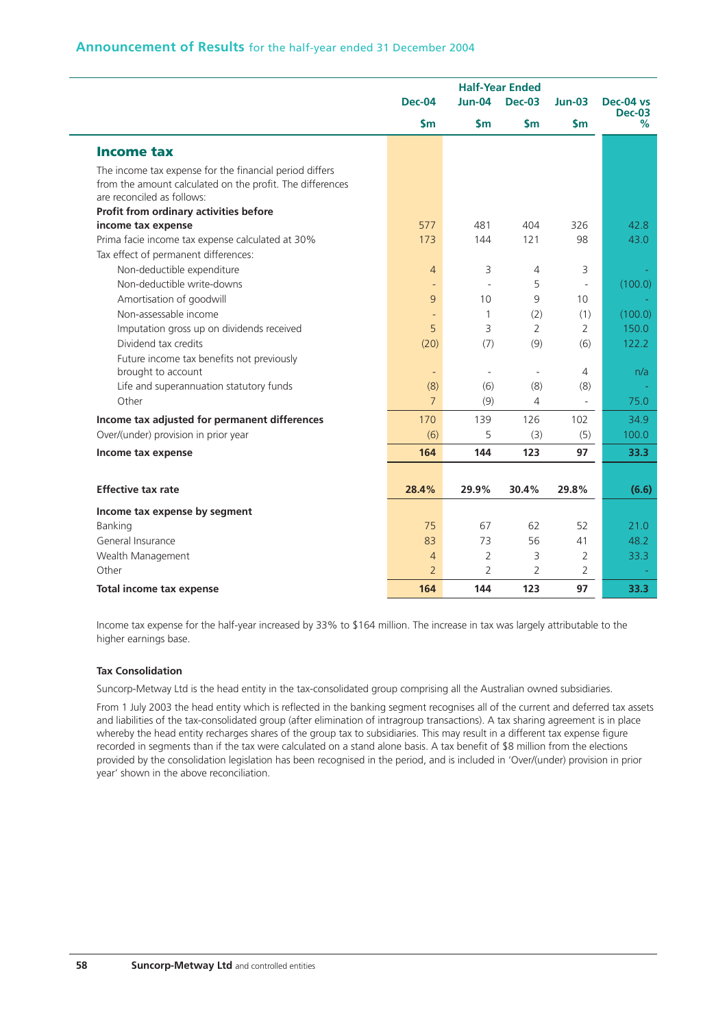## Announcement of Results for the half-year ended 31 December 2004

| | Half-Year Ended | | | | |
|---|---|---|---|---|---|
| | Dec-04 | Jun-04 | Dec-03 | Jun-03 | Dec-04 vs Dec-03 |
| | $m | $m | $m | $m | % |
| **Income tax** | | | | | |
| The income tax expense for the financial period differs from the amount calculated on the profit. The differences are reconciled as follows: | | | | | |
| **Profit from ordinary activities before income tax expense** | 577 | 481 | 404 | 326 | 42.8 |
| Prima facie income tax expense calculated at 30% | 173 | 144 | 121 | 98 | 43.0 |
| Tax effect of permanent differences: | | | | | |
| Non-deductible expenditure | 4 | 3 | 4 | 3 | - |
| Non-deductible write-downs | - | - | 5 | - | (100.0) |
| Amortisation of goodwill | 9 | 10 | 9 | 10 | - |
| Non-assessable income | - | 1 | (2) | (1) | (100.0) |
| Imputation gross up on dividends received | 5 | 3 | 2 | 2 | 150.0 |
| Dividend tax credits | (20) | (7) | (9) | (6) | 122.2 |
| Future income tax benefits not previously brought to account | - | - | - | 4 | n/a |
| Life and superannuation statutory funds | (8) | (6) | (8) | (8) | - |
| Other | 7 | (9) | 4 | - | 75.0 |
| **Income tax adjusted for permanent differences** | 170 | 139 | 126 | 102 | 34.9 |
| Over/(under) provision in prior year | (6) | 5 | (3) | (5) | 100.0 |
| **Income tax expense** | **164** | **144** | **123** | **97** | **33.3** |
| | | | | | |
| **Effective tax rate** | **28.4%** | **29.9%** | **30.4%** | **29.8%** | **(6.6)** |
| **Income tax expense by segment** | | | | | |
| Banking | 75 | 67 | 62 | 52 | 21.0 |
| General Insurance | 83 | 73 | 56 | 41 | 48.2 |
| Wealth Management | 4 | 2 | 3 | 2 | 33.3 |
| Other | 2 | 2 | 2 | 2 | - |
| **Total income tax expense** | **164** | **144** | **123** | **97** | **33.3** |

Income tax expense for the half-year increased by 33% to $164 million. The increase in tax was largely attributable to the higher earnings base.

**Tax Consolidation**

Suncorp-Metway Ltd is the head entity in the tax-consolidated group comprising all the Australian owned subsidiaries.

From 1 July 2003 the head entity which is reflected in the banking segment recognises all of the current and deferred tax assets and liabilities of the tax-consolidated group (after elimination of intragroup transactions). A tax sharing agreement is in place whereby the head entity recharges shares of the group tax to subsidiaries. This may result in a different tax expense figure recorded in segments than if the tax were calculated on a stand alone basis. A tax benefit of $8 million from the elections provided by the consolidation legislation has been recognised in the period, and is included in 'Over/(under) provision in prior year' shown in the above reconciliation.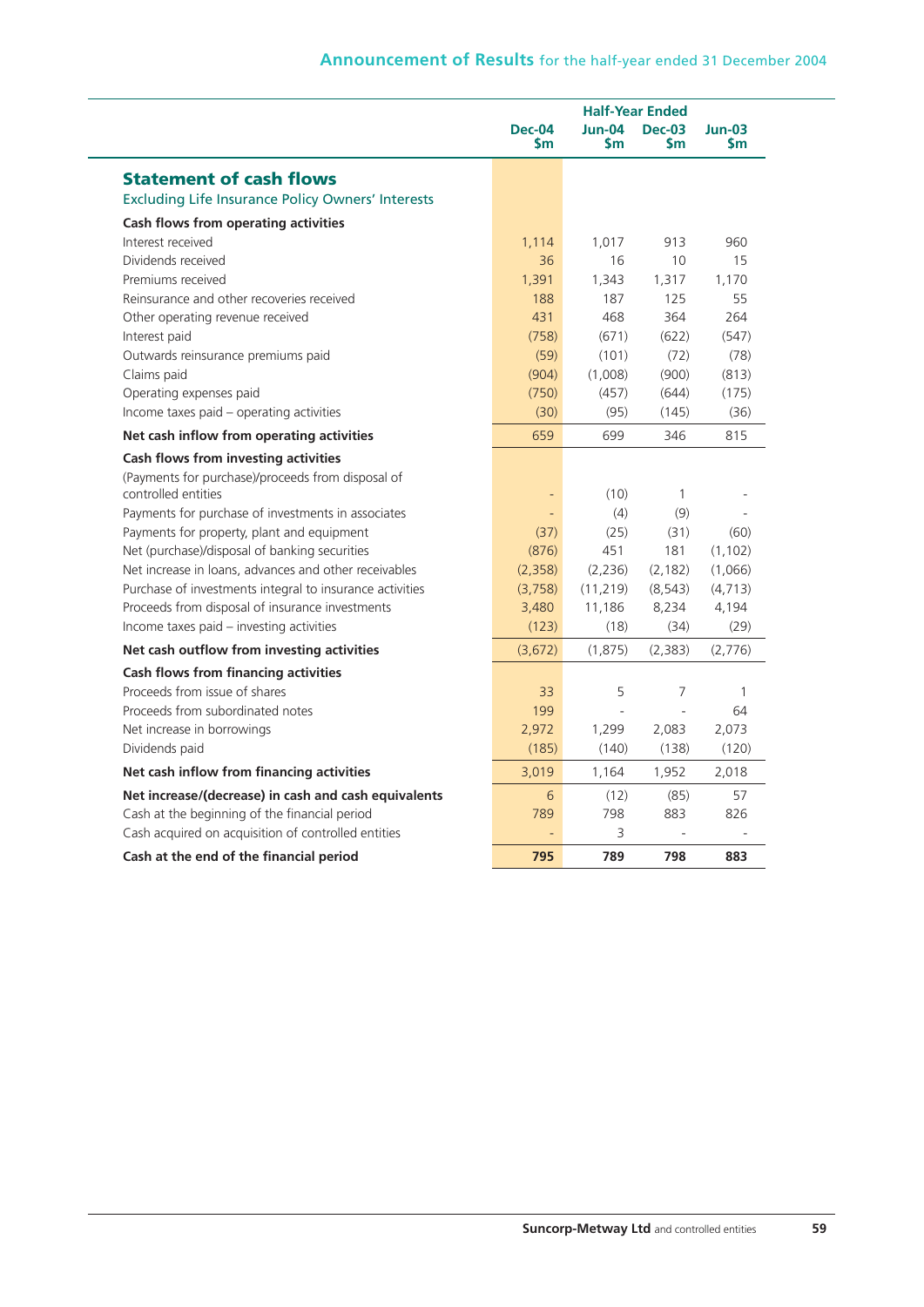## Statement of cash flows

Excluding Life Insurance Policy Owners' Interests

| | Half-Year Ended | | | |
|---|---|---|---|---|
| | Dec-04 $m | Jun-04 $m | Dec-03 $m | Jun-03 $m |
| **Cash flows from operating activities** | | | | |
| Interest received | 1,114 | 1,017 | 913 | 960 |
| Dividends received | 36 | 16 | 10 | 15 |
| Premiums received | 1,391 | 1,343 | 1,317 | 1,170 |
| Reinsurance and other recoveries received | 188 | 187 | 125 | 55 |
| Other operating revenue received | 431 | 468 | 364 | 264 |
| Interest paid | (758) | (671) | (622) | (547) |
| Outwards reinsurance premiums paid | (59) | (101) | (72) | (78) |
| Claims paid | (904) | (1,008) | (900) | (813) |
| Operating expenses paid | (750) | (457) | (644) | (175) |
| Income taxes paid – operating activities | (30) | (95) | (145) | (36) |
| **Net cash inflow from operating activities** | 659 | 699 | 346 | 815 |
| **Cash flows from investing activities** | | | | |
| (Payments for purchase)/proceeds from disposal of controlled entities | - | (10) | 1 | - |
| Payments for purchase of investments in associates | - | (4) | (9) | - |
| Payments for property, plant and equipment | (37) | (25) | (31) | (60) |
| Net (purchase)/disposal of banking securities | (876) | 451 | 181 | (1,102) |
| Net increase in loans, advances and other receivables | (2,358) | (2,236) | (2,182) | (1,066) |
| Purchase of investments integral to insurance activities | (3,758) | (11,219) | (8,543) | (4,713) |
| Proceeds from disposal of insurance investments | 3,480 | 11,186 | 8,234 | 4,194 |
| Income taxes paid – investing activities | (123) | (18) | (34) | (29) |
| **Net cash outflow from investing activities** | (3,672) | (1,875) | (2,383) | (2,776) |
| **Cash flows from financing activities** | | | | |
| Proceeds from issue of shares | 33 | 5 | 7 | 1 |
| Proceeds from subordinated notes | 199 | - | - | 64 |
| Net increase in borrowings | 2,972 | 1,299 | 2,083 | 2,073 |
| Dividends paid | (185) | (140) | (138) | (120) |
| **Net cash inflow from financing activities** | 3,019 | 1,164 | 1,952 | 2,018 |
| **Net increase/(decrease) in cash and cash equivalents** | 6 | (12) | (85) | 57 |
| Cash at the beginning of the financial period | 789 | 798 | 883 | 826 |
| Cash acquired on acquisition of controlled entities | - | 3 | - | - |
| **Cash at the end of the financial period** | **795** | **789** | **798** | **883** |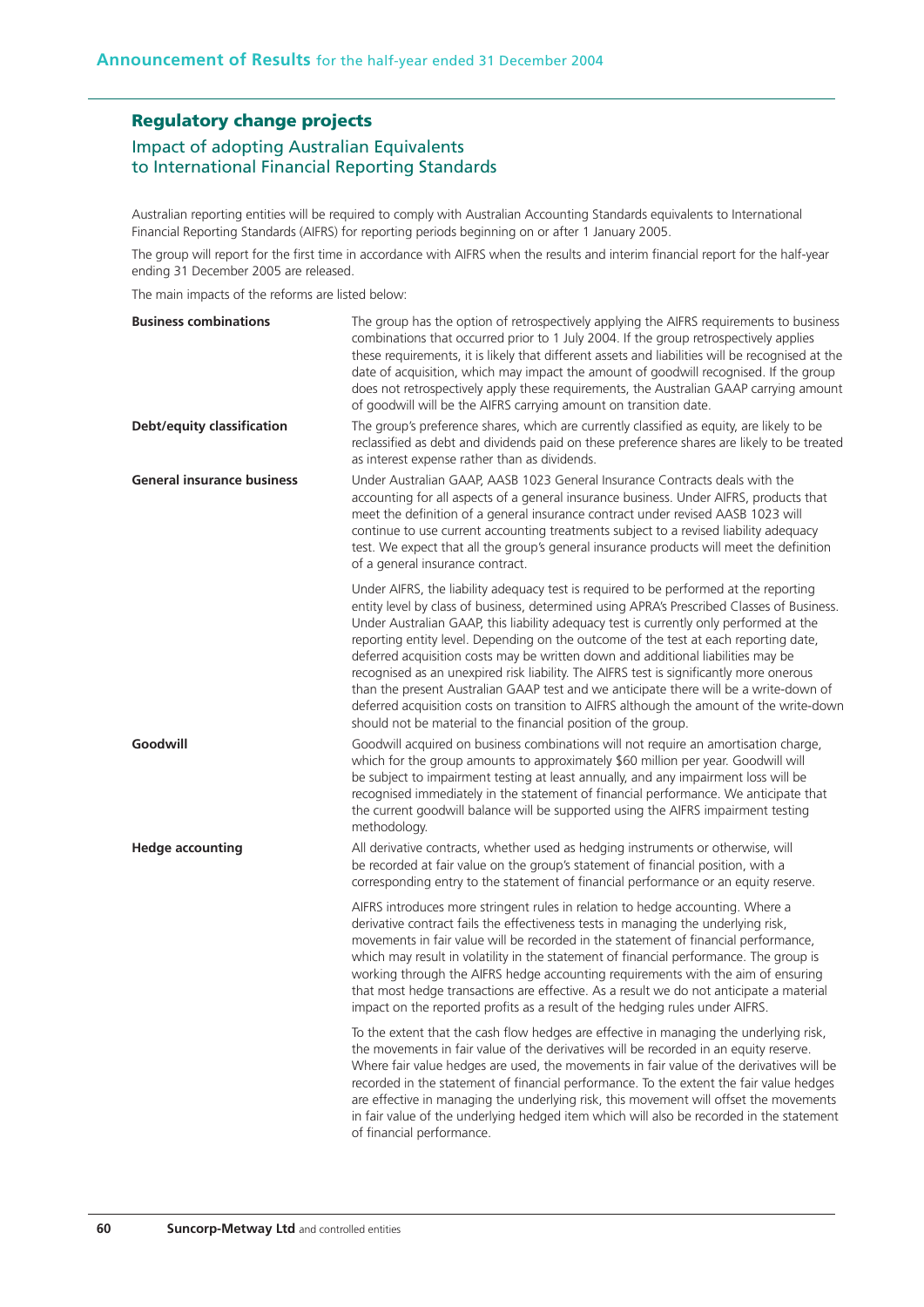## Regulatory change projects

### Impact of adopting Australian Equivalents to International Financial Reporting Standards

Australian reporting entities will be required to comply with Australian Accounting Standards equivalents to International Financial Reporting Standards (AIFRS) for reporting periods beginning on or after 1 January 2005.

The group will report for the first time in accordance with AIFRS when the results and interim financial report for the half-year ending 31 December 2005 are released.

The main impacts of the reforms are listed below:

**Business combinations**

The group has the option of retrospectively applying the AIFRS requirements to business combinations that occurred prior to 1 July 2004. If the group retrospectively applies these requirements, it is likely that different assets and liabilities will be recognised at the date of acquisition, which may impact the amount of goodwill recognised. If the group does not retrospectively apply these requirements, the Australian GAAP carrying amount of goodwill will be the AIFRS carrying amount on transition date.

**Debt/equity classification**

The group's preference shares, which are currently classified as equity, are likely to be reclassified as debt and dividends paid on these preference shares are likely to be treated as interest expense rather than as dividends.

**General insurance business**

Under Australian GAAP, AASB 1023 General Insurance Contracts deals with the accounting for all aspects of a general insurance business. Under AIFRS, products that meet the definition of a general insurance contract under revised AASB 1023 will continue to use current accounting treatments subject to a revised liability adequacy test. We expect that all the group's general insurance products will meet the definition of a general insurance contract.

Under AIFRS, the liability adequacy test is required to be performed at the reporting entity level by class of business, determined using APRA's Prescribed Classes of Business. Under Australian GAAP, this liability adequacy test is currently only performed at the reporting entity level. Depending on the outcome of the test at each reporting date, deferred acquisition costs may be written down and additional liabilities may be recognised as an unexpired risk liability. The AIFRS test is significantly more onerous than the present Australian GAAP test and we anticipate there will be a write-down of deferred acquisition costs on transition to AIFRS although the amount of the write-down should not be material to the financial position of the group.

**Goodwill**

Goodwill acquired on business combinations will not require an amortisation charge, which for the group amounts to approximately $60 million per year. Goodwill will be subject to impairment testing at least annually, and any impairment loss will be recognised immediately in the statement of financial performance. We anticipate that the current goodwill balance will be supported using the AIFRS impairment testing methodology.

**Hedge accounting**

All derivative contracts, whether used as hedging instruments or otherwise, will be recorded at fair value on the group's statement of financial position, with a corresponding entry to the statement of financial performance or an equity reserve.

AIFRS introduces more stringent rules in relation to hedge accounting. Where a derivative contract fails the effectiveness tests in managing the underlying risk, movements in fair value will be recorded in the statement of financial performance, which may result in volatility in the statement of financial performance. The group is working through the AIFRS hedge accounting requirements with the aim of ensuring that most hedge transactions are effective. As a result we do not anticipate a material impact on the reported profits as a result of the hedging rules under AIFRS.

To the extent that the cash flow hedges are effective in managing the underlying risk, the movements in fair value of the derivatives will be recorded in an equity reserve. Where fair value hedges are used, the movements in fair value of the derivatives will be recorded in the statement of financial performance. To the extent the fair value hedges are effective in managing the underlying risk, this movement will offset the movements in fair value of the underlying hedged item which will also be recorded in the statement of financial performance.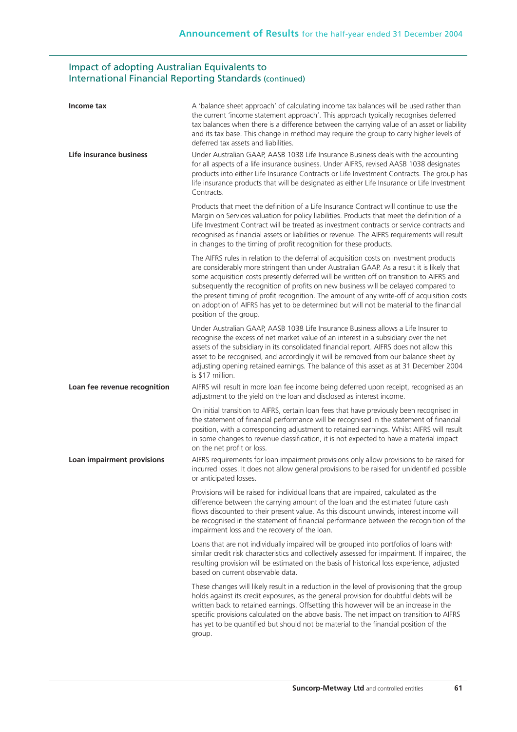## Impact of adopting Australian Equivalents to International Financial Reporting Standards (continued)

**Income tax**

A 'balance sheet approach' of calculating income tax balances will be used rather than the current 'income statement approach'. This approach typically recognises deferred tax balances when there is a difference between the carrying value of an asset or liability and its tax base. This change in method may require the group to carry higher levels of deferred tax assets and liabilities.

**Life insurance business**

Under Australian GAAP, AASB 1038 Life Insurance Business deals with the accounting for all aspects of a life insurance business. Under AIFRS, revised AASB 1038 designates products into either Life Insurance Contracts or Life Investment Contracts. The group has life insurance products that will be designated as either Life Insurance or Life Investment Contracts.

Products that meet the definition of a Life Insurance Contract will continue to use the Margin on Services valuation for policy liabilities. Products that meet the definition of a Life Investment Contract will be treated as investment contracts or service contracts and recognised as financial assets or liabilities or revenue. The AIFRS requirements will result in changes to the timing of profit recognition for these products.

The AIFRS rules in relation to the deferral of acquisition costs on investment products are considerably more stringent than under Australian GAAP. As a result it is likely that some acquisition costs presently deferred will be written off on transition to AIFRS and subsequently the recognition of profits on new business will be delayed compared to the present timing of profit recognition. The amount of any write-off of acquisition costs on adoption of AIFRS has yet to be determined but will not be material to the financial position of the group.

Under Australian GAAP, AASB 1038 Life Insurance Business allows a Life Insurer to recognise the excess of net market value of an interest in a subsidiary over the net assets of the subsidiary in its consolidated financial report. AIFRS does not allow this asset to be recognised, and accordingly it will be removed from our balance sheet by adjusting opening retained earnings. The balance of this asset as at 31 December 2004 is $17 million.

**Loan fee revenue recognition**

AIFRS will result in more loan fee income being deferred upon receipt, recognised as an adjustment to the yield on the loan and disclosed as interest income.

On initial transition to AIFRS, certain loan fees that have previously been recognised in the statement of financial performance will be recognised in the statement of financial position, with a corresponding adjustment to retained earnings. Whilst AIFRS will result in some changes to revenue classification, it is not expected to have a material impact on the net profit or loss.

**Loan impairment provisions**

AIFRS requirements for loan impairment provisions only allow provisions to be raised for incurred losses. It does not allow general provisions to be raised for unidentified possible or anticipated losses.

Provisions will be raised for individual loans that are impaired, calculated as the difference between the carrying amount of the loan and the estimated future cash flows discounted to their present value. As this discount unwinds, interest income will be recognised in the statement of financial performance between the recognition of the impairment loss and the recovery of the loan.

Loans that are not individually impaired will be grouped into portfolios of loans with similar credit risk characteristics and collectively assessed for impairment. If impaired, the resulting provision will be estimated on the basis of historical loss experience, adjusted based on current observable data.

These changes will likely result in a reduction in the level of provisioning that the group holds against its credit exposures, as the general provision for doubtful debts will be written back to retained earnings. Offsetting this however will be an increase in the specific provisions calculated on the above basis. The net impact on transition to AIFRS has yet to be quantified but should not be material to the financial position of the group.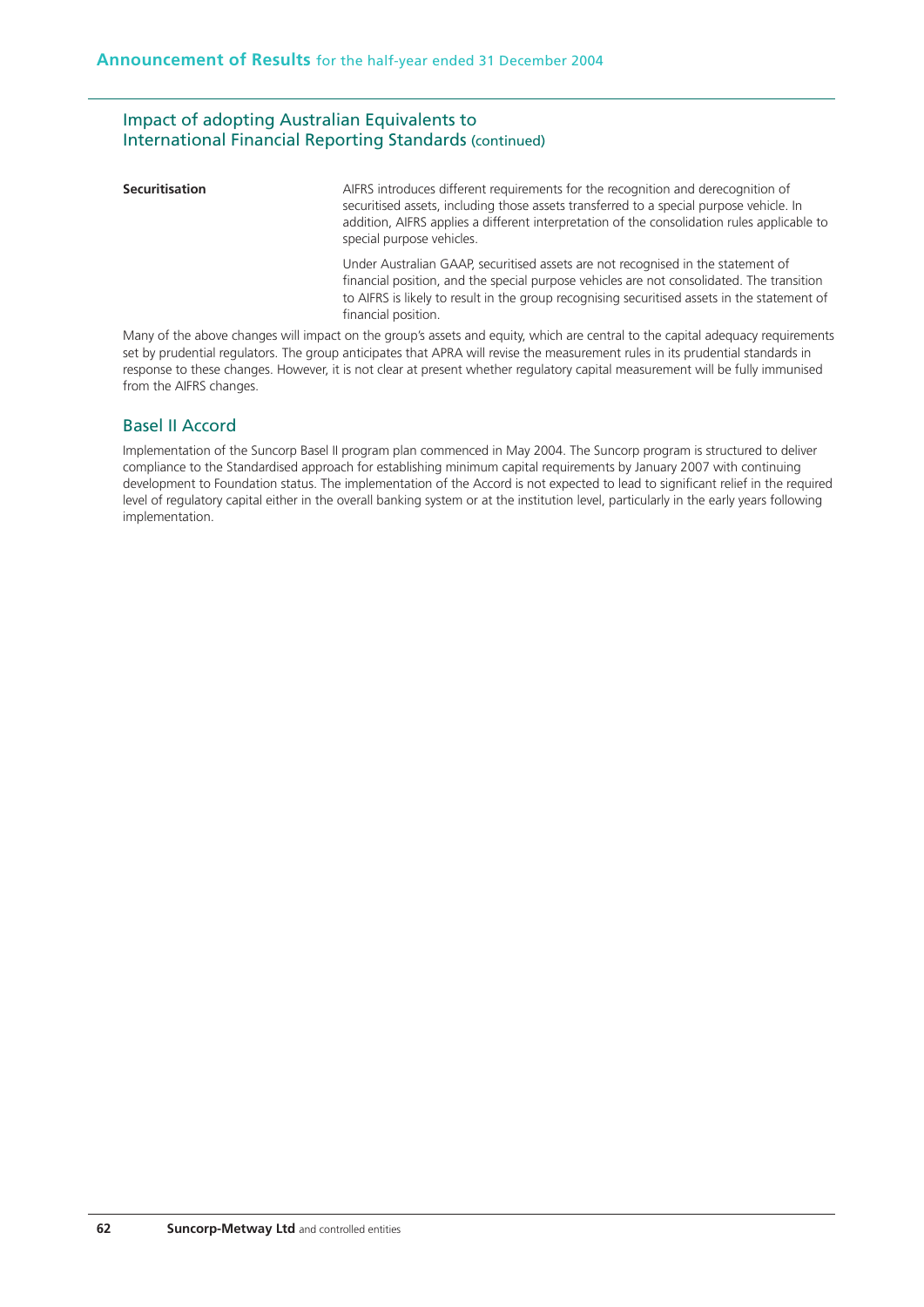## Impact of adopting Australian Equivalents to International Financial Reporting Standards (continued)

**Securitisation**

AIFRS introduces different requirements for the recognition and derecognition of securitised assets, including those assets transferred to a special purpose vehicle. In addition, AIFRS applies a different interpretation of the consolidation rules applicable to special purpose vehicles.

Under Australian GAAP, securitised assets are not recognised in the statement of financial position, and the special purpose vehicles are not consolidated. The transition to AIFRS is likely to result in the group recognising securitised assets in the statement of financial position.

Many of the above changes will impact on the group's assets and equity, which are central to the capital adequacy requirements set by prudential regulators. The group anticipates that APRA will revise the measurement rules in its prudential standards in response to these changes. However, it is not clear at present whether regulatory capital measurement will be fully immunised from the AIFRS changes.

## Basel II Accord

Implementation of the Suncorp Basel II program plan commenced in May 2004. The Suncorp program is structured to deliver compliance to the Standardised approach for establishing minimum capital requirements by January 2007 with continuing development to Foundation status. The implementation of the Accord is not expected to lead to significant relief in the required level of regulatory capital either in the overall banking system or at the institution level, particularly in the early years following implementation.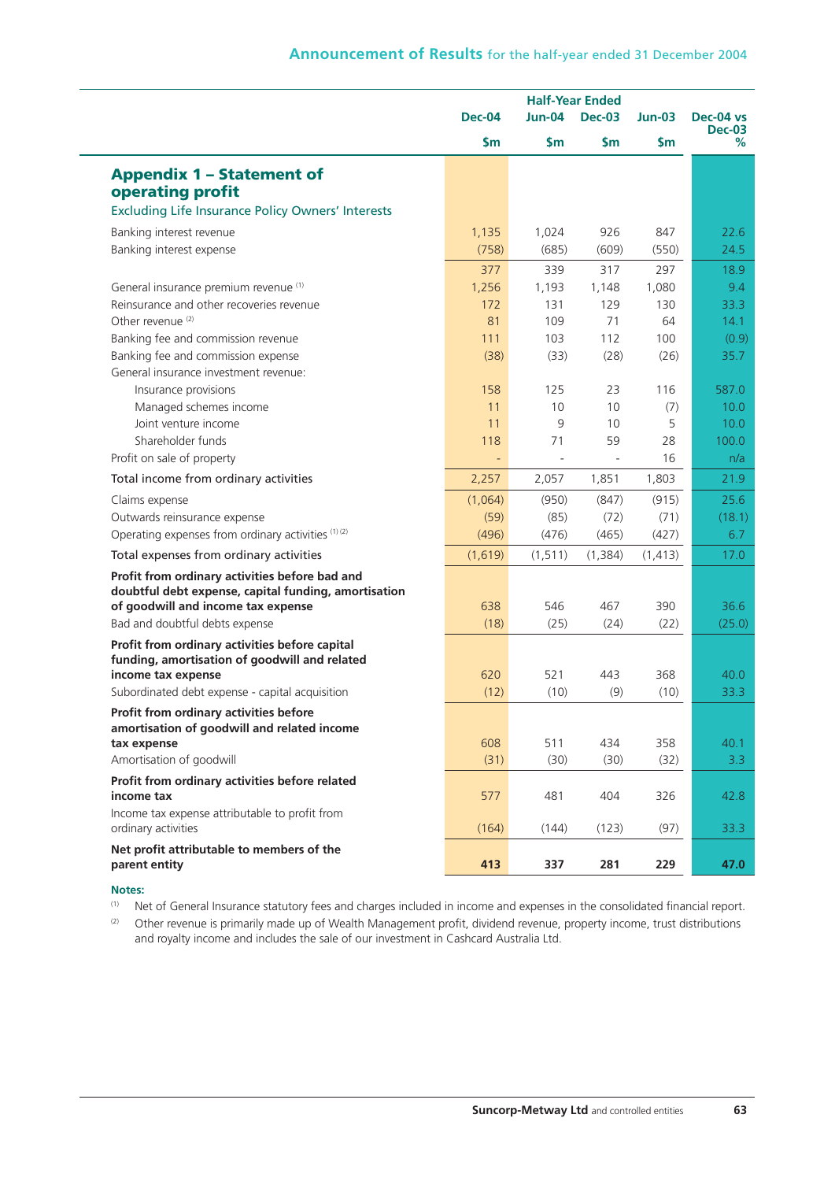## Appendix 1 – Statement of operating profit

Excluding Life Insurance Policy Owners' Interests

| | Half-Year Ended | | | | |
|---|---|---|---|---|---|
| | Dec-04 | Jun-04 | Dec-03 | Jun-03 | Dec-04 vs Dec-03 |
| | $m | $m | $m | $m | % |
| Banking interest revenue | 1,135 | 1,024 | 926 | 847 | 22.6 |
| Banking interest expense | (758) | (685) | (609) | (550) | 24.5 |
| | 377 | 339 | 317 | 297 | 18.9 |
| General insurance premium revenue [1] | 1,256 | 1,193 | 1,148 | 1,080 | 9.4 |
| Reinsurance and other recoveries revenue | 172 | 131 | 129 | 130 | 33.3 |
| Other revenue [2] | 81 | 109 | 71 | 64 | 14.1 |
| Banking fee and commission revenue | 111 | 103 | 112 | 100 | (0.9) |
| Banking fee and commission expense | (38) | (33) | (28) | (26) | 35.7 |
| General insurance investment revenue: | | | | | |
| Insurance provisions | 158 | 125 | 23 | 116 | 587.0 |
| Managed schemes income | 11 | 10 | 10 | (7) | 10.0 |
| Joint venture income | 11 | 9 | 10 | 5 | 10.0 |
| Shareholder funds | 118 | 71 | 59 | 28 | 100.0 |
| Profit on sale of property | - | - | - | 16 | n/a |
| Total income from ordinary activities | 2,257 | 2,057 | 1,851 | 1,803 | 21.9 |
| Claims expense | (1,064) | (950) | (847) | (915) | 25.6 |
| Outwards reinsurance expense | (59) | (85) | (72) | (71) | (18.1) |
| Operating expenses from ordinary activities [1] [2] | (496) | (476) | (465) | (427) | 6.7 |
| Total expenses from ordinary activities | (1,619) | (1,511) | (1,384) | (1,413) | 17.0 |
| **Profit from ordinary activities before bad and doubtful debt expense, capital funding, amortisation of goodwill and income tax expense** | 638 | 546 | 467 | 390 | 36.6 |
| Bad and doubtful debts expense | (18) | (25) | (24) | (22) | (25.0) |
| **Profit from ordinary activities before capital funding, amortisation of goodwill and related income tax expense** | 620 | 521 | 443 | 368 | 40.0 |
| Subordinated debt expense - capital acquisition | (12) | (10) | (9) | (10) | 33.3 |
| **Profit from ordinary activities before amortisation of goodwill and related income tax expense** | 608 | 511 | 434 | 358 | 40.1 |
| Amortisation of goodwill | (31) | (30) | (30) | (32) | 3.3 |
| **Profit from ordinary activities before related income tax** | 577 | 481 | 404 | 326 | 42.8 |
| Income tax expense attributable to profit from ordinary activities | (164) | (144) | (123) | (97) | 33.3 |
| **Net profit attributable to members of the parent entity** | **413** | **337** | **281** | **229** | **47.0** |

**Notes:**

[1] Net of General Insurance statutory fees and charges included in income and expenses in the consolidated financial report.

[2] Other revenue is primarily made up of Wealth Management profit, dividend revenue, property income, trust distributions and royalty income and includes the sale of our investment in Cashcard Australia Ltd.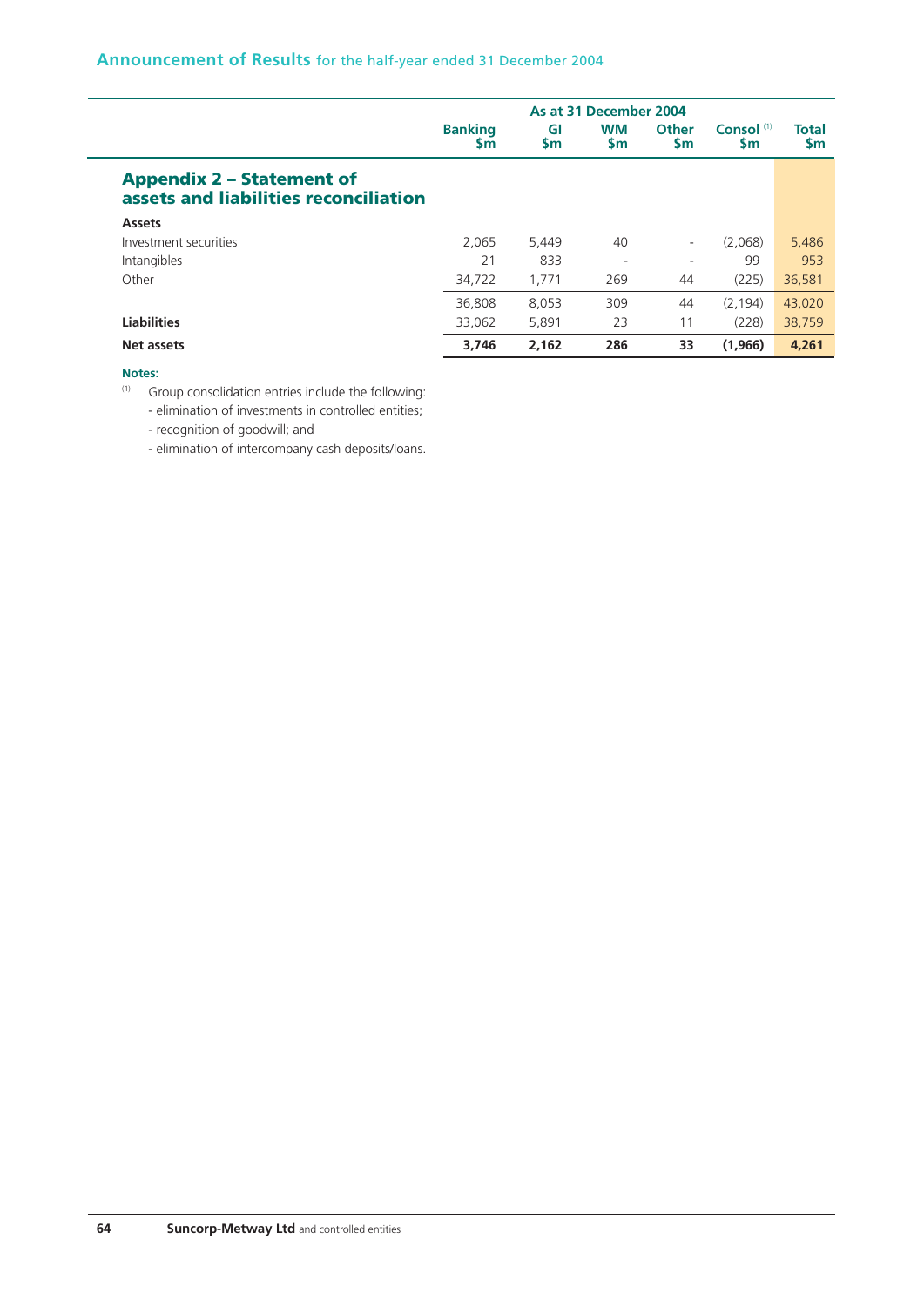## Appendix 2 – Statement of assets and liabilities reconciliation

| | As at 31 December 2004 | | | | | |
|---|---|---|---|---|---|---|
| | Banking $m | GI $m | WM $m | Other $m | Consol [1] $m | Total $m |
| **Assets** | | | | | | |
| Investment securities | 2,065 | 5,449 | 40 | - | (2,068) | 5,486 |
| Intangibles | 21 | 833 | - | - | 99 | 953 |
| Other | 34,722 | 1,771 | 269 | 44 | (225) | 36,581 |
| | 36,808 | 8,053 | 309 | 44 | (2,194) | 43,020 |
| **Liabilities** | 33,062 | 5,891 | 23 | 11 | (228) | 38,759 |
| **Net assets** | **3,746** | **2,162** | **286** | **33** | **(1,966)** | **4,261** |

**Notes:**

[1] Group consolidation entries include the following:
- elimination of investments in controlled entities;
- recognition of goodwill; and
- elimination of intercompany cash deposits/loans.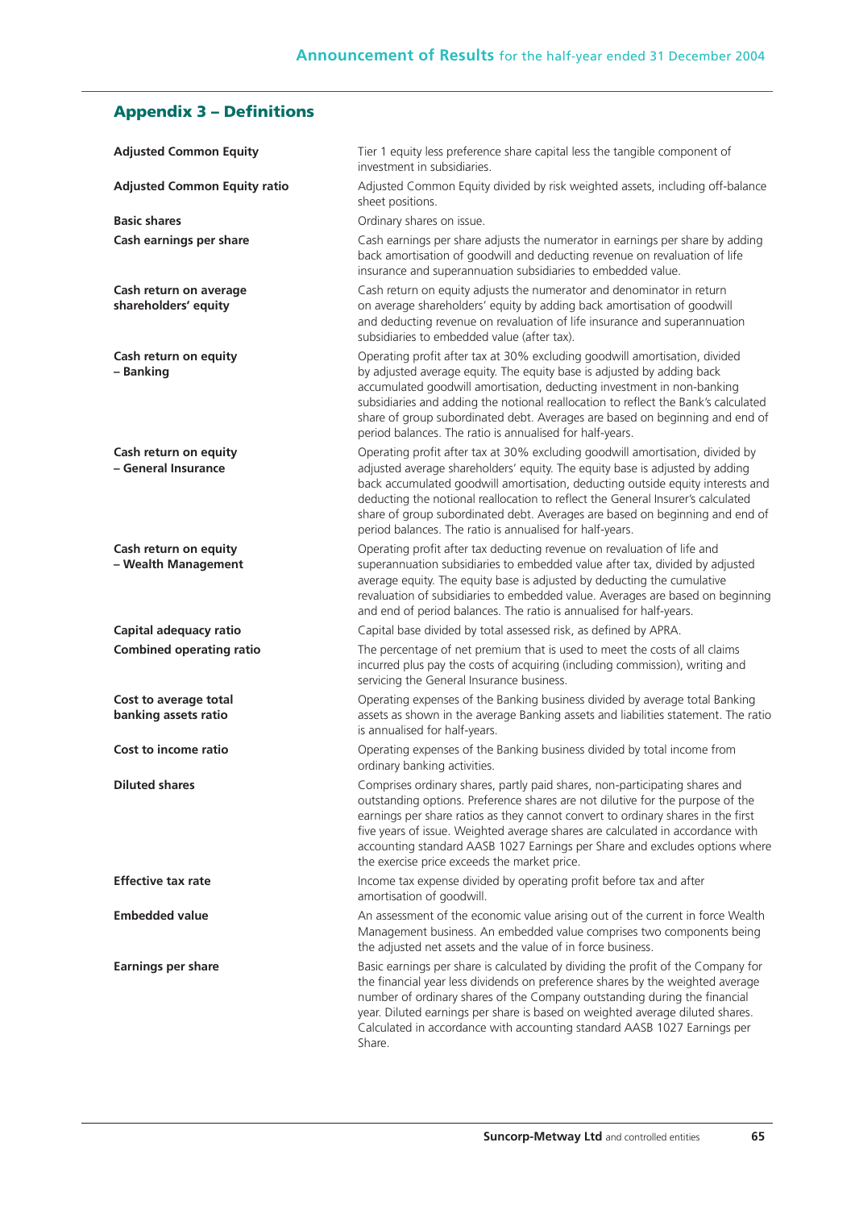## Appendix 3 – Definitions

| | |
|---|---|
| **Adjusted Common Equity** | Tier 1 equity less preference share capital less the tangible component of investment in subsidiaries. |
| **Adjusted Common Equity ratio** | Adjusted Common Equity divided by risk weighted assets, including off-balance sheet positions. |
| **Basic shares** | Ordinary shares on issue. |
| **Cash earnings per share** | Cash earnings per share adjusts the numerator in earnings per share by adding back amortisation of goodwill and deducting revenue on revaluation of life insurance and superannuation subsidiaries to embedded value. |
| **Cash return on average shareholders' equity** | Cash return on equity adjusts the numerator and denominator in return on average shareholders' equity by adding back amortisation of goodwill and deducting revenue on revaluation of life insurance and superannuation subsidiaries to embedded value (after tax). |
| **Cash return on equity – Banking** | Operating profit after tax at 30% excluding goodwill amortisation, divided by adjusted average equity. The equity base is adjusted by adding back accumulated goodwill amortisation, deducting investment in non-banking subsidiaries and adding the notional reallocation to reflect the Bank's calculated share of group subordinated debt. Averages are based on beginning and end of period balances. The ratio is annualised for half-years. |
| **Cash return on equity – General Insurance** | Operating profit after tax at 30% excluding goodwill amortisation, divided by adjusted average shareholders' equity. The equity base is adjusted by adding back accumulated goodwill amortisation, deducting outside equity interests and deducting the notional reallocation to reflect the General Insurer's calculated share of group subordinated debt. Averages are based on beginning and end of period balances. The ratio is annualised for half-years. |
| **Cash return on equity – Wealth Management** | Operating profit after tax deducting revenue on revaluation of life and superannuation subsidiaries to embedded value after tax, divided by adjusted average equity. The equity base is adjusted by deducting the cumulative revaluation of subsidiaries to embedded value. Averages are based on beginning and end of period balances. The ratio is annualised for half-years. |
| **Capital adequacy ratio** | Capital base divided by total assessed risk, as defined by APRA. |
| **Combined operating ratio** | The percentage of net premium that is used to meet the costs of all claims incurred plus pay the costs of acquiring (including commission), writing and servicing the General Insurance business. |
| **Cost to average total banking assets ratio** | Operating expenses of the Banking business divided by average total Banking assets as shown in the average Banking assets and liabilities statement. The ratio is annualised for half-years. |
| **Cost to income ratio** | Operating expenses of the Banking business divided by total income from ordinary banking activities. |
| **Diluted shares** | Comprises ordinary shares, partly paid shares, non-participating shares and outstanding options. Preference shares are not dilutive for the purpose of the earnings per share ratios as they cannot convert to ordinary shares in the first five years of issue. Weighted average shares are calculated in accordance with accounting standard AASB 1027 Earnings per Share and excludes options where the exercise price exceeds the market price. |
| **Effective tax rate** | Income tax expense divided by operating profit before tax and after amortisation of goodwill. |
| **Embedded value** | An assessment of the economic value arising out of the current in force Wealth Management business. An embedded value comprises two components being the adjusted net assets and the value of in force business. |
| **Earnings per share** | Basic earnings per share is calculated by dividing the profit of the Company for the financial year less dividends on preference shares by the weighted average number of ordinary shares of the Company outstanding during the financial year. Diluted earnings per share is based on weighted average diluted shares. Calculated in accordance with accounting standard AASB 1027 Earnings per Share. |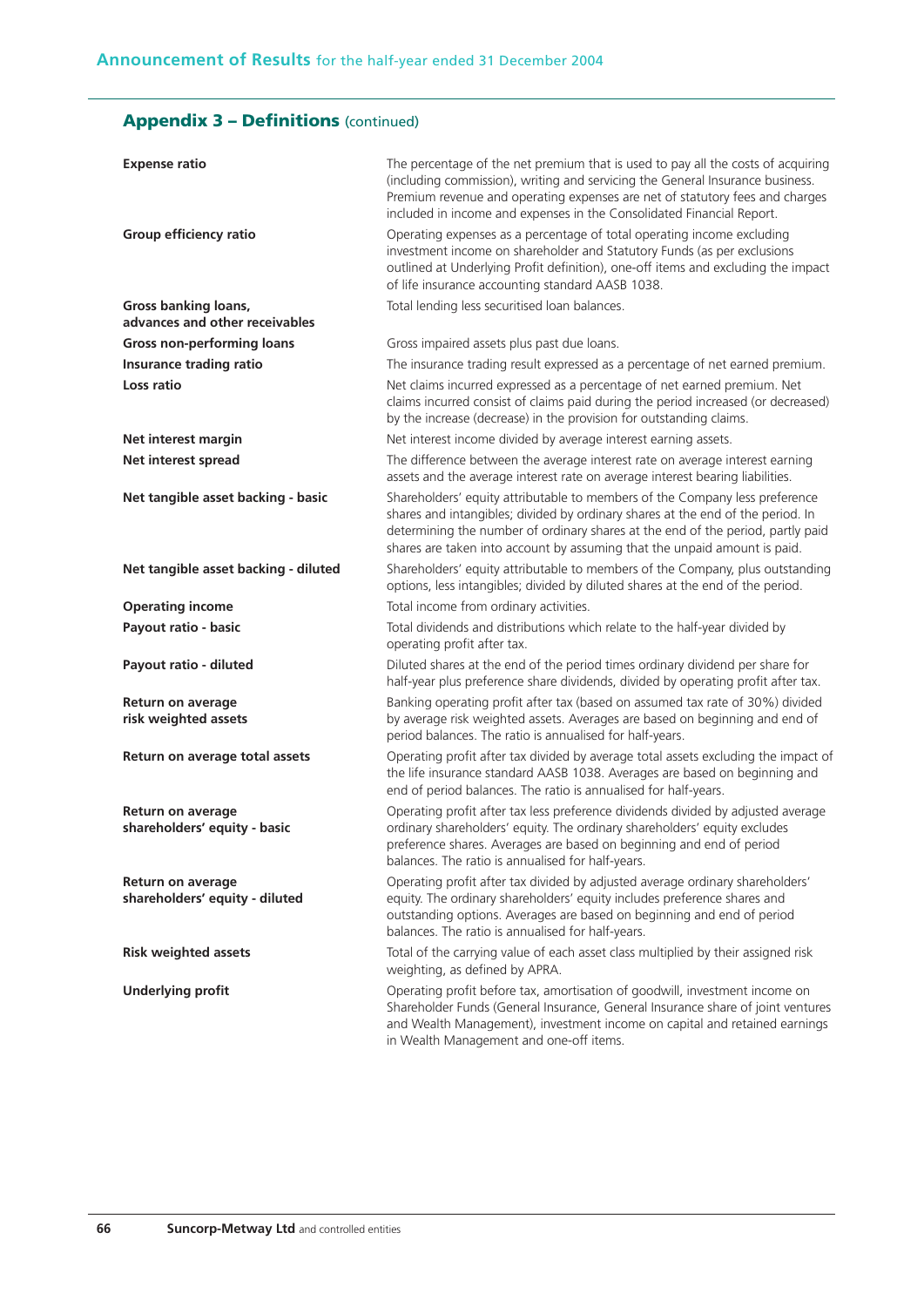## Appendix 3 – Definitions (continued)

| | |
|---|---|
| **Expense ratio** | The percentage of the net premium that is used to pay all the costs of acquiring (including commission), writing and servicing the General Insurance business. Premium revenue and operating expenses are net of statutory fees and charges included in income and expenses in the Consolidated Financial Report. |
| **Group efficiency ratio** | Operating expenses as a percentage of total operating income excluding investment income on shareholder and Statutory Funds (as per exclusions outlined at Underlying Profit definition), one-off items and excluding the impact of life insurance accounting standard AASB 1038. |
| **Gross banking loans, advances and other receivables** | Total lending less securitised loan balances. |
| **Gross non-performing loans** | Gross impaired assets plus past due loans. |
| **Insurance trading ratio** | The insurance trading result expressed as a percentage of net earned premium. |
| **Loss ratio** | Net claims incurred expressed as a percentage of net earned premium. Net claims incurred consist of claims paid during the period increased (or decreased) by the increase (decrease) in the provision for outstanding claims. |
| **Net interest margin** | Net interest income divided by average interest earning assets. |
| **Net interest spread** | The difference between the average interest rate on average interest earning assets and the average interest rate on average interest bearing liabilities. |
| **Net tangible asset backing - basic** | Shareholders' equity attributable to members of the Company less preference shares and intangibles; divided by ordinary shares at the end of the period. In determining the number of ordinary shares at the end of the period, partly paid shares are taken into account by assuming that the unpaid amount is paid. |
| **Net tangible asset backing - diluted** | Shareholders' equity attributable to members of the Company, plus outstanding options, less intangibles; divided by diluted shares at the end of the period. |
| **Operating income** | Total income from ordinary activities. |
| **Payout ratio - basic** | Total dividends and distributions which relate to the half-year divided by operating profit after tax. |
| **Payout ratio - diluted** | Diluted shares at the end of the period times ordinary dividend per share for half-year plus preference share dividends, divided by operating profit after tax. |
| **Return on average risk weighted assets** | Banking operating profit after tax (based on assumed tax rate of 30%) divided by average risk weighted assets. Averages are based on beginning and end of period balances. The ratio is annualised for half-years. |
| **Return on average total assets** | Operating profit after tax divided by average total assets excluding the impact of the life insurance standard AASB 1038. Averages are based on beginning and end of period balances. The ratio is annualised for half-years. |
| **Return on average shareholders' equity - basic** | Operating profit after tax less preference dividends divided by adjusted average ordinary shareholders' equity. The ordinary shareholders' equity excludes preference shares. Averages are based on beginning and end of period balances. The ratio is annualised for half-years. |
| **Return on average shareholders' equity - diluted** | Operating profit after tax divided by adjusted average ordinary shareholders' equity. The ordinary shareholders' equity includes preference shares and outstanding options. Averages are based on beginning and end of period balances. The ratio is annualised for half-years. |
| **Risk weighted assets** | Total of the carrying value of each asset class multiplied by their assigned risk weighting, as defined by APRA. |
| **Underlying profit** | Operating profit before tax, amortisation of goodwill, investment income on Shareholder Funds (General Insurance, General Insurance share of joint ventures and Wealth Management), investment income on capital and retained earnings in Wealth Management and one-off items. |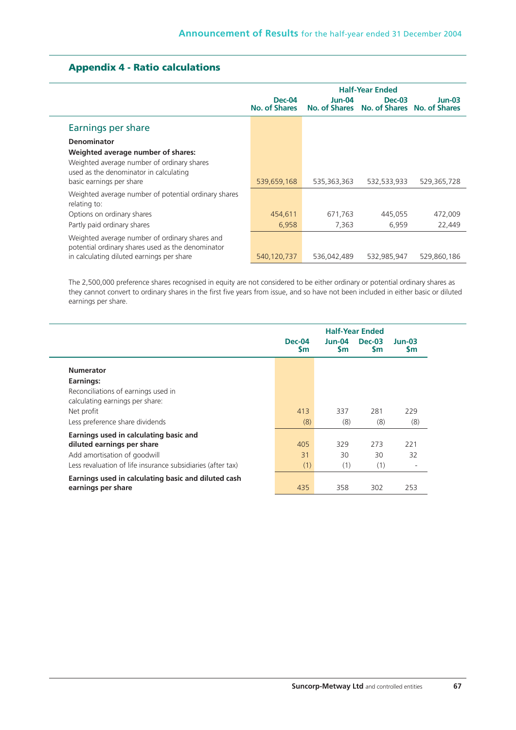## Appendix 4 - Ratio calculations

| | Half-Year Ended | | | |
|---|---|---|---|---|
| | Dec-04 No. of Shares | Jun-04 No. of Shares | Dec-03 No. of Shares | Jun-03 No. of Shares |
| **Earnings per share** | | | | |
| **Denominator** | | | | |
| **Weighted average number of shares:** | | | | |
| Weighted average number of ordinary shares used as the denominator in calculating basic earnings per share | 539,659,168 | 535,363,363 | 532,533,933 | 529,365,728 |
| Weighted average number of potential ordinary shares relating to: | | | | |
| Options on ordinary shares | 454,611 | 671,763 | 445,055 | 472,009 |
| Partly paid ordinary shares | 6,958 | 7,363 | 6,959 | 22,449 |
| Weighted average number of ordinary shares and potential ordinary shares used as the denominator in calculating diluted earnings per share | 540,120,737 | 536,042,489 | 532,985,947 | 529,860,186 |

The 2,500,000 preference shares recognised in equity are not considered to be either ordinary or potential ordinary shares as they cannot convert to ordinary shares in the first five years from issue, and so have not been included in either basic or diluted earnings per share.

| | Half-Year Ended | | | |
|---|---|---|---|---|
| | Dec-04 $m | Jun-04 $m | Dec-03 $m | Jun-03 $m |
| **Numerator** | | | | |
| **Earnings:** | | | | |
| Reconciliations of earnings used in calculating earnings per share: | | | | |
| Net profit | 413 | 337 | 281 | 229 |
| Less preference share dividends | (8) | (8) | (8) | (8) |
| **Earnings used in calculating basic and diluted earnings per share** | 405 | 329 | 273 | 221 |
| Add amortisation of goodwill | 31 | 30 | 30 | 32 |
| Less revaluation of life insurance subsidiaries (after tax) | (1) | (1) | (1) | - |
| **Earnings used in calculating basic and diluted cash earnings per share** | 435 | 358 | 302 | 253 |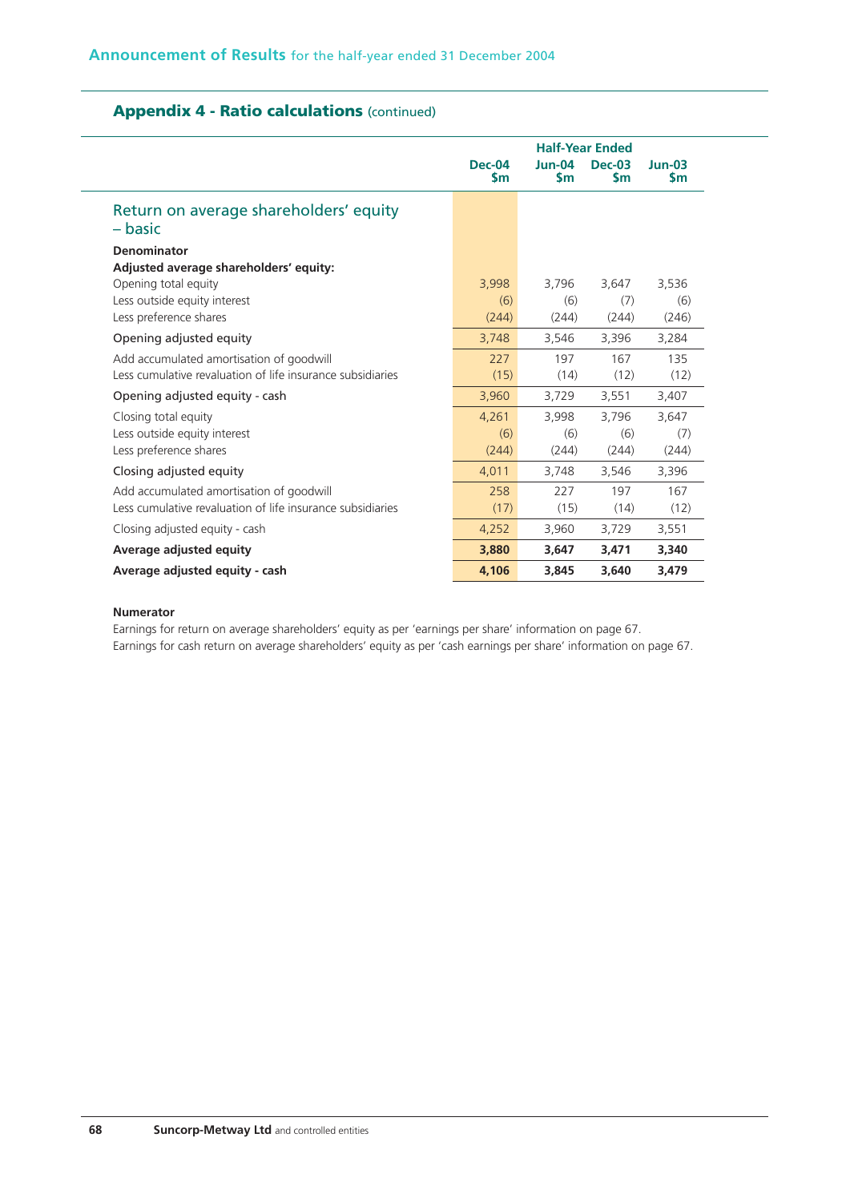## Appendix 4 - Ratio calculations (continued)

| | Half-Year Ended | | | |
|---|---|---|---|---|
| | Dec-04 $m | Jun-04 $m | Dec-03 $m | Jun-03 $m |
| **Return on average shareholders' equity – basic** | | | | |
| **Denominator** | | | | |
| **Adjusted average shareholders' equity:** | | | | |
| Opening total equity | 3,998 | 3,796 | 3,647 | 3,536 |
| Less outside equity interest | (6) | (6) | (7) | (6) |
| Less preference shares | (244) | (244) | (244) | (246) |
| Opening adjusted equity | 3,748 | 3,546 | 3,396 | 3,284 |
| Add accumulated amortisation of goodwill | 227 | 197 | 167 | 135 |
| Less cumulative revaluation of life insurance subsidiaries | (15) | (14) | (12) | (12) |
| Opening adjusted equity - cash | 3,960 | 3,729 | 3,551 | 3,407 |
| Closing total equity | 4,261 | 3,998 | 3,796 | 3,647 |
| Less outside equity interest | (6) | (6) | (6) | (7) |
| Less preference shares | (244) | (244) | (244) | (244) |
| Closing adjusted equity | 4,011 | 3,748 | 3,546 | 3,396 |
| Add accumulated amortisation of goodwill | 258 | 227 | 197 | 167 |
| Less cumulative revaluation of life insurance subsidiaries | (17) | (15) | (14) | (12) |
| Closing adjusted equity - cash | 4,252 | 3,960 | 3,729 | 3,551 |
| **Average adjusted equity** | **3,880** | **3,647** | **3,471** | **3,340** |
| **Average adjusted equity - cash** | **4,106** | **3,845** | **3,640** | **3,479** |

**Numerator**

Earnings for return on average shareholders' equity as per 'earnings per share' information on page 67.

Earnings for cash return on average shareholders' equity as per 'cash earnings per share' information on page 67.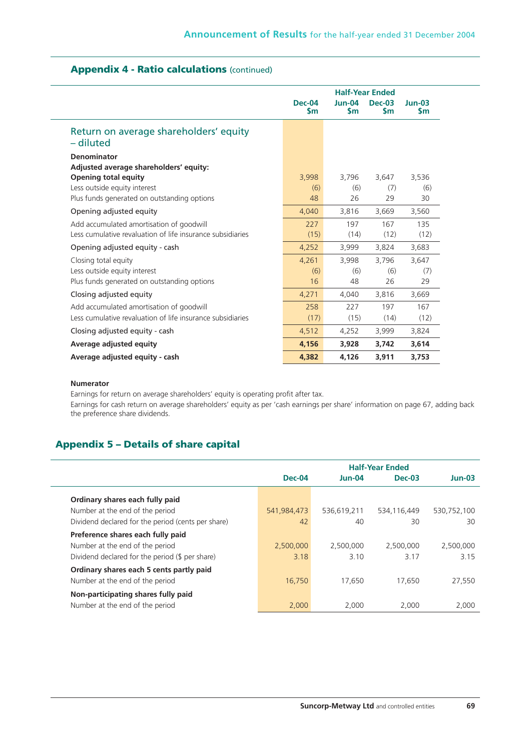## Appendix 4 - Ratio calculations (continued)

| | Half-Year Ended | | | |
|---|---|---|---|---|
| | Dec-04 $m | Jun-04 $m | Dec-03 $m | Jun-03 $m |
| **Return on average shareholders' equity – diluted** | | | | |
| **Denominator** | | | | |
| **Adjusted average shareholders' equity:** | | | | |
| **Opening total equity** | 3,998 | 3,796 | 3,647 | 3,536 |
| Less outside equity interest | (6) | (6) | (7) | (6) |
| Plus funds generated on outstanding options | 48 | 26 | 29 | 30 |
| Opening adjusted equity | 4,040 | 3,816 | 3,669 | 3,560 |
| Add accumulated amortisation of goodwill | 227 | 197 | 167 | 135 |
| Less cumulative revaluation of life insurance subsidiaries | (15) | (14) | (12) | (12) |
| Opening adjusted equity - cash | 4,252 | 3,999 | 3,824 | 3,683 |
| Closing total equity | 4,261 | 3,998 | 3,796 | 3,647 |
| Less outside equity interest | (6) | (6) | (6) | (7) |
| Plus funds generated on outstanding options | 16 | 48 | 26 | 29 |
| Closing adjusted equity | 4,271 | 4,040 | 3,816 | 3,669 |
| Add accumulated amortisation of goodwill | 258 | 227 | 197 | 167 |
| Less cumulative revaluation of life insurance subsidiaries | (17) | (15) | (14) | (12) |
| Closing adjusted equity - cash | 4,512 | 4,252 | 3,999 | 3,824 |
| **Average adjusted equity** | **4,156** | **3,928** | **3,742** | **3,614** |
| **Average adjusted equity - cash** | **4,382** | **4,126** | **3,911** | **3,753** |

**Numerator**

Earnings for return on average shareholders' equity is operating profit after tax.

Earnings for cash return on average shareholders' equity as per 'cash earnings per share' information on page 67, adding back the preference share dividends.

## Appendix 5 – Details of share capital

| | Half-Year Ended | | | |
|---|---|---|---|---|
| | Dec-04 | Jun-04 | Dec-03 | Jun-03 |
| **Ordinary shares each fully paid** | | | | |
| Number at the end of the period | 541,984,473 | 536,619,211 | 534,116,449 | 530,752,100 |
| Dividend declared for the period (cents per share) | 42 | 40 | 30 | 30 |
| **Preference shares each fully paid** | | | | |
| Number at the end of the period | 2,500,000 | 2,500,000 | 2,500,000 | 2,500,000 |
| Dividend declared for the period ($ per share) | 3.18 | 3.10 | 3.17 | 3.15 |
| **Ordinary shares each 5 cents partly paid** | | | | |
| Number at the end of the period | 16,750 | 17,650 | 17,650 | 27,550 |
| **Non-participating shares fully paid** | | | | |
| Number at the end of the period | 2,000 | 2,000 | 2,000 | 2,000 |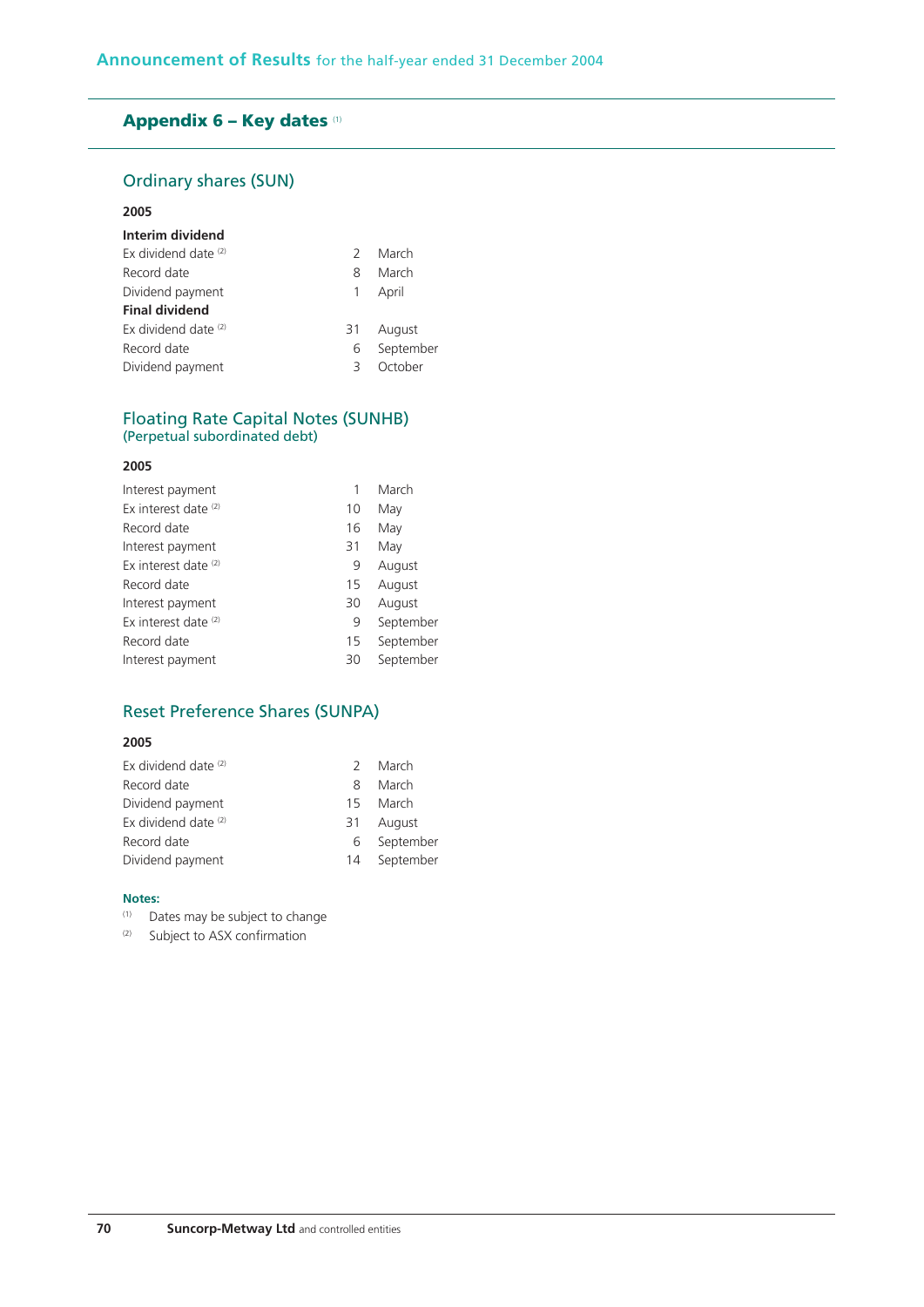## Appendix 6 – Key dates [1]

### Ordinary shares (SUN)

**2005**

| | | |
|---|---|---|
| **Interim dividend** | | |
| Ex dividend date [2] | 2 | March |
| Record date | 8 | March |
| Dividend payment | 1 | April |
| **Final dividend** | | |
| Ex dividend date [2] | 31 | August |
| Record date | 6 | September |
| Dividend payment | 3 | October |

### Floating Rate Capital Notes (SUNHB)
(Perpetual subordinated debt)

**2005**

| | | |
|---|---|---|
| Interest payment | 1 | March |
| Ex interest date [2] | 10 | May |
| Record date | 16 | May |
| Interest payment | 31 | May |
| Ex interest date [2] | 9 | August |
| Record date | 15 | August |
| Interest payment | 30 | August |
| Ex interest date [2] | 9 | September |
| Record date | 15 | September |
| Interest payment | 30 | September |

### Reset Preference Shares (SUNPA)

**2005**

| | | |
|---|---|---|
| Ex dividend date [2] | 2 | March |
| Record date | 8 | March |
| Dividend payment | 15 | March |
| Ex dividend date [2] | 31 | August |
| Record date | 6 | September |
| Dividend payment | 14 | September |

**Notes:**

(1) Dates may be subject to change

(2) Subject to ASX confirmation